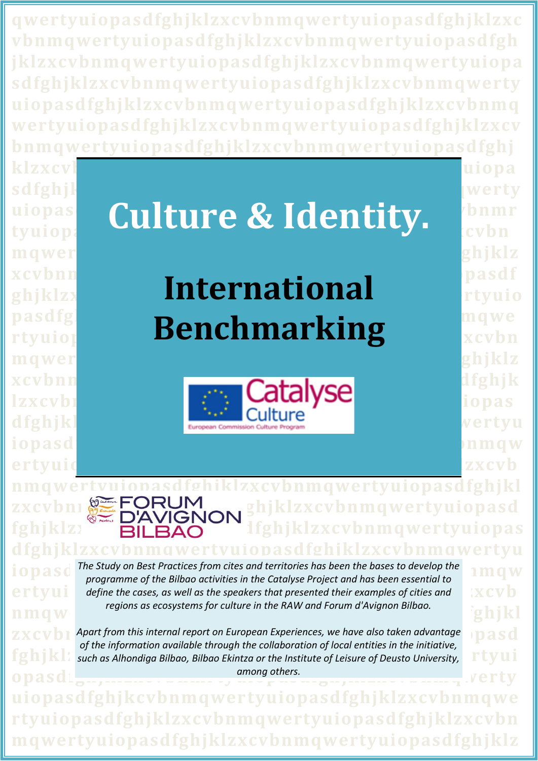# Culture & Identity.

# International Benchmarking

Catalyse Culture

European Commission Culture Program

FORUM D'AVIGNON BILBAO

*The Study on Best Practices from cites and territories has been the bases to develop the programme of the Bilbao activities in the Catalyse Project and has been essential to define the cases, as well as the speakers that presented their examples of cities and regions as ecosystems for culture in the RAW and Forum d'Avignon Bilbao.*

*Apart from this internal report on European Experiences, we have also taken advantage of the information available through the collaboration of local entities in the initiative, such as Alhondiga Bilbao, Bilbao Ekintza or the Institute of Leisure of Deusto University, among others.*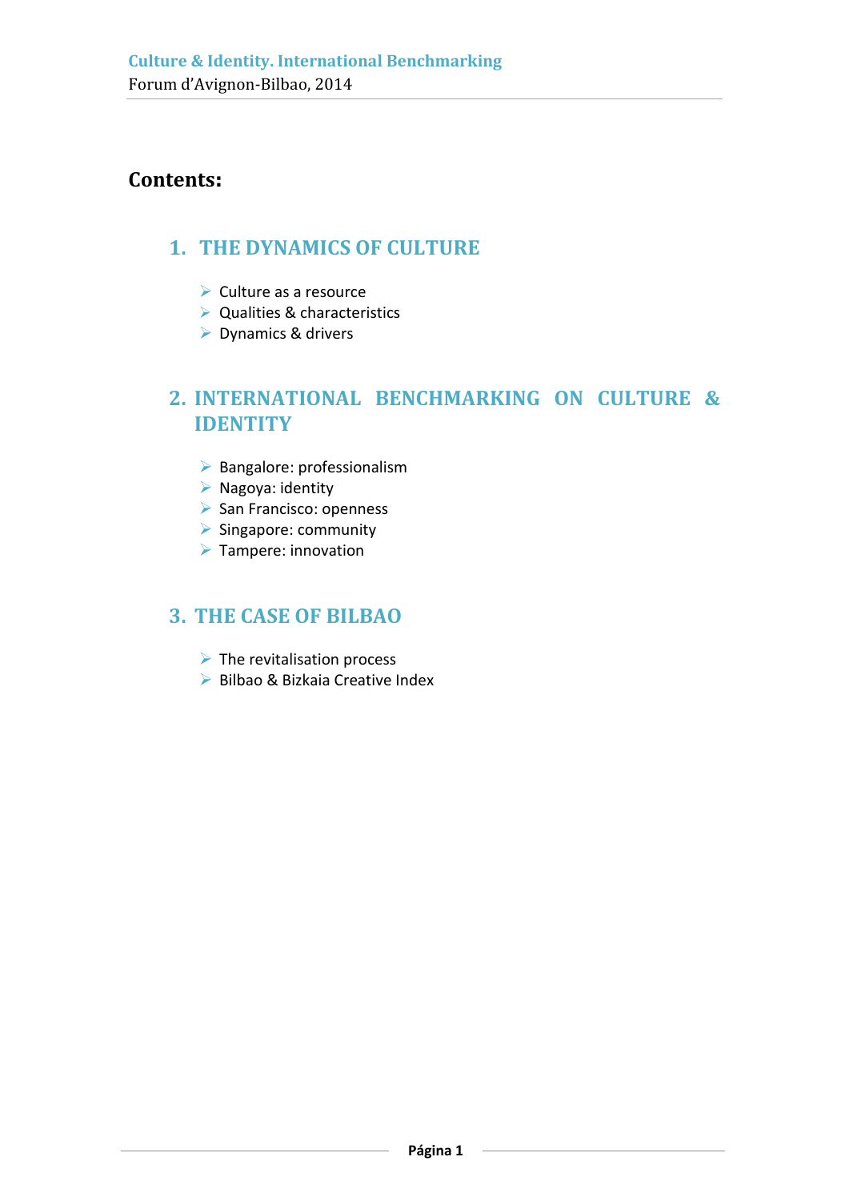# Contents:

## 1. THE DYNAMICS OF CULTURE

- Culture as a resource
- Qualities & characteristics
- Dynamics & drivers

## 2. INTERNATIONAL BENCHMARKING ON CULTURE & IDENTITY

- Bangalore: professionalism
- Nagoya: identity
- San Francisco: openness
- Singapore: community
- Tampere: innovation

## 3. THE CASE OF BILBAO

- The revitalisation process
- Bilbao & Bizkaia Creative Index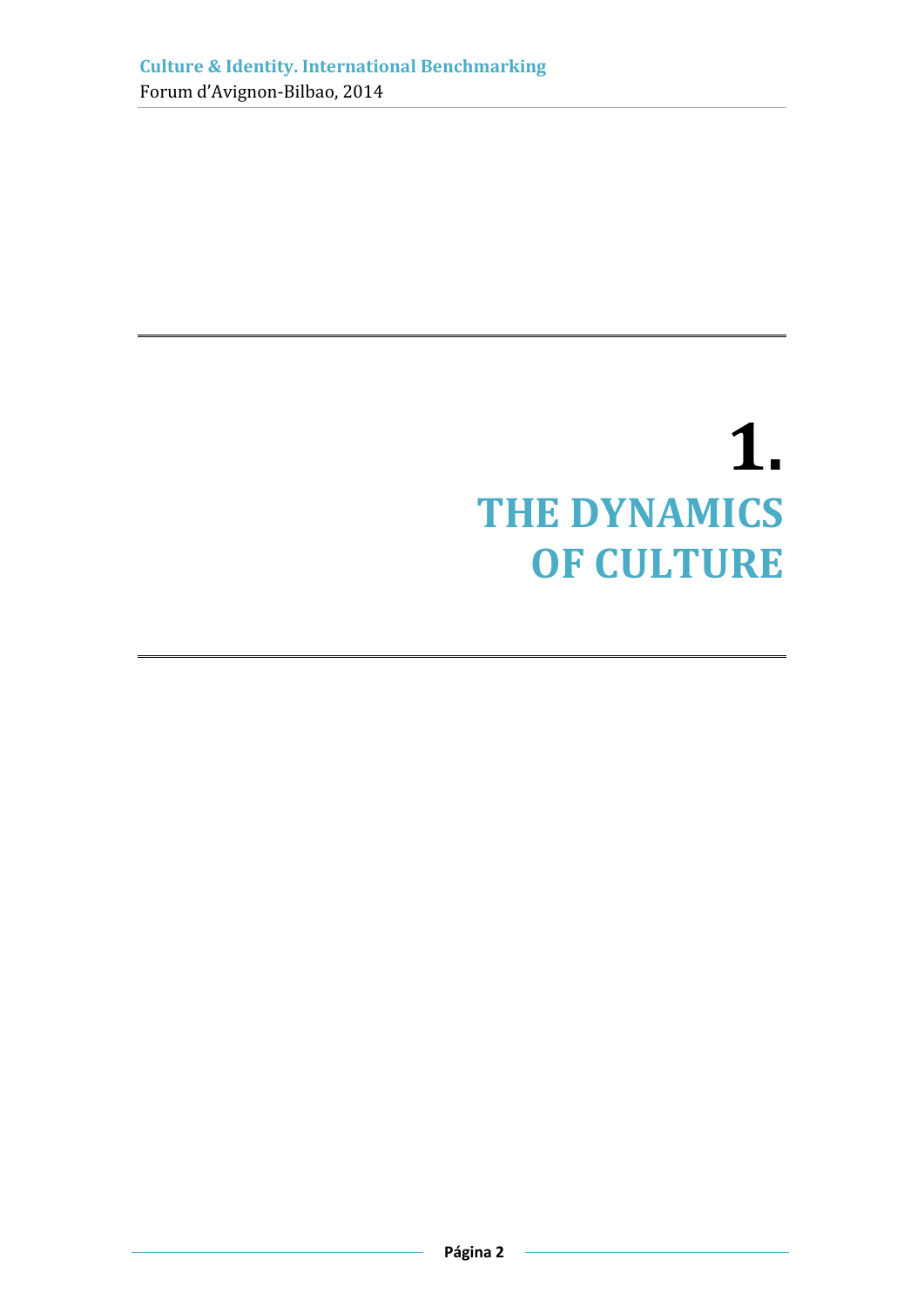# 1. THE DYNAMICS OF CULTURE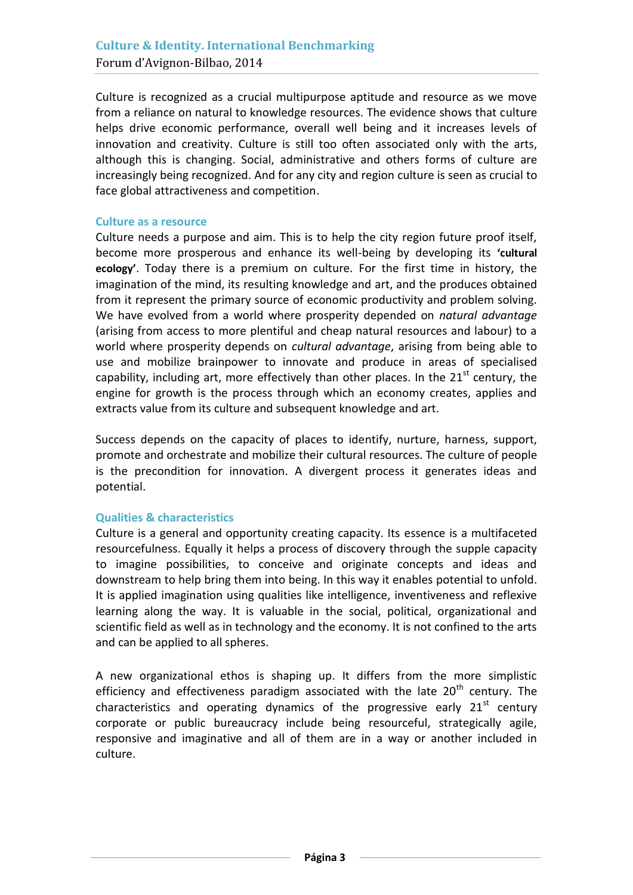Culture is recognized as a crucial multipurpose aptitude and resource as we move from a reliance on natural to knowledge resources. The evidence shows that culture helps drive economic performance, overall well being and it increases levels of innovation and creativity. Culture is still too often associated only with the arts, although this is changing. Social, administrative and others forms of culture are increasingly being recognized. And for any city and region culture is seen as crucial to face global attractiveness and competition.

### Culture as a resource

Culture needs a purpose and aim. This is to help the city region future proof itself, become more prosperous and enhance its well-being by developing its **'cultural ecology'**. Today there is a premium on culture. For the first time in history, the imagination of the mind, its resulting knowledge and art, and the produces obtained from it represent the primary source of economic productivity and problem solving. We have evolved from a world where prosperity depended on *natural advantage* (arising from access to more plentiful and cheap natural resources and labour) to a world where prosperity depends on *cultural advantage*, arising from being able to use and mobilize brainpower to innovate and produce in areas of specialised capability, including art, more effectively than other places. In the 21st century, the engine for growth is the process through which an economy creates, applies and extracts value from its culture and subsequent knowledge and art.

Success depends on the capacity of places to identify, nurture, harness, support, promote and orchestrate and mobilize their cultural resources. The culture of people is the precondition for innovation. A divergent process it generates ideas and potential.

### Qualities & characteristics

Culture is a general and opportunity creating capacity. Its essence is a multifaceted resourcefulness. Equally it helps a process of discovery through the supple capacity to imagine possibilities, to conceive and originate concepts and ideas and downstream to help bring them into being. In this way it enables potential to unfold. It is applied imagination using qualities like intelligence, inventiveness and reflexive learning along the way. It is valuable in the social, political, organizational and scientific field as well as in technology and the economy. It is not confined to the arts and can be applied to all spheres.

A new organizational ethos is shaping up. It differs from the more simplistic efficiency and effectiveness paradigm associated with the late 20th century. The characteristics and operating dynamics of the progressive early 21st century corporate or public bureaucracy include being resourceful, strategically agile, responsive and imaginative and all of them are in a way or another included in culture.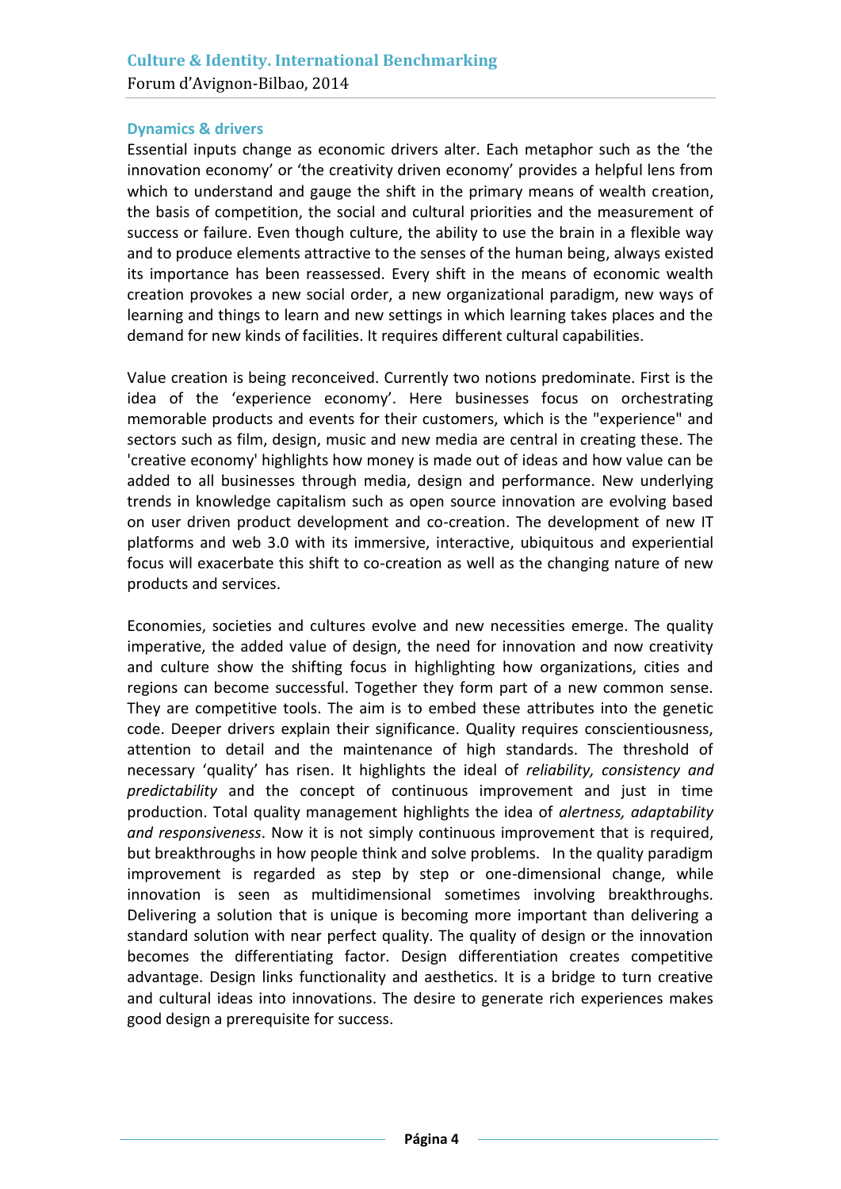### Dynamics & drivers

Essential inputs change as economic drivers alter. Each metaphor such as the 'the innovation economy' or 'the creativity driven economy' provides a helpful lens from which to understand and gauge the shift in the primary means of wealth creation, the basis of competition, the social and cultural priorities and the measurement of success or failure. Even though culture, the ability to use the brain in a flexible way and to produce elements attractive to the senses of the human being, always existed its importance has been reassessed. Every shift in the means of economic wealth creation provokes a new social order, a new organizational paradigm, new ways of learning and things to learn and new settings in which learning takes places and the demand for new kinds of facilities. It requires different cultural capabilities.

Value creation is being reconceived. Currently two notions predominate. First is the idea of the 'experience economy'. Here businesses focus on orchestrating memorable products and events for their customers, which is the "experience" and sectors such as film, design, music and new media are central in creating these. The 'creative economy' highlights how money is made out of ideas and how value can be added to all businesses through media, design and performance. New underlying trends in knowledge capitalism such as open source innovation are evolving based on user driven product development and co-creation. The development of new IT platforms and web 3.0 with its immersive, interactive, ubiquitous and experiential focus will exacerbate this shift to co-creation as well as the changing nature of new products and services.

Economies, societies and cultures evolve and new necessities emerge. The quality imperative, the added value of design, the need for innovation and now creativity and culture show the shifting focus in highlighting how organizations, cities and regions can become successful. Together they form part of a new common sense. They are competitive tools. The aim is to embed these attributes into the genetic code. Deeper drivers explain their significance. Quality requires conscientiousness, attention to detail and the maintenance of high standards. The threshold of necessary 'quality' has risen. It highlights the ideal of *reliability, consistency and predictability* and the concept of continuous improvement and just in time production. Total quality management highlights the idea of *alertness, adaptability and responsiveness*. Now it is not simply continuous improvement that is required, but breakthroughs in how people think and solve problems. In the quality paradigm improvement is regarded as step by step or one-dimensional change, while innovation is seen as multidimensional sometimes involving breakthroughs. Delivering a solution that is unique is becoming more important than delivering a standard solution with near perfect quality. The quality of design or the innovation becomes the differentiating factor. Design differentiation creates competitive advantage. Design links functionality and aesthetics. It is a bridge to turn creative and cultural ideas into innovations. The desire to generate rich experiences makes good design a prerequisite for success.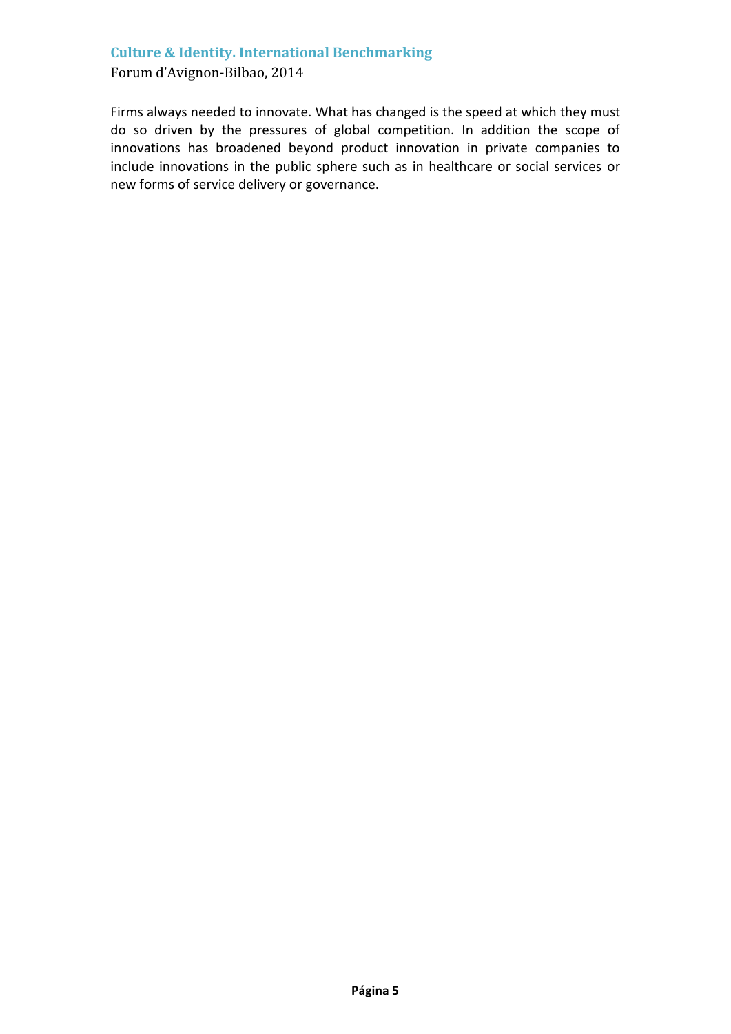Firms always needed to innovate. What has changed is the speed at which they must do so driven by the pressures of global competition. In addition the scope of innovations has broadened beyond product innovation in private companies to include innovations in the public sphere such as in healthcare or social services or new forms of service delivery or governance.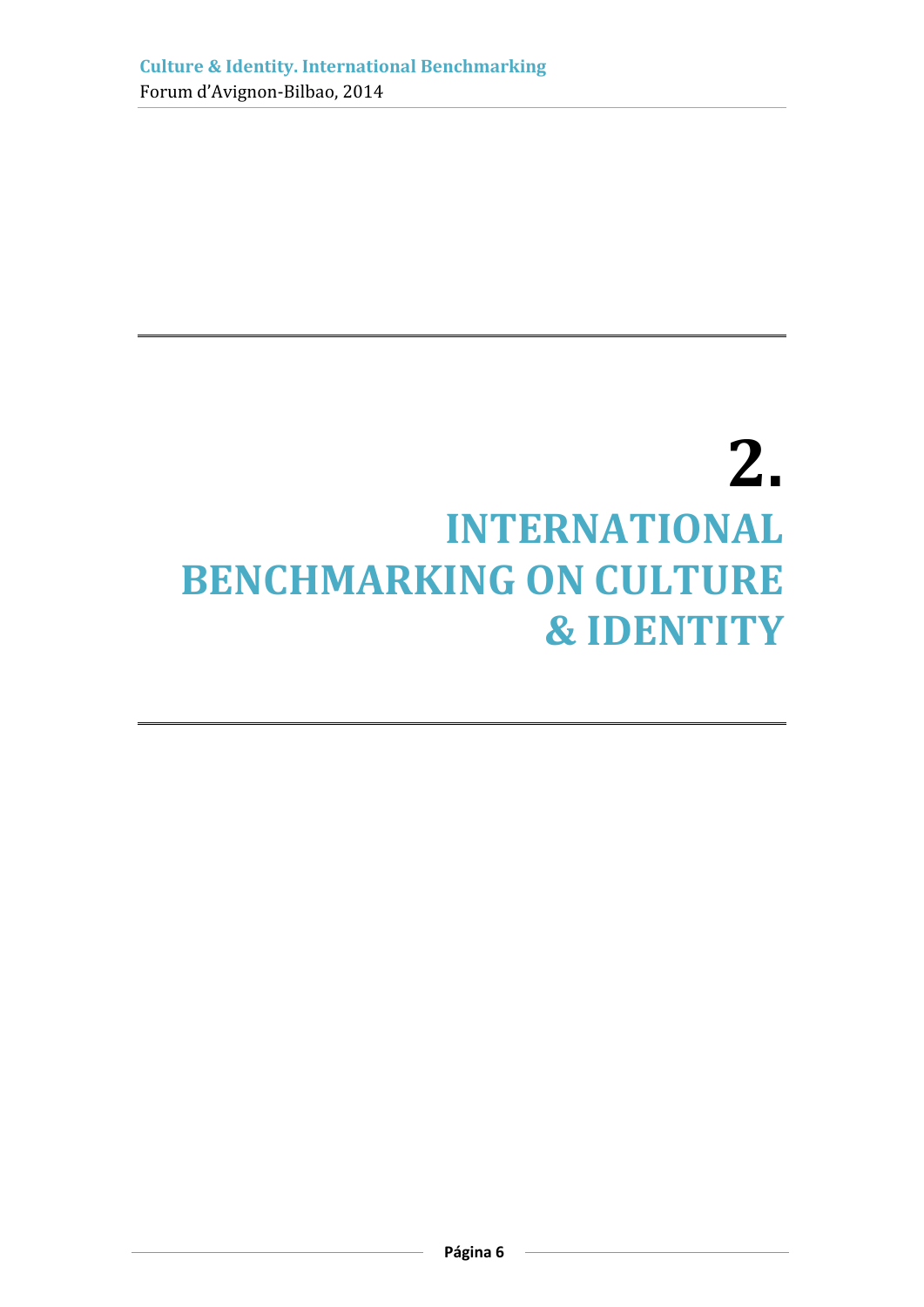# 2. INTERNATIONAL BENCHMARKING ON CULTURE & IDENTITY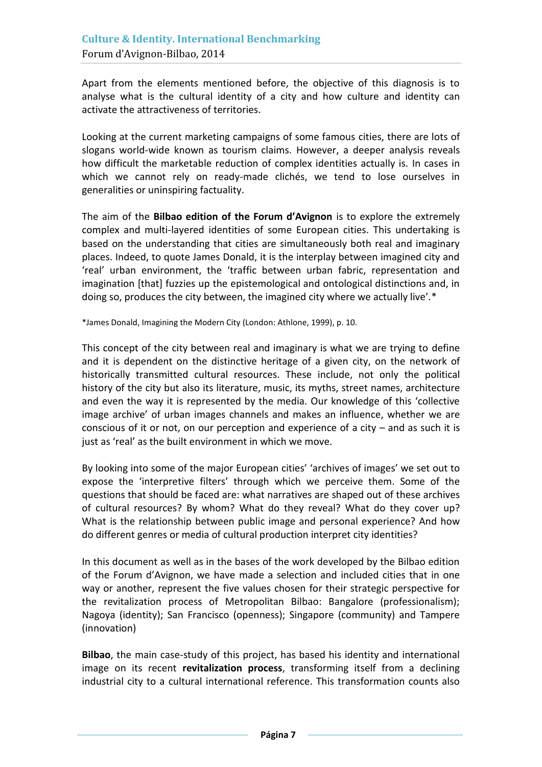Apart from the elements mentioned before, the objective of this diagnosis is to analyse what is the cultural identity of a city and how culture and identity can activate the attractiveness of territories.

Looking at the current marketing campaigns of some famous cities, there are lots of slogans world-wide known as tourism claims. However, a deeper analysis reveals how difficult the marketable reduction of complex identities actually is. In cases in which we cannot rely on ready-made clichés, we tend to lose ourselves in generalities or uninspiring factuality.

The aim of the **Bilbao edition of the Forum d'Avignon** is to explore the extremely complex and multi-layered identities of some European cities. This undertaking is based on the understanding that cities are simultaneously both real and imaginary places. Indeed, to quote James Donald, it is the interplay between imagined city and 'real' urban environment, the 'traffic between urban fabric, representation and imagination [that] fuzzies up the epistemological and ontological distinctions and, in doing so, produces the city between, the imagined city where we actually live'.*

*James Donald, Imagining the Modern City (London: Athlone, 1999), p. 10.

This concept of the city between real and imaginary is what we are trying to define and it is dependent on the distinctive heritage of a given city, on the network of historically transmitted cultural resources. These include, not only the political history of the city but also its literature, music, its myths, street names, architecture and even the way it is represented by the media. Our knowledge of this 'collective image archive' of urban images channels and makes an influence, whether we are conscious of it or not, on our perception and experience of a city – and as such it is just as 'real' as the built environment in which we move.

By looking into some of the major European cities' 'archives of images' we set out to expose the 'interpretive filters' through which we perceive them. Some of the questions that should be faced are: what narratives are shaped out of these archives of cultural resources? By whom? What do they reveal? What do they cover up? What is the relationship between public image and personal experience? And how do different genres or media of cultural production interpret city identities?

In this document as well as in the bases of the work developed by the Bilbao edition of the Forum d'Avignon, we have made a selection and included cities that in one way or another, represent the five values chosen for their strategic perspective for the revitalization process of Metropolitan Bilbao: Bangalore (professionalism); Nagoya (identity); San Francisco (openness); Singapore (community) and Tampere (innovation)

**Bilbao**, the main case-study of this project, has based his identity and international image on its recent **revitalization process**, transforming itself from a declining industrial city to a cultural international reference. This transformation counts also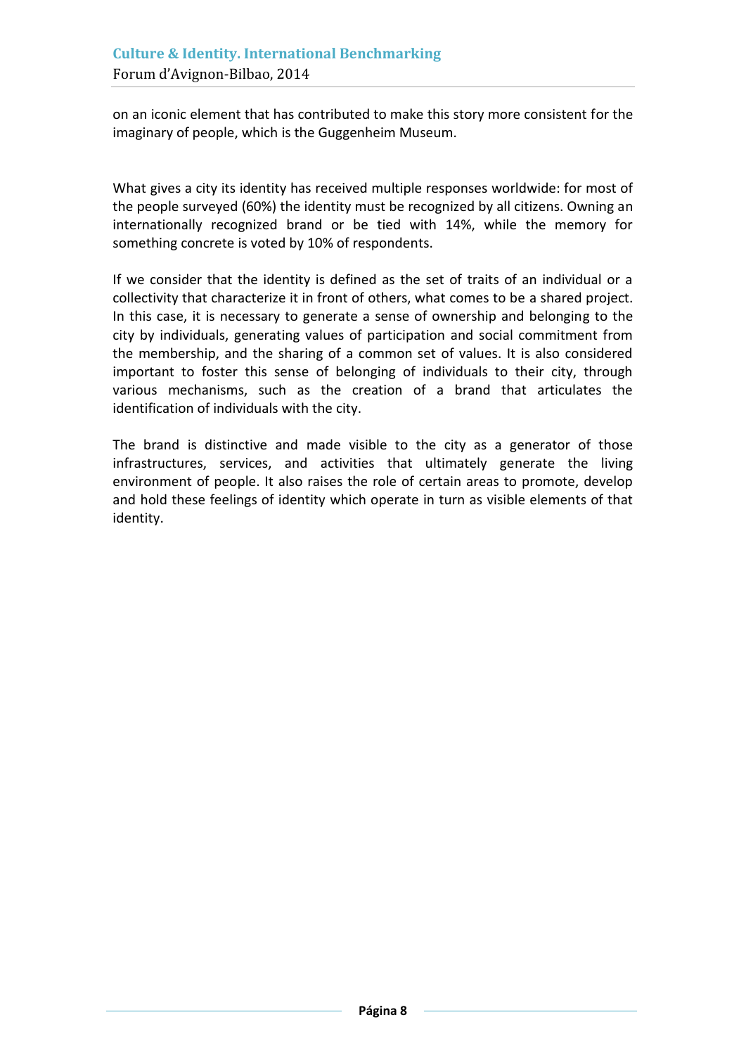on an iconic element that has contributed to make this story more consistent for the imaginary of people, which is the Guggenheim Museum.

What gives a city its identity has received multiple responses worldwide: for most of the people surveyed (60%) the identity must be recognized by all citizens. Owning an internationally recognized brand or be tied with 14%, while the memory for something concrete is voted by 10% of respondents.

If we consider that the identity is defined as the set of traits of an individual or a collectivity that characterize it in front of others, what comes to be a shared project. In this case, it is necessary to generate a sense of ownership and belonging to the city by individuals, generating values of participation and social commitment from the membership, and the sharing of a common set of values. It is also considered important to foster this sense of belonging of individuals to their city, through various mechanisms, such as the creation of a brand that articulates the identification of individuals with the city.

The brand is distinctive and made visible to the city as a generator of those infrastructures, services, and activities that ultimately generate the living environment of people. It also raises the role of certain areas to promote, develop and hold these feelings of identity which operate in turn as visible elements of that identity.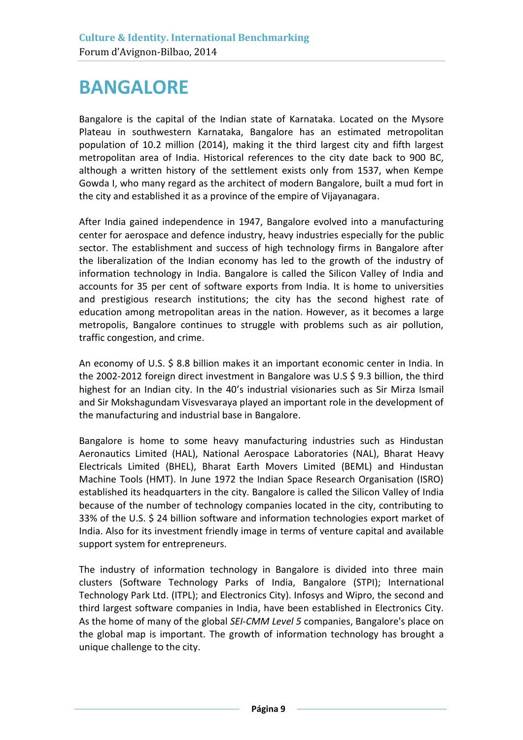# BANGALORE

Bangalore is the capital of the Indian state of Karnataka. Located on the Mysore Plateau in southwestern Karnataka, Bangalore has an estimated metropolitan population of 10.2 million (2014), making it the third largest city and fifth largest metropolitan area of India. Historical references to the city date back to 900 BC, although a written history of the settlement exists only from 1537, when Kempe Gowda I, who many regard as the architect of modern Bangalore, built a mud fort in the city and established it as a province of the empire of Vijayanagara.

After India gained independence in 1947, Bangalore evolved into a manufacturing center for aerospace and defence industry, heavy industries especially for the public sector. The establishment and success of high technology firms in Bangalore after the liberalization of the Indian economy has led to the growth of the industry of information technology in India. Bangalore is called the Silicon Valley of India and accounts for 35 per cent of software exports from India. It is home to universities and prestigious research institutions; the city has the second highest rate of education among metropolitan areas in the nation. However, as it becomes a large metropolis, Bangalore continues to struggle with problems such as air pollution, traffic congestion, and crime.

An economy of U.S. $ 8.8 billion makes it an important economic center in India. In the 2002-2012 foreign direct investment in Bangalore was U.S $ 9.3 billion, the third highest for an Indian city. In the 40's industrial visionaries such as Sir Mirza Ismail and Sir Mokshagundam Visvesvaraya played an important role in the development of the manufacturing and industrial base in Bangalore.

Bangalore is home to some heavy manufacturing industries such as Hindustan Aeronautics Limited (HAL), National Aerospace Laboratories (NAL), Bharat Heavy Electricals Limited (BHEL), Bharat Earth Movers Limited (BEML) and Hindustan Machine Tools (HMT). In June 1972 the Indian Space Research Organisation (ISRO) established its headquarters in the city. Bangalore is called the Silicon Valley of India because of the number of technology companies located in the city, contributing to 33% of the U.S. $ 24 billion software and information technologies export market of India. Also for its investment friendly image in terms of venture capital and available support system for entrepreneurs.

The industry of information technology in Bangalore is divided into three main clusters (Software Technology Parks of India, Bangalore (STPI); International Technology Park Ltd. (ITPL); and Electronics City). Infosys and Wipro, the second and third largest software companies in India, have been established in Electronics City. As the home of many of the global *SEI-CMM Level 5* companies, Bangalore's place on the global map is important. The growth of information technology has brought a unique challenge to the city.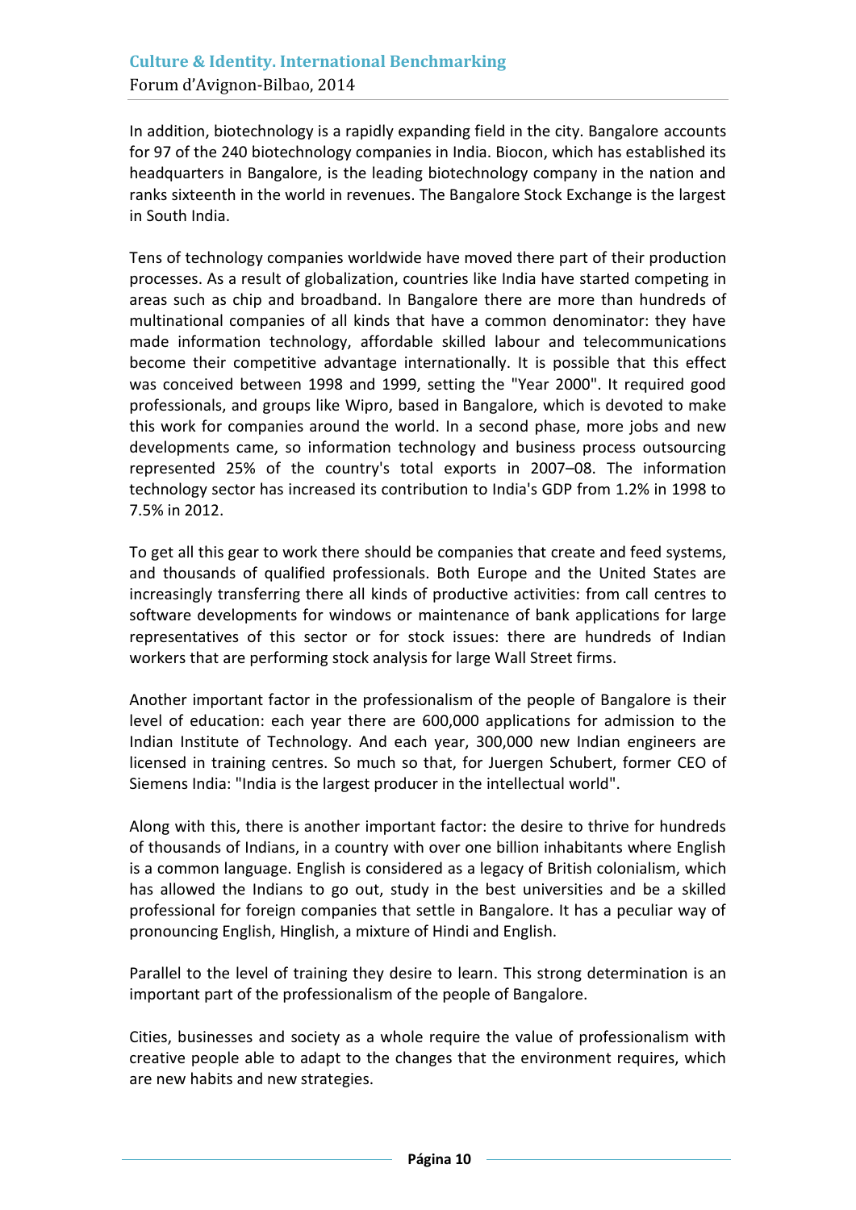In addition, biotechnology is a rapidly expanding field in the city. Bangalore accounts for 97 of the 240 biotechnology companies in India. Biocon, which has established its headquarters in Bangalore, is the leading biotechnology company in the nation and ranks sixteenth in the world in revenues. The Bangalore Stock Exchange is the largest in South India.

Tens of technology companies worldwide have moved there part of their production processes. As a result of globalization, countries like India have started competing in areas such as chip and broadband. In Bangalore there are more than hundreds of multinational companies of all kinds that have a common denominator: they have made information technology, affordable skilled labour and telecommunications become their competitive advantage internationally. It is possible that this effect was conceived between 1998 and 1999, setting the "Year 2000". It required good professionals, and groups like Wipro, based in Bangalore, which is devoted to make this work for companies around the world. In a second phase, more jobs and new developments came, so information technology and business process outsourcing represented 25% of the country's total exports in 2007–08. The information technology sector has increased its contribution to India's GDP from 1.2% in 1998 to 7.5% in 2012.

To get all this gear to work there should be companies that create and feed systems, and thousands of qualified professionals. Both Europe and the United States are increasingly transferring there all kinds of productive activities: from call centres to software developments for windows or maintenance of bank applications for large representatives of this sector or for stock issues: there are hundreds of Indian workers that are performing stock analysis for large Wall Street firms.

Another important factor in the professionalism of the people of Bangalore is their level of education: each year there are 600,000 applications for admission to the Indian Institute of Technology. And each year, 300,000 new Indian engineers are licensed in training centres. So much so that, for Juergen Schubert, former CEO of Siemens India: "India is the largest producer in the intellectual world".

Along with this, there is another important factor: the desire to thrive for hundreds of thousands of Indians, in a country with over one billion inhabitants where English is a common language. English is considered as a legacy of British colonialism, which has allowed the Indians to go out, study in the best universities and be a skilled professional for foreign companies that settle in Bangalore. It has a peculiar way of pronouncing English, Hinglish, a mixture of Hindi and English.

Parallel to the level of training they desire to learn. This strong determination is an important part of the professionalism of the people of Bangalore.

Cities, businesses and society as a whole require the value of professionalism with creative people able to adapt to the changes that the environment requires, which are new habits and new strategies.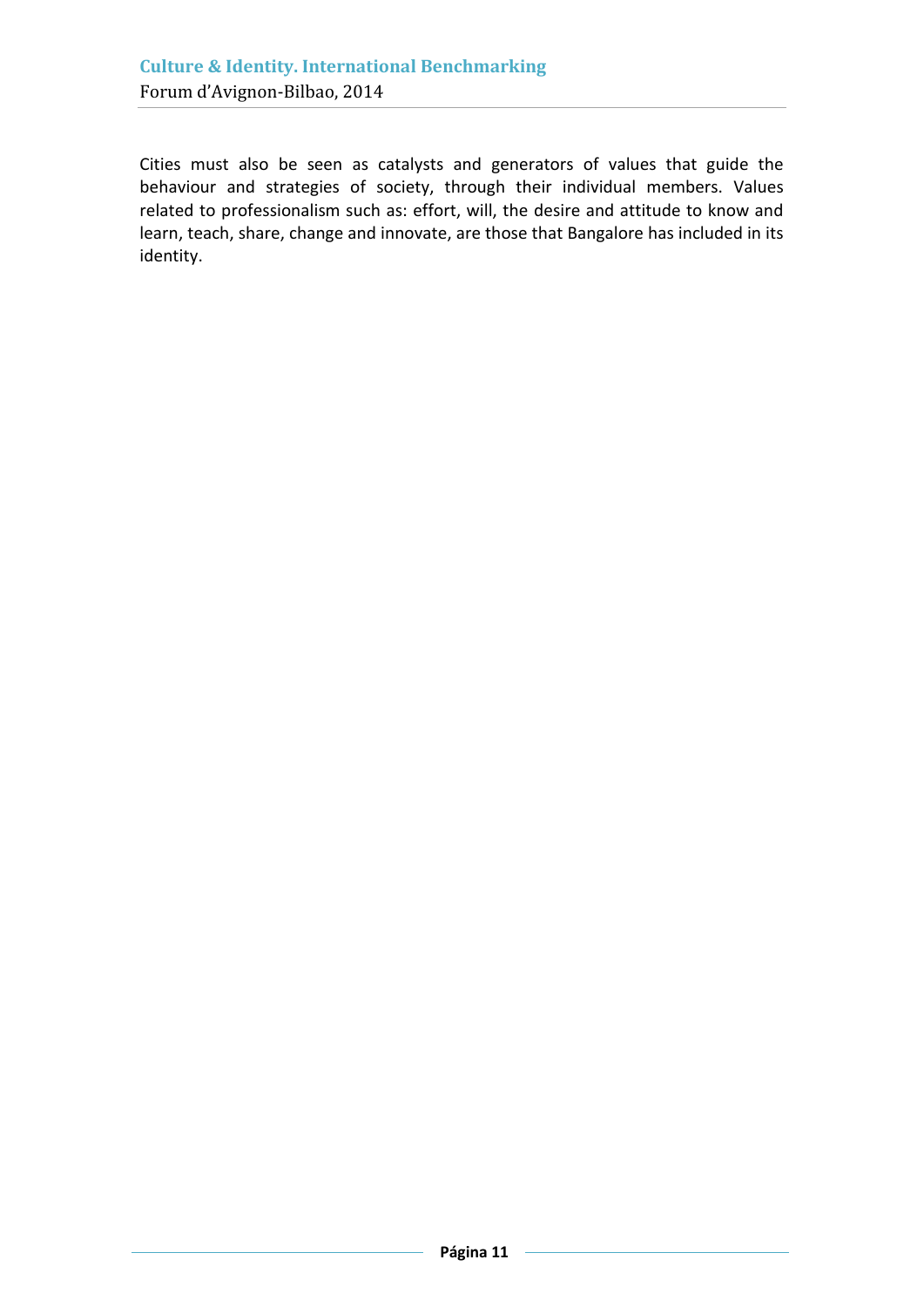Cities must also be seen as catalysts and generators of values that guide the behaviour and strategies of society, through their individual members. Values related to professionalism such as: effort, will, the desire and attitude to know and learn, teach, share, change and innovate, are those that Bangalore has included in its identity.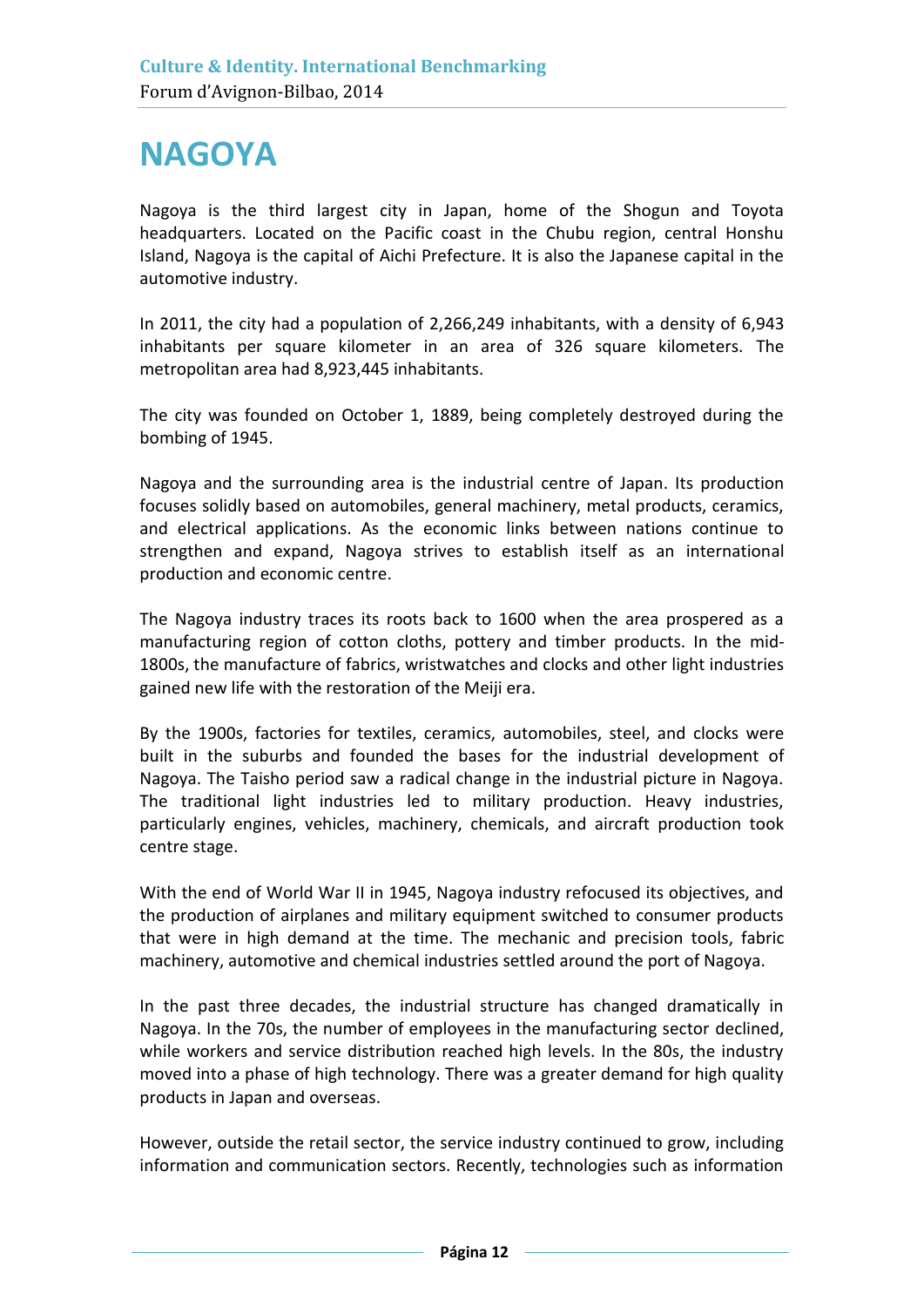# NAGOYA

Nagoya is the third largest city in Japan, home of the Shogun and Toyota headquarters. Located on the Pacific coast in the Chubu region, central Honshu Island, Nagoya is the capital of Aichi Prefecture. It is also the Japanese capital in the automotive industry.

In 2011, the city had a population of 2,266,249 inhabitants, with a density of 6,943 inhabitants per square kilometer in an area of 326 square kilometers. The metropolitan area had 8,923,445 inhabitants.

The city was founded on October 1, 1889, being completely destroyed during the bombing of 1945.

Nagoya and the surrounding area is the industrial centre of Japan. Its production focuses solidly based on automobiles, general machinery, metal products, ceramics, and electrical applications. As the economic links between nations continue to strengthen and expand, Nagoya strives to establish itself as an international production and economic centre.

The Nagoya industry traces its roots back to 1600 when the area prospered as a manufacturing region of cotton cloths, pottery and timber products. In the mid-1800s, the manufacture of fabrics, wristwatches and clocks and other light industries gained new life with the restoration of the Meiji era.

By the 1900s, factories for textiles, ceramics, automobiles, steel, and clocks were built in the suburbs and founded the bases for the industrial development of Nagoya. The Taisho period saw a radical change in the industrial picture in Nagoya. The traditional light industries led to military production. Heavy industries, particularly engines, vehicles, machinery, chemicals, and aircraft production took centre stage.

With the end of World War II in 1945, Nagoya industry refocused its objectives, and the production of airplanes and military equipment switched to consumer products that were in high demand at the time. The mechanic and precision tools, fabric machinery, automotive and chemical industries settled around the port of Nagoya.

In the past three decades, the industrial structure has changed dramatically in Nagoya. In the 70s, the number of employees in the manufacturing sector declined, while workers and service distribution reached high levels. In the 80s, the industry moved into a phase of high technology. There was a greater demand for high quality products in Japan and overseas.

However, outside the retail sector, the service industry continued to grow, including information and communication sectors. Recently, technologies such as information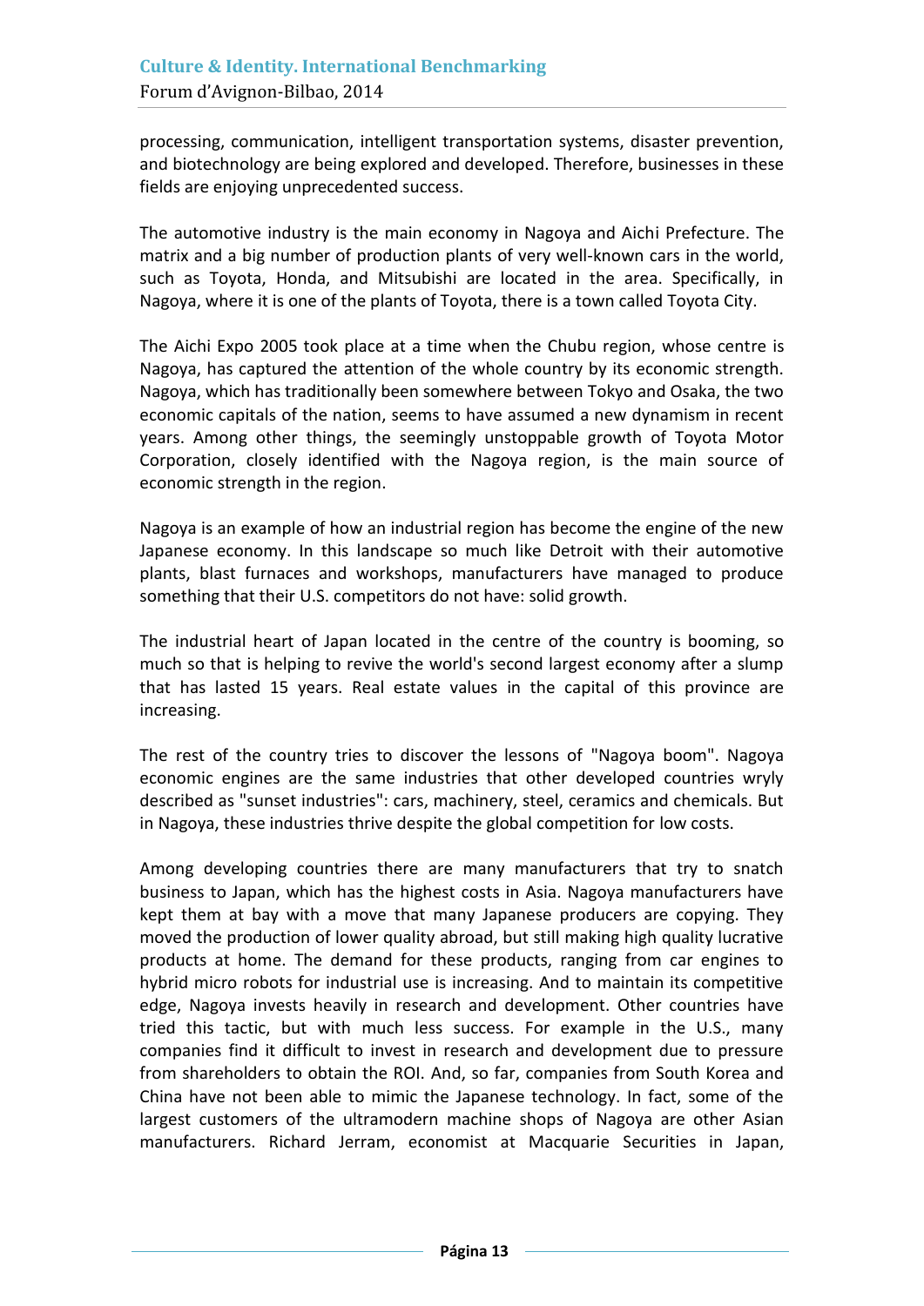processing, communication, intelligent transportation systems, disaster prevention, and biotechnology are being explored and developed. Therefore, businesses in these fields are enjoying unprecedented success.

The automotive industry is the main economy in Nagoya and Aichi Prefecture. The matrix and a big number of production plants of very well-known cars in the world, such as Toyota, Honda, and Mitsubishi are located in the area. Specifically, in Nagoya, where it is one of the plants of Toyota, there is a town called Toyota City.

The Aichi Expo 2005 took place at a time when the Chubu region, whose centre is Nagoya, has captured the attention of the whole country by its economic strength. Nagoya, which has traditionally been somewhere between Tokyo and Osaka, the two economic capitals of the nation, seems to have assumed a new dynamism in recent years. Among other things, the seemingly unstoppable growth of Toyota Motor Corporation, closely identified with the Nagoya region, is the main source of economic strength in the region.

Nagoya is an example of how an industrial region has become the engine of the new Japanese economy. In this landscape so much like Detroit with their automotive plants, blast furnaces and workshops, manufacturers have managed to produce something that their U.S. competitors do not have: solid growth.

The industrial heart of Japan located in the centre of the country is booming, so much so that is helping to revive the world's second largest economy after a slump that has lasted 15 years. Real estate values in the capital of this province are increasing.

The rest of the country tries to discover the lessons of "Nagoya boom". Nagoya economic engines are the same industries that other developed countries wryly described as "sunset industries": cars, machinery, steel, ceramics and chemicals. But in Nagoya, these industries thrive despite the global competition for low costs.

Among developing countries there are many manufacturers that try to snatch business to Japan, which has the highest costs in Asia. Nagoya manufacturers have kept them at bay with a move that many Japanese producers are copying. They moved the production of lower quality abroad, but still making high quality lucrative products at home. The demand for these products, ranging from car engines to hybrid micro robots for industrial use is increasing. And to maintain its competitive edge, Nagoya invests heavily in research and development. Other countries have tried this tactic, but with much less success. For example in the U.S., many companies find it difficult to invest in research and development due to pressure from shareholders to obtain the ROI. And, so far, companies from South Korea and China have not been able to mimic the Japanese technology. In fact, some of the largest customers of the ultramodern machine shops of Nagoya are other Asian manufacturers. Richard Jerram, economist at Macquarie Securities in Japan,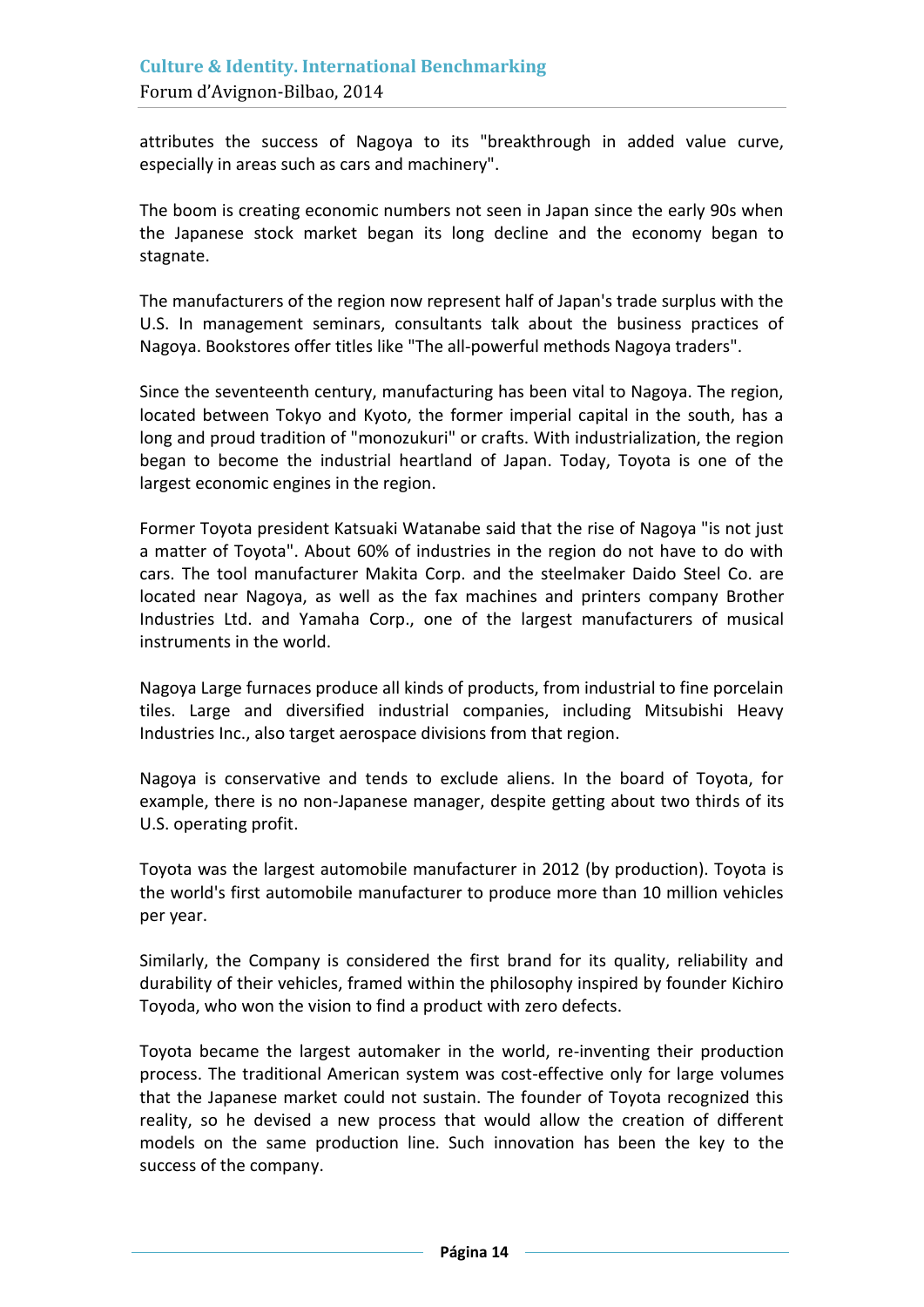attributes the success of Nagoya to its "breakthrough in added value curve, especially in areas such as cars and machinery".

The boom is creating economic numbers not seen in Japan since the early 90s when the Japanese stock market began its long decline and the economy began to stagnate.

The manufacturers of the region now represent half of Japan's trade surplus with the U.S. In management seminars, consultants talk about the business practices of Nagoya. Bookstores offer titles like "The all-powerful methods Nagoya traders".

Since the seventeenth century, manufacturing has been vital to Nagoya. The region, located between Tokyo and Kyoto, the former imperial capital in the south, has a long and proud tradition of "monozukuri" or crafts. With industrialization, the region began to become the industrial heartland of Japan. Today, Toyota is one of the largest economic engines in the region.

Former Toyota president Katsuaki Watanabe said that the rise of Nagoya "is not just a matter of Toyota". About 60% of industries in the region do not have to do with cars. The tool manufacturer Makita Corp. and the steelmaker Daido Steel Co. are located near Nagoya, as well as the fax machines and printers company Brother Industries Ltd. and Yamaha Corp., one of the largest manufacturers of musical instruments in the world.

Nagoya Large furnaces produce all kinds of products, from industrial to fine porcelain tiles. Large and diversified industrial companies, including Mitsubishi Heavy Industries Inc., also target aerospace divisions from that region.

Nagoya is conservative and tends to exclude aliens. In the board of Toyota, for example, there is no non-Japanese manager, despite getting about two thirds of its U.S. operating profit.

Toyota was the largest automobile manufacturer in 2012 (by production). Toyota is the world's first automobile manufacturer to produce more than 10 million vehicles per year.

Similarly, the Company is considered the first brand for its quality, reliability and durability of their vehicles, framed within the philosophy inspired by founder Kichiro Toyoda, who won the vision to find a product with zero defects.

Toyota became the largest automaker in the world, re-inventing their production process. The traditional American system was cost-effective only for large volumes that the Japanese market could not sustain. The founder of Toyota recognized this reality, so he devised a new process that would allow the creation of different models on the same production line. Such innovation has been the key to the success of the company.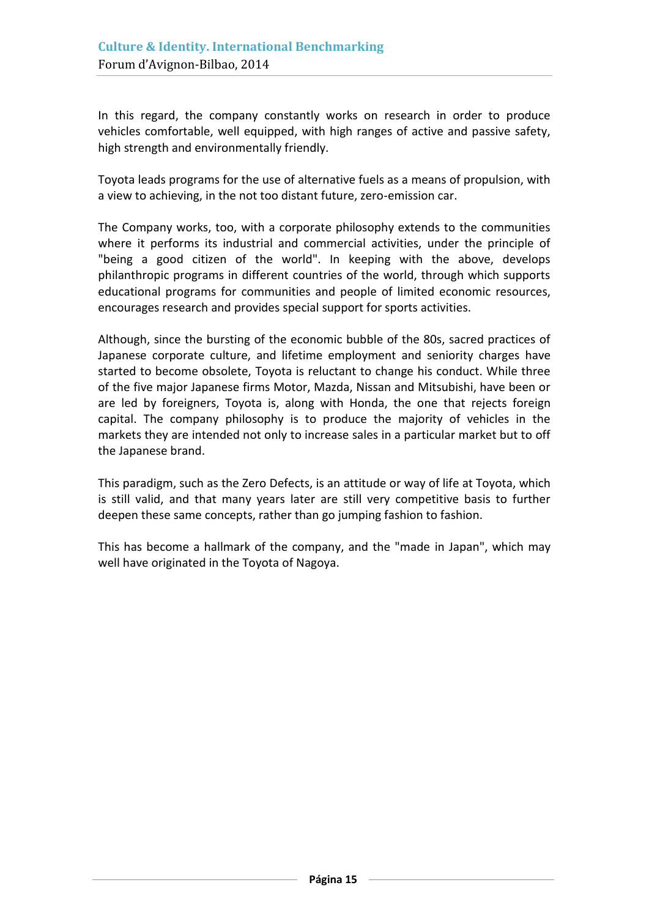In this regard, the company constantly works on research in order to produce vehicles comfortable, well equipped, with high ranges of active and passive safety, high strength and environmentally friendly.

Toyota leads programs for the use of alternative fuels as a means of propulsion, with a view to achieving, in the not too distant future, zero-emission car.

The Company works, too, with a corporate philosophy extends to the communities where it performs its industrial and commercial activities, under the principle of "being a good citizen of the world". In keeping with the above, develops philanthropic programs in different countries of the world, through which supports educational programs for communities and people of limited economic resources, encourages research and provides special support for sports activities.

Although, since the bursting of the economic bubble of the 80s, sacred practices of Japanese corporate culture, and lifetime employment and seniority charges have started to become obsolete, Toyota is reluctant to change his conduct. While three of the five major Japanese firms Motor, Mazda, Nissan and Mitsubishi, have been or are led by foreigners, Toyota is, along with Honda, the one that rejects foreign capital. The company philosophy is to produce the majority of vehicles in the markets they are intended not only to increase sales in a particular market but to off the Japanese brand.

This paradigm, such as the Zero Defects, is an attitude or way of life at Toyota, which is still valid, and that many years later are still very competitive basis to further deepen these same concepts, rather than go jumping fashion to fashion.

This has become a hallmark of the company, and the "made in Japan", which may well have originated in the Toyota of Nagoya.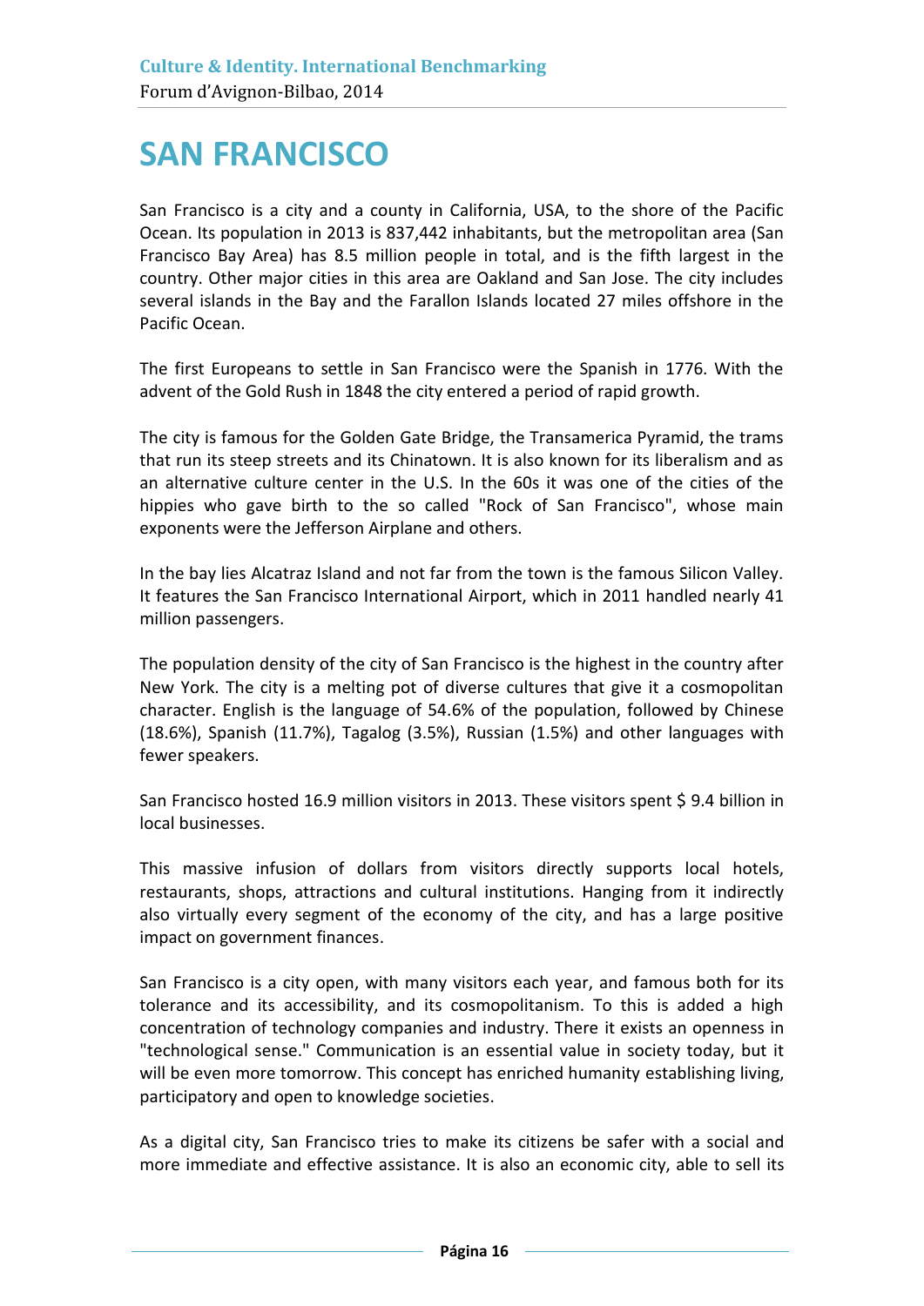# SAN FRANCISCO

San Francisco is a city and a county in California, USA, to the shore of the Pacific Ocean. Its population in 2013 is 837,442 inhabitants, but the metropolitan area (San Francisco Bay Area) has 8.5 million people in total, and is the fifth largest in the country. Other major cities in this area are Oakland and San Jose. The city includes several islands in the Bay and the Farallon Islands located 27 miles offshore in the Pacific Ocean.

The first Europeans to settle in San Francisco were the Spanish in 1776. With the advent of the Gold Rush in 1848 the city entered a period of rapid growth.

The city is famous for the Golden Gate Bridge, the Transamerica Pyramid, the trams that run its steep streets and its Chinatown. It is also known for its liberalism and as an alternative culture center in the U.S. In the 60s it was one of the cities of the hippies who gave birth to the so called "Rock of San Francisco", whose main exponents were the Jefferson Airplane and others.

In the bay lies Alcatraz Island and not far from the town is the famous Silicon Valley. It features the San Francisco International Airport, which in 2011 handled nearly 41 million passengers.

The population density of the city of San Francisco is the highest in the country after New York. The city is a melting pot of diverse cultures that give it a cosmopolitan character. English is the language of 54.6% of the population, followed by Chinese (18.6%), Spanish (11.7%), Tagalog (3.5%), Russian (1.5%) and other languages with fewer speakers.

San Francisco hosted 16.9 million visitors in 2013. These visitors spent $ 9.4 billion in local businesses.

This massive infusion of dollars from visitors directly supports local hotels, restaurants, shops, attractions and cultural institutions. Hanging from it indirectly also virtually every segment of the economy of the city, and has a large positive impact on government finances.

San Francisco is a city open, with many visitors each year, and famous both for its tolerance and its accessibility, and its cosmopolitanism. To this is added a high concentration of technology companies and industry. There it exists an openness in "technological sense." Communication is an essential value in society today, but it will be even more tomorrow. This concept has enriched humanity establishing living, participatory and open to knowledge societies.

As a digital city, San Francisco tries to make its citizens be safer with a social and more immediate and effective assistance. It is also an economic city, able to sell its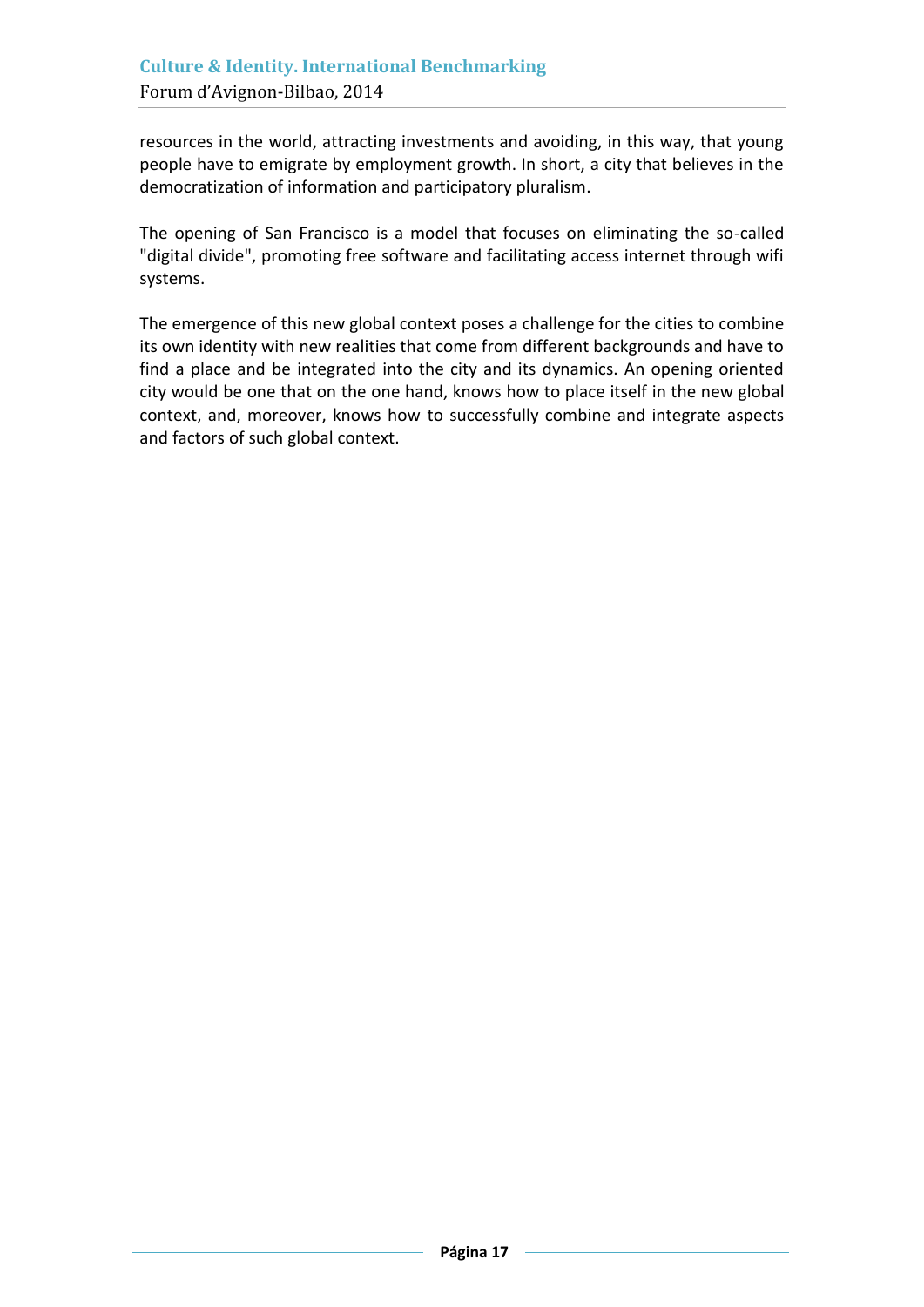resources in the world, attracting investments and avoiding, in this way, that young people have to emigrate by employment growth. In short, a city that believes in the democratization of information and participatory pluralism.

The opening of San Francisco is a model that focuses on eliminating the so-called "digital divide", promoting free software and facilitating access internet through wifi systems.

The emergence of this new global context poses a challenge for the cities to combine its own identity with new realities that come from different backgrounds and have to find a place and be integrated into the city and its dynamics. An opening oriented city would be one that on the one hand, knows how to place itself in the new global context, and, moreover, knows how to successfully combine and integrate aspects and factors of such global context.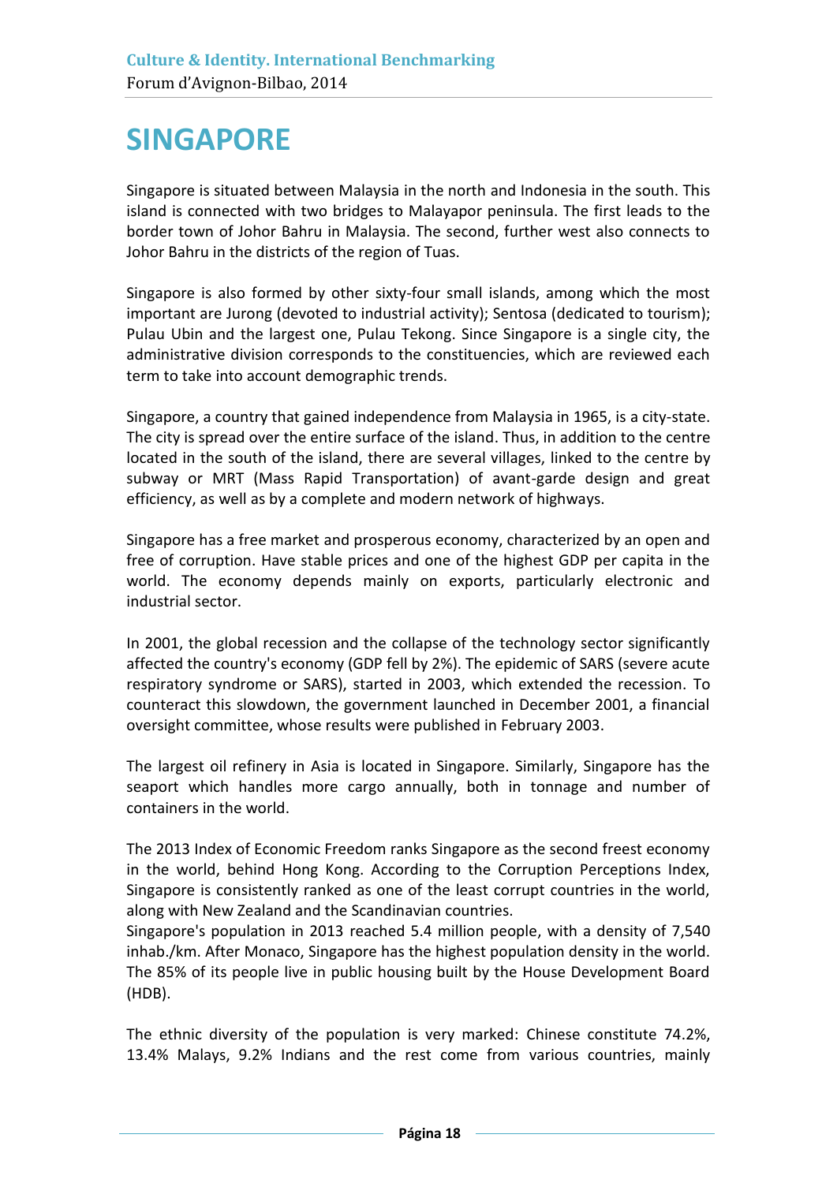# SINGAPORE

Singapore is situated between Malaysia in the north and Indonesia in the south. This island is connected with two bridges to Malayapor peninsula. The first leads to the border town of Johor Bahru in Malaysia. The second, further west also connects to Johor Bahru in the districts of the region of Tuas.

Singapore is also formed by other sixty-four small islands, among which the most important are Jurong (devoted to industrial activity); Sentosa (dedicated to tourism); Pulau Ubin and the largest one, Pulau Tekong. Since Singapore is a single city, the administrative division corresponds to the constituencies, which are reviewed each term to take into account demographic trends.

Singapore, a country that gained independence from Malaysia in 1965, is a city-state. The city is spread over the entire surface of the island. Thus, in addition to the centre located in the south of the island, there are several villages, linked to the centre by subway or MRT (Mass Rapid Transportation) of avant-garde design and great efficiency, as well as by a complete and modern network of highways.

Singapore has a free market and prosperous economy, characterized by an open and free of corruption. Have stable prices and one of the highest GDP per capita in the world. The economy depends mainly on exports, particularly electronic and industrial sector.

In 2001, the global recession and the collapse of the technology sector significantly affected the country's economy (GDP fell by 2%). The epidemic of SARS (severe acute respiratory syndrome or SARS), started in 2003, which extended the recession. To counteract this slowdown, the government launched in December 2001, a financial oversight committee, whose results were published in February 2003.

The largest oil refinery in Asia is located in Singapore. Similarly, Singapore has the seaport which handles more cargo annually, both in tonnage and number of containers in the world.

The 2013 Index of Economic Freedom ranks Singapore as the second freest economy in the world, behind Hong Kong. According to the Corruption Perceptions Index, Singapore is consistently ranked as one of the least corrupt countries in the world, along with New Zealand and the Scandinavian countries.
Singapore's population in 2013 reached 5.4 million people, with a density of 7,540 inhab./km. After Monaco, Singapore has the highest population density in the world. The 85% of its people live in public housing built by the House Development Board (HDB).

The ethnic diversity of the population is very marked: Chinese constitute 74.2%, 13.4% Malays, 9.2% Indians and the rest come from various countries, mainly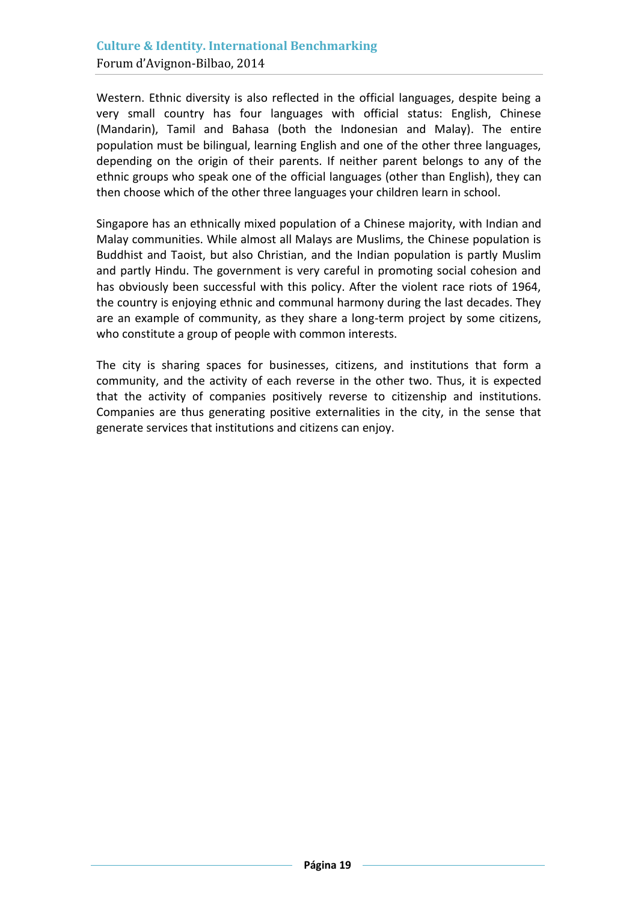Western. Ethnic diversity is also reflected in the official languages, despite being a very small country has four languages with official status: English, Chinese (Mandarin), Tamil and Bahasa (both the Indonesian and Malay). The entire population must be bilingual, learning English and one of the other three languages, depending on the origin of their parents. If neither parent belongs to any of the ethnic groups who speak one of the official languages (other than English), they can then choose which of the other three languages your children learn in school.

Singapore has an ethnically mixed population of a Chinese majority, with Indian and Malay communities. While almost all Malays are Muslims, the Chinese population is Buddhist and Taoist, but also Christian, and the Indian population is partly Muslim and partly Hindu. The government is very careful in promoting social cohesion and has obviously been successful with this policy. After the violent race riots of 1964, the country is enjoying ethnic and communal harmony during the last decades. They are an example of community, as they share a long-term project by some citizens, who constitute a group of people with common interests.

The city is sharing spaces for businesses, citizens, and institutions that form a community, and the activity of each reverse in the other two. Thus, it is expected that the activity of companies positively reverse to citizenship and institutions. Companies are thus generating positive externalities in the city, in the sense that generate services that institutions and citizens can enjoy.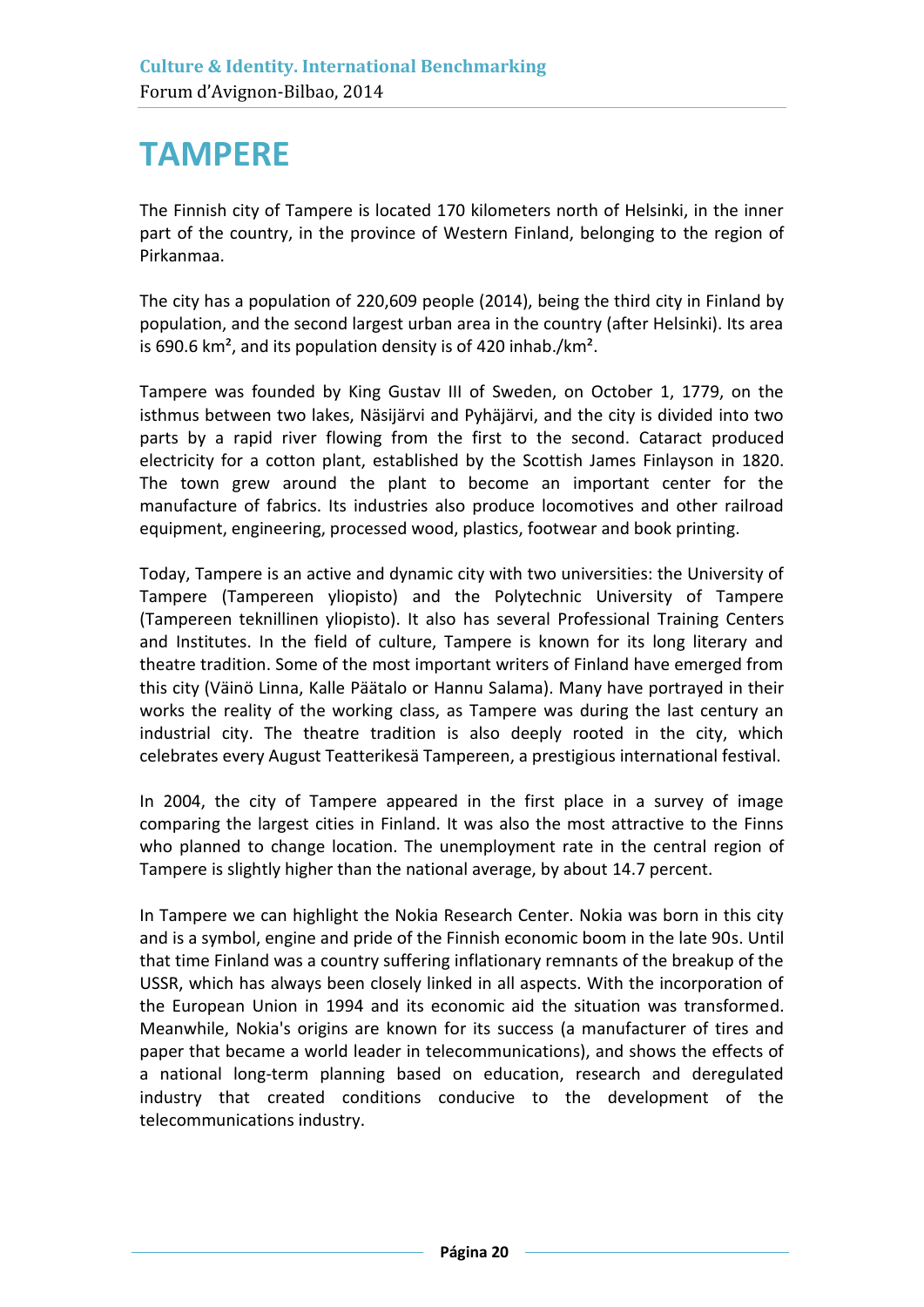# TAMPERE

The Finnish city of Tampere is located 170 kilometers north of Helsinki, in the inner part of the country, in the province of Western Finland, belonging to the region of Pirkanmaa.

The city has a population of 220,609 people (2014), being the third city in Finland by population, and the second largest urban area in the country (after Helsinki). Its area is 690.6 km², and its population density is of 420 inhab./km².

Tampere was founded by King Gustav III of Sweden, on October 1, 1779, on the isthmus between two lakes, Näsijärvi and Pyhäjärvi, and the city is divided into two parts by a rapid river flowing from the first to the second. Cataract produced electricity for a cotton plant, established by the Scottish James Finlayson in 1820. The town grew around the plant to become an important center for the manufacture of fabrics. Its industries also produce locomotives and other railroad equipment, engineering, processed wood, plastics, footwear and book printing.

Today, Tampere is an active and dynamic city with two universities: the University of Tampere (Tampereen yliopisto) and the Polytechnic University of Tampere (Tampereen teknillinen yliopisto). It also has several Professional Training Centers and Institutes. In the field of culture, Tampere is known for its long literary and theatre tradition. Some of the most important writers of Finland have emerged from this city (Väinö Linna, Kalle Päätalo or Hannu Salama). Many have portrayed in their works the reality of the working class, as Tampere was during the last century an industrial city. The theatre tradition is also deeply rooted in the city, which celebrates every August Teatterikesä Tampereen, a prestigious international festival.

In 2004, the city of Tampere appeared in the first place in a survey of image comparing the largest cities in Finland. It was also the most attractive to the Finns who planned to change location. The unemployment rate in the central region of Tampere is slightly higher than the national average, by about 14.7 percent.

In Tampere we can highlight the Nokia Research Center. Nokia was born in this city and is a symbol, engine and pride of the Finnish economic boom in the late 90s. Until that time Finland was a country suffering inflationary remnants of the breakup of the USSR, which has always been closely linked in all aspects. With the incorporation of the European Union in 1994 and its economic aid the situation was transformed. Meanwhile, Nokia's origins are known for its success (a manufacturer of tires and paper that became a world leader in telecommunications), and shows the effects of a national long-term planning based on education, research and deregulated industry that created conditions conducive to the development of the telecommunications industry.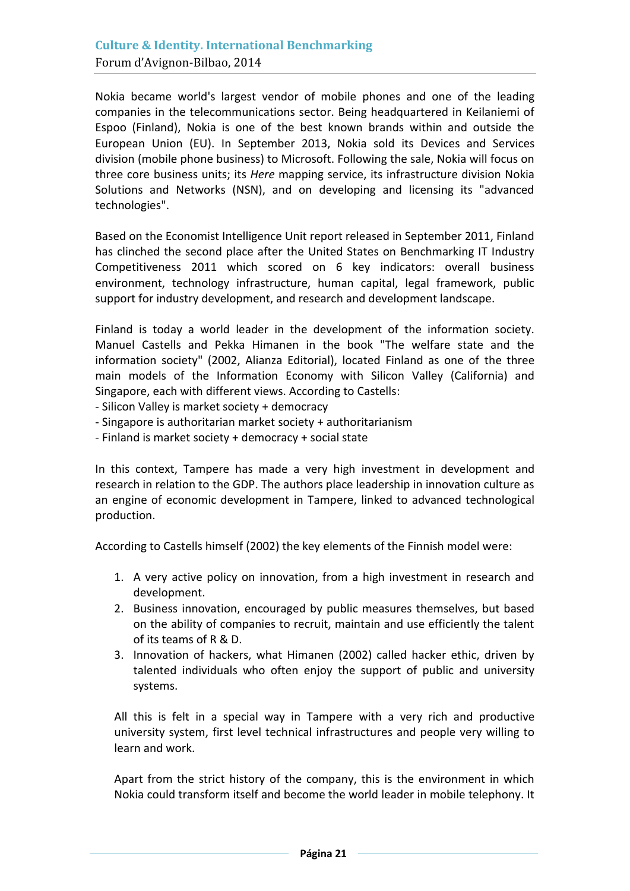Nokia became world's largest vendor of mobile phones and one of the leading companies in the telecommunications sector. Being headquartered in Keilaniemi of Espoo (Finland), Nokia is one of the best known brands within and outside the European Union (EU). In September 2013, Nokia sold its Devices and Services division (mobile phone business) to Microsoft. Following the sale, Nokia will focus on three core business units; its *Here* mapping service, its infrastructure division Nokia Solutions and Networks (NSN), and on developing and licensing its "advanced technologies".

Based on the Economist Intelligence Unit report released in September 2011, Finland has clinched the second place after the United States on Benchmarking IT Industry Competitiveness 2011 which scored on 6 key indicators: overall business environment, technology infrastructure, human capital, legal framework, public support for industry development, and research and development landscape.

Finland is today a world leader in the development of the information society. Manuel Castells and Pekka Himanen in the book "The welfare state and the information society" (2002, Alianza Editorial), located Finland as one of the three main models of the Information Economy with Silicon Valley (California) and Singapore, each with different views. According to Castells:

- Silicon Valley is market society + democracy
- Singapore is authoritarian market society + authoritarianism
- Finland is market society + democracy + social state

In this context, Tampere has made a very high investment in development and research in relation to the GDP. The authors place leadership in innovation culture as an engine of economic development in Tampere, linked to advanced technological production.

According to Castells himself (2002) the key elements of the Finnish model were:

1. A very active policy on innovation, from a high investment in research and development.
2. Business innovation, encouraged by public measures themselves, but based on the ability of companies to recruit, maintain and use efficiently the talent of its teams of R & D.
3. Innovation of hackers, what Himanen (2002) called hacker ethic, driven by talented individuals who often enjoy the support of public and university systems.

All this is felt in a special way in Tampere with a very rich and productive university system, first level technical infrastructures and people very willing to learn and work.

Apart from the strict history of the company, this is the environment in which Nokia could transform itself and become the world leader in mobile telephony. It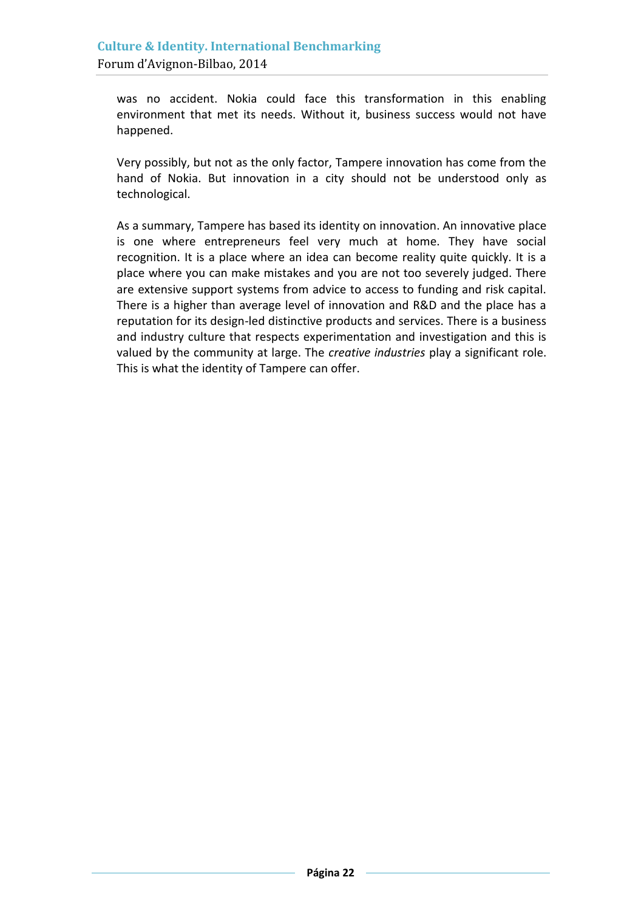was no accident. Nokia could face this transformation in this enabling environment that met its needs. Without it, business success would not have happened.

Very possibly, but not as the only factor, Tampere innovation has come from the hand of Nokia. But innovation in a city should not be understood only as technological.

As a summary, Tampere has based its identity on innovation. An innovative place is one where entrepreneurs feel very much at home. They have social recognition. It is a place where an idea can become reality quite quickly. It is a place where you can make mistakes and you are not too severely judged. There are extensive support systems from advice to access to funding and risk capital. There is a higher than average level of innovation and R&D and the place has a reputation for its design-led distinctive products and services. There is a business and industry culture that respects experimentation and investigation and this is valued by the community at large. The *creative industries* play a significant role. This is what the identity of Tampere can offer.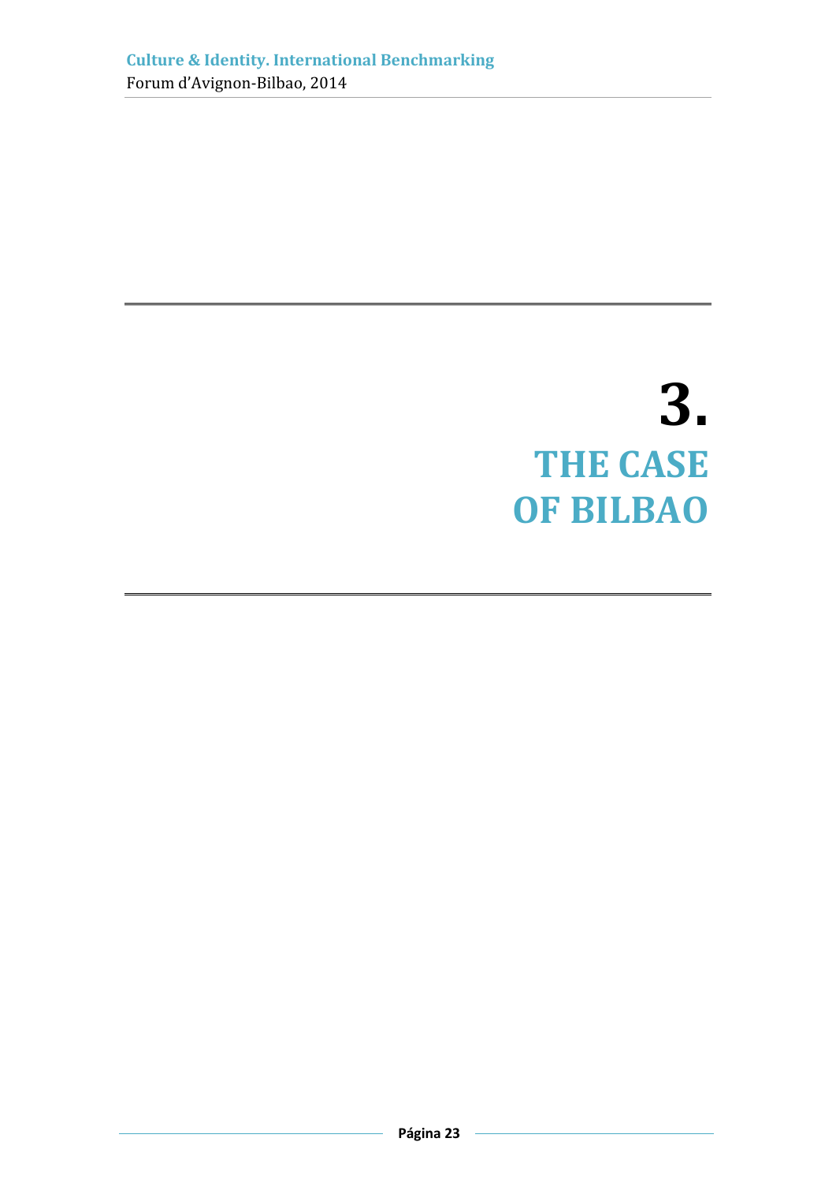# 3. THE CASE OF BILBAO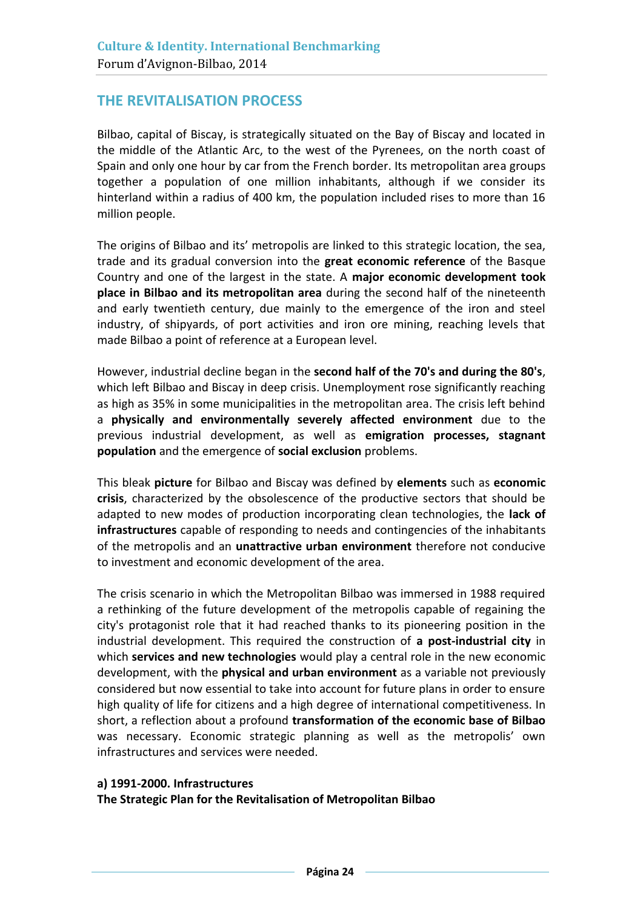## THE REVITALISATION PROCESS

Bilbao, capital of Biscay, is strategically situated on the Bay of Biscay and located in the middle of the Atlantic Arc, to the west of the Pyrenees, on the north coast of Spain and only one hour by car from the French border. Its metropolitan area groups together a population of one million inhabitants, although if we consider its hinterland within a radius of 400 km, the population included rises to more than 16 million people.

The origins of Bilbao and its' metropolis are linked to this strategic location, the sea, trade and its gradual conversion into the **great economic reference** of the Basque Country and one of the largest in the state. A **major economic development took place in Bilbao and its metropolitan area** during the second half of the nineteenth and early twentieth century, due mainly to the emergence of the iron and steel industry, of shipyards, of port activities and iron ore mining, reaching levels that made Bilbao a point of reference at a European level.

However, industrial decline began in the **second half of the 70's and during the 80's**, which left Bilbao and Biscay in deep crisis. Unemployment rose significantly reaching as high as 35% in some municipalities in the metropolitan area. The crisis left behind a **physically and environmentally severely affected environment** due to the previous industrial development, as well as **emigration processes, stagnant population** and the emergence of **social exclusion** problems.

This bleak **picture** for Bilbao and Biscay was defined by **elements** such as **economic crisis**, characterized by the obsolescence of the productive sectors that should be adapted to new modes of production incorporating clean technologies, the **lack of infrastructures** capable of responding to needs and contingencies of the inhabitants of the metropolis and an **unattractive urban environment** therefore not conducive to investment and economic development of the area.

The crisis scenario in which the Metropolitan Bilbao was immersed in 1988 required a rethinking of the future development of the metropolis capable of regaining the city's protagonist role that it had reached thanks to its pioneering position in the industrial development. This required the construction of **a post-industrial city** in which **services and new technologies** would play a central role in the new economic development, with the **physical and urban environment** as a variable not previously considered but now essential to take into account for future plans in order to ensure high quality of life for citizens and a high degree of international competitiveness. In short, a reflection about a profound **transformation of the economic base of Bilbao** was necessary. Economic strategic planning as well as the metropolis' own infrastructures and services were needed.

**a) 1991-2000. Infrastructures**
**The Strategic Plan for the Revitalisation of Metropolitan Bilbao**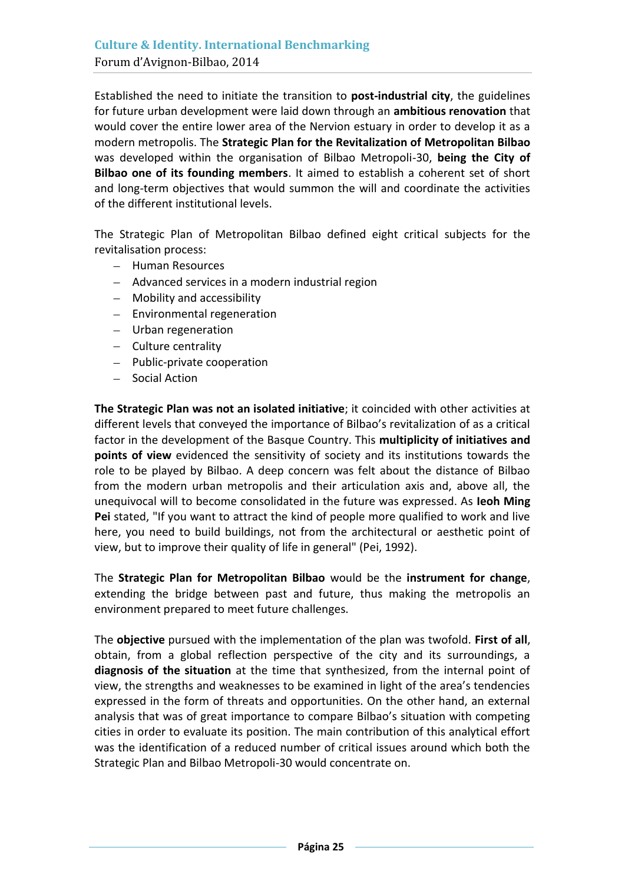Established the need to initiate the transition to **post-industrial city**, the guidelines for future urban development were laid down through an **ambitious renovation** that would cover the entire lower area of the Nervion estuary in order to develop it as a modern metropolis. The **Strategic Plan for the Revitalization of Metropolitan Bilbao** was developed within the organisation of Bilbao Metropoli-30, **being the City of Bilbao one of its founding members**. It aimed to establish a coherent set of short and long-term objectives that would summon the will and coordinate the activities of the different institutional levels.

The Strategic Plan of Metropolitan Bilbao defined eight critical subjects for the revitalisation process:

- Human Resources
- Advanced services in a modern industrial region
- Mobility and accessibility
- Environmental regeneration
- Urban regeneration
- Culture centrality
- Public-private cooperation
- Social Action

**The Strategic Plan was not an isolated initiative**; it coincided with other activities at different levels that conveyed the importance of Bilbao's revitalization of as a critical factor in the development of the Basque Country. This **multiplicity of initiatives and points of view** evidenced the sensitivity of society and its institutions towards the role to be played by Bilbao. A deep concern was felt about the distance of Bilbao from the modern urban metropolis and their articulation axis and, above all, the unequivocal will to become consolidated in the future was expressed. As **Ieoh Ming Pei** stated, "If you want to attract the kind of people more qualified to work and live here, you need to build buildings, not from the architectural or aesthetic point of view, but to improve their quality of life in general" (Pei, 1992).

The **Strategic Plan for Metropolitan Bilbao** would be the **instrument for change**, extending the bridge between past and future, thus making the metropolis an environment prepared to meet future challenges.

The **objective** pursued with the implementation of the plan was twofold. **First of all**, obtain, from a global reflection perspective of the city and its surroundings, a **diagnosis of the situation** at the time that synthesized, from the internal point of view, the strengths and weaknesses to be examined in light of the area's tendencies expressed in the form of threats and opportunities. On the other hand, an external analysis that was of great importance to compare Bilbao's situation with competing cities in order to evaluate its position. The main contribution of this analytical effort was the identification of a reduced number of critical issues around which both the Strategic Plan and Bilbao Metropoli-30 would concentrate on.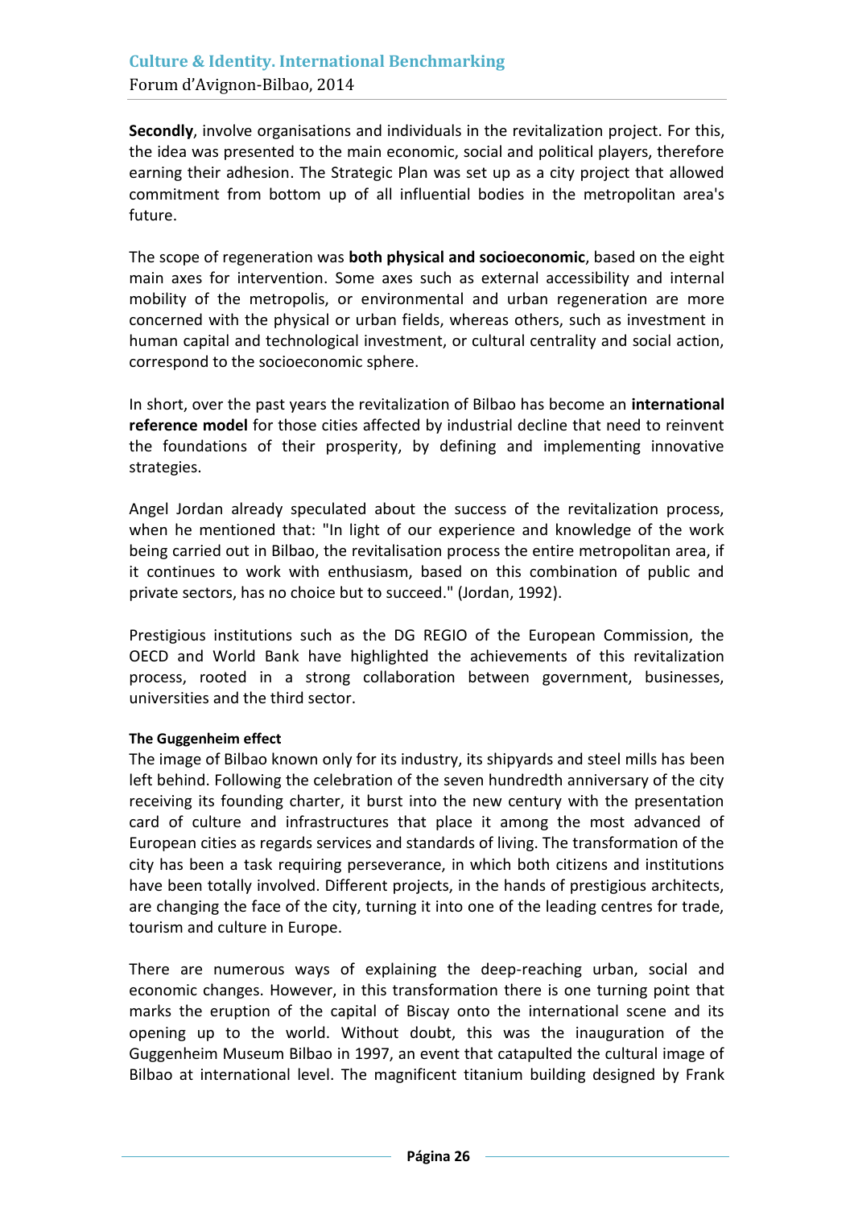**Secondly**, involve organisations and individuals in the revitalization project. For this, the idea was presented to the main economic, social and political players, therefore earning their adhesion. The Strategic Plan was set up as a city project that allowed commitment from bottom up of all influential bodies in the metropolitan area's future.

The scope of regeneration was **both physical and socioeconomic**, based on the eight main axes for intervention. Some axes such as external accessibility and internal mobility of the metropolis, or environmental and urban regeneration are more concerned with the physical or urban fields, whereas others, such as investment in human capital and technological investment, or cultural centrality and social action, correspond to the socioeconomic sphere.

In short, over the past years the revitalization of Bilbao has become an **international reference model** for those cities affected by industrial decline that need to reinvent the foundations of their prosperity, by defining and implementing innovative strategies.

Angel Jordan already speculated about the success of the revitalization process, when he mentioned that: "In light of our experience and knowledge of the work being carried out in Bilbao, the revitalisation process the entire metropolitan area, if it continues to work with enthusiasm, based on this combination of public and private sectors, has no choice but to succeed." (Jordan, 1992).

Prestigious institutions such as the DG REGIO of the European Commission, the OECD and World Bank have highlighted the achievements of this revitalization process, rooted in a strong collaboration between government, businesses, universities and the third sector.

**The Guggenheim effect**

The image of Bilbao known only for its industry, its shipyards and steel mills has been left behind. Following the celebration of the seven hundredth anniversary of the city receiving its founding charter, it burst into the new century with the presentation card of culture and infrastructures that place it among the most advanced of European cities as regards services and standards of living. The transformation of the city has been a task requiring perseverance, in which both citizens and institutions have been totally involved. Different projects, in the hands of prestigious architects, are changing the face of the city, turning it into one of the leading centres for trade, tourism and culture in Europe.

There are numerous ways of explaining the deep-reaching urban, social and economic changes. However, in this transformation there is one turning point that marks the eruption of the capital of Biscay onto the international scene and its opening up to the world. Without doubt, this was the inauguration of the Guggenheim Museum Bilbao in 1997, an event that catapulted the cultural image of Bilbao at international level. The magnificent titanium building designed by Frank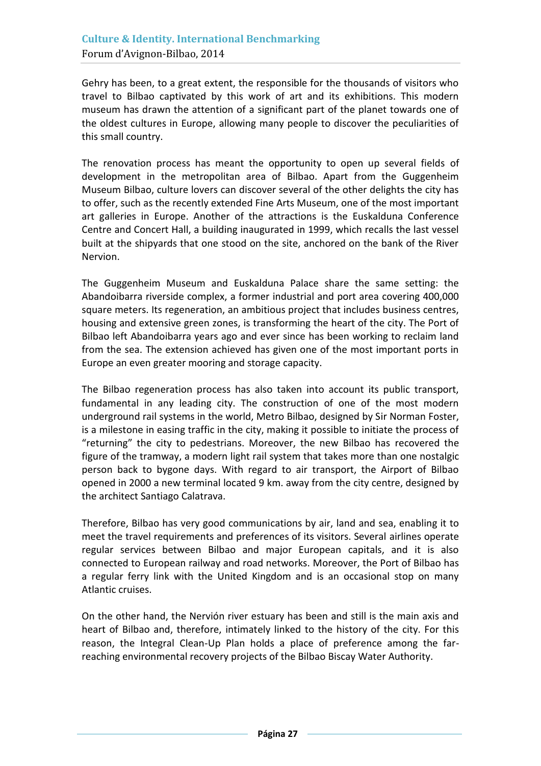Gehry has been, to a great extent, the responsible for the thousands of visitors who travel to Bilbao captivated by this work of art and its exhibitions. This modern museum has drawn the attention of a significant part of the planet towards one of the oldest cultures in Europe, allowing many people to discover the peculiarities of this small country.

The renovation process has meant the opportunity to open up several fields of development in the metropolitan area of Bilbao. Apart from the Guggenheim Museum Bilbao, culture lovers can discover several of the other delights the city has to offer, such as the recently extended Fine Arts Museum, one of the most important art galleries in Europe. Another of the attractions is the Euskalduna Conference Centre and Concert Hall, a building inaugurated in 1999, which recalls the last vessel built at the shipyards that one stood on the site, anchored on the bank of the River Nervion.

The Guggenheim Museum and Euskalduna Palace share the same setting: the Abandoibarra riverside complex, a former industrial and port area covering 400,000 square meters. Its regeneration, an ambitious project that includes business centres, housing and extensive green zones, is transforming the heart of the city. The Port of Bilbao left Abandoibarra years ago and ever since has been working to reclaim land from the sea. The extension achieved has given one of the most important ports in Europe an even greater mooring and storage capacity.

The Bilbao regeneration process has also taken into account its public transport, fundamental in any leading city. The construction of one of the most modern underground rail systems in the world, Metro Bilbao, designed by Sir Norman Foster, is a milestone in easing traffic in the city, making it possible to initiate the process of "returning" the city to pedestrians. Moreover, the new Bilbao has recovered the figure of the tramway, a modern light rail system that takes more than one nostalgic person back to bygone days. With regard to air transport, the Airport of Bilbao opened in 2000 a new terminal located 9 km. away from the city centre, designed by the architect Santiago Calatrava.

Therefore, Bilbao has very good communications by air, land and sea, enabling it to meet the travel requirements and preferences of its visitors. Several airlines operate regular services between Bilbao and major European capitals, and it is also connected to European railway and road networks. Moreover, the Port of Bilbao has a regular ferry link with the United Kingdom and is an occasional stop on many Atlantic cruises.

On the other hand, the Nervión river estuary has been and still is the main axis and heart of Bilbao and, therefore, intimately linked to the history of the city. For this reason, the Integral Clean-Up Plan holds a place of preference among the far-reaching environmental recovery projects of the Bilbao Biscay Water Authority.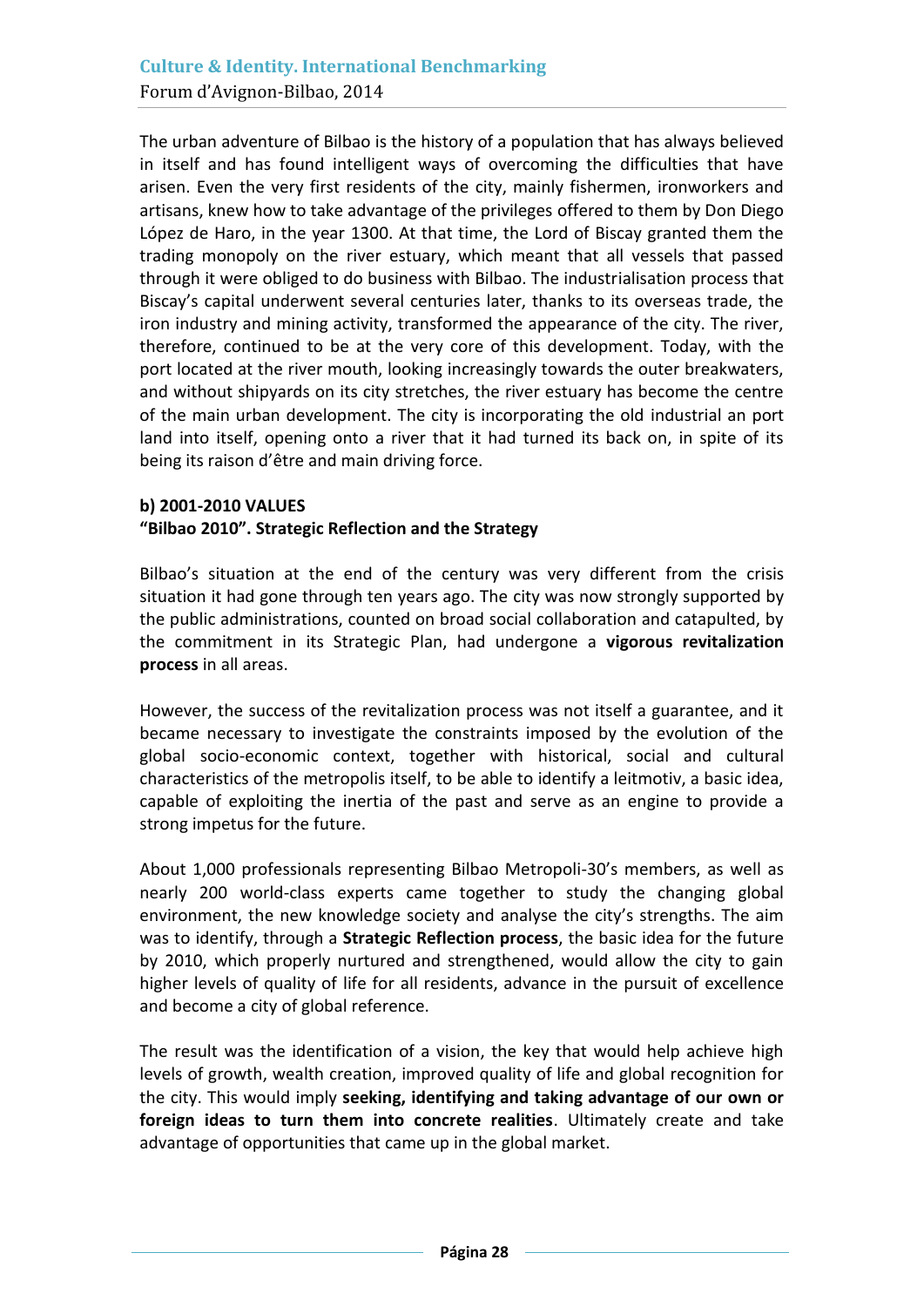The urban adventure of Bilbao is the history of a population that has always believed in itself and has found intelligent ways of overcoming the difficulties that have arisen. Even the very first residents of the city, mainly fishermen, ironworkers and artisans, knew how to take advantage of the privileges offered to them by Don Diego López de Haro, in the year 1300. At that time, the Lord of Biscay granted them the trading monopoly on the river estuary, which meant that all vessels that passed through it were obliged to do business with Bilbao. The industrialisation process that Biscay's capital underwent several centuries later, thanks to its overseas trade, the iron industry and mining activity, transformed the appearance of the city. The river, therefore, continued to be at the very core of this development. Today, with the port located at the river mouth, looking increasingly towards the outer breakwaters, and without shipyards on its city stretches, the river estuary has become the centre of the main urban development. The city is incorporating the old industrial an port land into itself, opening onto a river that it had turned its back on, in spite of its being its raison d'être and main driving force.

**b) 2001-2010 VALUES**
**"Bilbao 2010". Strategic Reflection and the Strategy**

Bilbao's situation at the end of the century was very different from the crisis situation it had gone through ten years ago. The city was now strongly supported by the public administrations, counted on broad social collaboration and catapulted, by the commitment in its Strategic Plan, had undergone a **vigorous revitalization process** in all areas.

However, the success of the revitalization process was not itself a guarantee, and it became necessary to investigate the constraints imposed by the evolution of the global socio-economic context, together with historical, social and cultural characteristics of the metropolis itself, to be able to identify a leitmotiv, a basic idea, capable of exploiting the inertia of the past and serve as an engine to provide a strong impetus for the future.

About 1,000 professionals representing Bilbao Metropoli-30's members, as well as nearly 200 world-class experts came together to study the changing global environment, the new knowledge society and analyse the city's strengths. The aim was to identify, through a **Strategic Reflection process**, the basic idea for the future by 2010, which properly nurtured and strengthened, would allow the city to gain higher levels of quality of life for all residents, advance in the pursuit of excellence and become a city of global reference.

The result was the identification of a vision, the key that would help achieve high levels of growth, wealth creation, improved quality of life and global recognition for the city. This would imply **seeking, identifying and taking advantage of our own or foreign ideas to turn them into concrete realities**. Ultimately create and take advantage of opportunities that came up in the global market.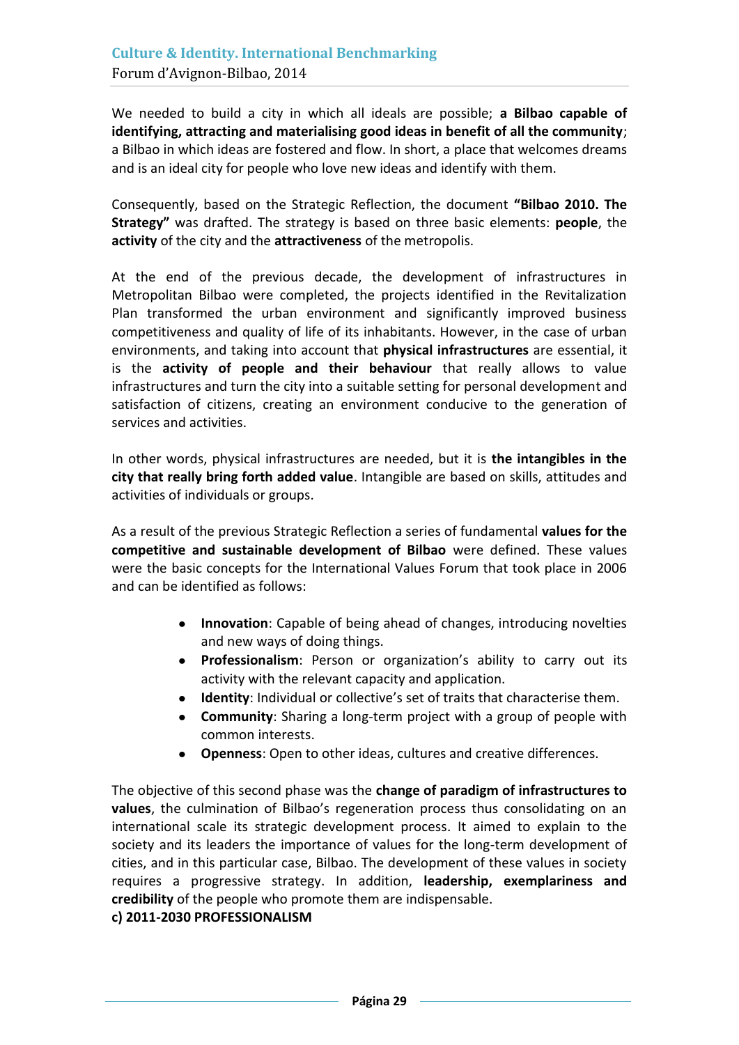We needed to build a city in which all ideals are possible; **a Bilbao capable of identifying, attracting and materialising good ideas in benefit of all the community**; a Bilbao in which ideas are fostered and flow. In short, a place that welcomes dreams and is an ideal city for people who love new ideas and identify with them.

Consequently, based on the Strategic Reflection, the document **"Bilbao 2010. The Strategy"** was drafted. The strategy is based on three basic elements: **people**, the **activity** of the city and the **attractiveness** of the metropolis.

At the end of the previous decade, the development of infrastructures in Metropolitan Bilbao were completed, the projects identified in the Revitalization Plan transformed the urban environment and significantly improved business competitiveness and quality of life of its inhabitants. However, in the case of urban environments, and taking into account that **physical infrastructures** are essential, it is the **activity of people and their behaviour** that really allows to value infrastructures and turn the city into a suitable setting for personal development and satisfaction of citizens, creating an environment conducive to the generation of services and activities.

In other words, physical infrastructures are needed, but it is **the intangibles in the city that really bring forth added value**. Intangible are based on skills, attitudes and activities of individuals or groups.

As a result of the previous Strategic Reflection a series of fundamental **values for the competitive and sustainable development of Bilbao** were defined. These values were the basic concepts for the International Values Forum that took place in 2006 and can be identified as follows:

- **Innovation**: Capable of being ahead of changes, introducing novelties and new ways of doing things.
- **Professionalism**: Person or organization's ability to carry out its activity with the relevant capacity and application.
- **Identity**: Individual or collective's set of traits that characterise them.
- **Community**: Sharing a long-term project with a group of people with common interests.
- **Openness**: Open to other ideas, cultures and creative differences.

The objective of this second phase was the **change of paradigm of infrastructures to values**, the culmination of Bilbao's regeneration process thus consolidating on an international scale its strategic development process. It aimed to explain to the society and its leaders the importance of values for the long-term development of cities, and in this particular case, Bilbao. The development of these values in society requires a progressive strategy. In addition, **leadership, exemplariness and credibility** of the people who promote them are indispensable.

**c) 2011-2030 PROFESSIONALISM**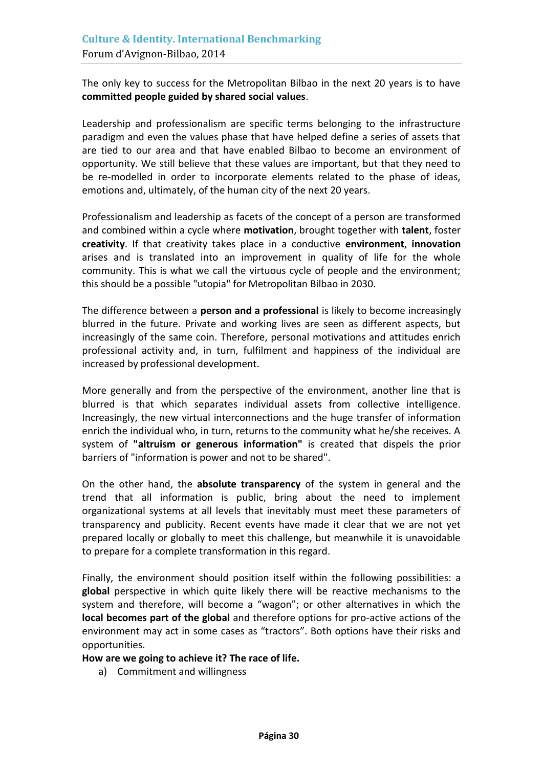The only key to success for the Metropolitan Bilbao in the next 20 years is to have **committed people guided by shared social values**.

Leadership and professionalism are specific terms belonging to the infrastructure paradigm and even the values phase that have helped define a series of assets that are tied to our area and that have enabled Bilbao to become an environment of opportunity. We still believe that these values are important, but that they need to be re-modelled in order to incorporate elements related to the phase of ideas, emotions and, ultimately, of the human city of the next 20 years.

Professionalism and leadership as facets of the concept of a person are transformed and combined within a cycle where **motivation**, brought together with **talent**, foster **creativity**. If that creativity takes place in a conductive **environment**, **innovation** arises and is translated into an improvement in quality of life for the whole community. This is what we call the virtuous cycle of people and the environment; this should be a possible "utopia" for Metropolitan Bilbao in 2030.

The difference between a **person and a professional** is likely to become increasingly blurred in the future. Private and working lives are seen as different aspects, but increasingly of the same coin. Therefore, personal motivations and attitudes enrich professional activity and, in turn, fulfilment and happiness of the individual are increased by professional development.

More generally and from the perspective of the environment, another line that is blurred is that which separates individual assets from collective intelligence. Increasingly, the new virtual interconnections and the huge transfer of information enrich the individual who, in turn, returns to the community what he/she receives. A system of **"altruism or generous information"** is created that dispels the prior barriers of "information is power and not to be shared".

On the other hand, the **absolute transparency** of the system in general and the trend that all information is public, bring about the need to implement organizational systems at all levels that inevitably must meet these parameters of transparency and publicity. Recent events have made it clear that we are not yet prepared locally or globally to meet this challenge, but meanwhile it is unavoidable to prepare for a complete transformation in this regard.

Finally, the environment should position itself within the following possibilities: a **global** perspective in which quite likely there will be reactive mechanisms to the system and therefore, will become a "wagon"; or other alternatives in which the **local becomes part of the global** and therefore options for pro-active actions of the environment may act in some cases as "tractors". Both options have their risks and opportunities.

**How are we going to achieve it? The race of life.**

a) Commitment and willingness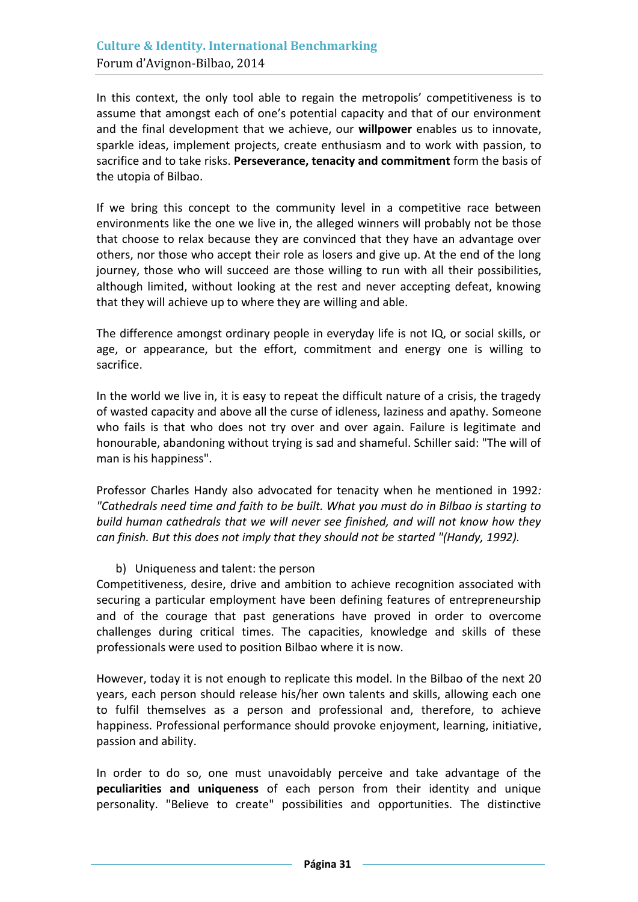In this context, the only tool able to regain the metropolis' competitiveness is to assume that amongst each of one's potential capacity and that of our environment and the final development that we achieve, our **willpower** enables us to innovate, sparkle ideas, implement projects, create enthusiasm and to work with passion, to sacrifice and to take risks. **Perseverance, tenacity and commitment** form the basis of the utopia of Bilbao.

If we bring this concept to the community level in a competitive race between environments like the one we live in, the alleged winners will probably not be those that choose to relax because they are convinced that they have an advantage over others, nor those who accept their role as losers and give up. At the end of the long journey, those who will succeed are those willing to run with all their possibilities, although limited, without looking at the rest and never accepting defeat, knowing that they will achieve up to where they are willing and able.

The difference amongst ordinary people in everyday life is not IQ, or social skills, or age, or appearance, but the effort, commitment and energy one is willing to sacrifice.

In the world we live in, it is easy to repeat the difficult nature of a crisis, the tragedy of wasted capacity and above all the curse of idleness, laziness and apathy. Someone who fails is that who does not try over and over again. Failure is legitimate and honourable, abandoning without trying is sad and shameful. Schiller said: "The will of man is his happiness".

Professor Charles Handy also advocated for tenacity when he mentioned in 1992*: "Cathedrals need time and faith to be built. What you must do in Bilbao is starting to build human cathedrals that we will never see finished, and will not know how they can finish. But this does not imply that they should not be started "(Handy, 1992).*

b) Uniqueness and talent: the person

Competitiveness, desire, drive and ambition to achieve recognition associated with securing a particular employment have been defining features of entrepreneurship and of the courage that past generations have proved in order to overcome challenges during critical times. The capacities, knowledge and skills of these professionals were used to position Bilbao where it is now.

However, today it is not enough to replicate this model. In the Bilbao of the next 20 years, each person should release his/her own talents and skills, allowing each one to fulfil themselves as a person and professional and, therefore, to achieve happiness. Professional performance should provoke enjoyment, learning, initiative, passion and ability.

In order to do so, one must unavoidably perceive and take advantage of the **peculiarities and uniqueness** of each person from their identity and unique personality. "Believe to create" possibilities and opportunities. The distinctive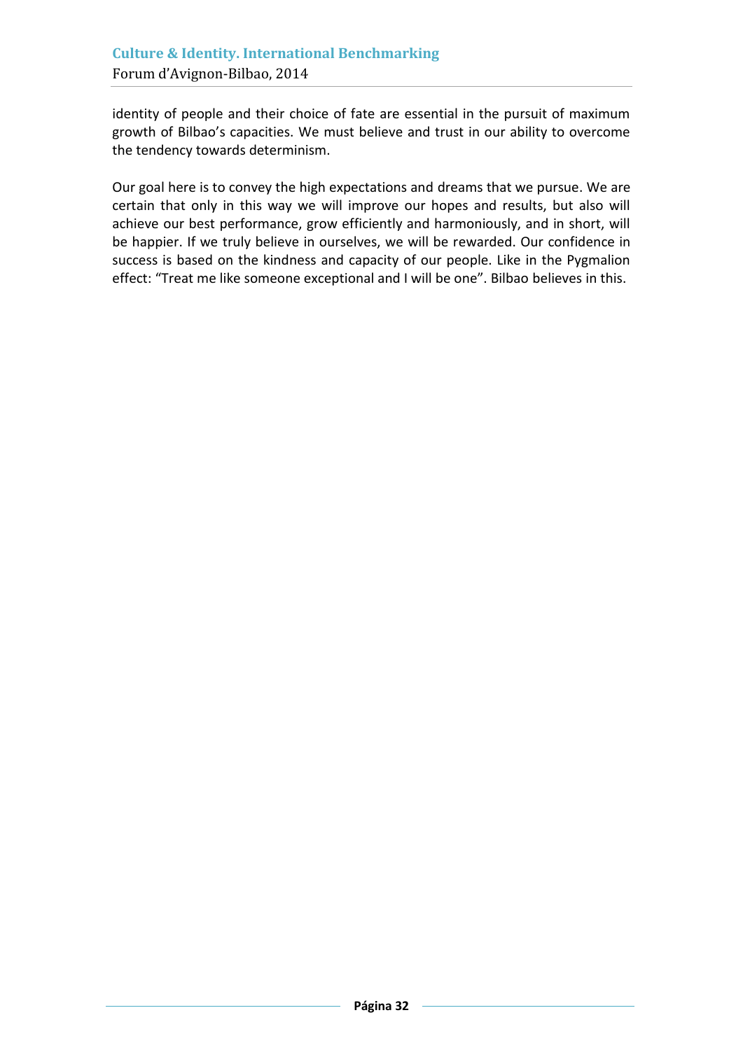identity of people and their choice of fate are essential in the pursuit of maximum growth of Bilbao's capacities. We must believe and trust in our ability to overcome the tendency towards determinism.

Our goal here is to convey the high expectations and dreams that we pursue. We are certain that only in this way we will improve our hopes and results, but also will achieve our best performance, grow efficiently and harmoniously, and in short, will be happier. If we truly believe in ourselves, we will be rewarded. Our confidence in success is based on the kindness and capacity of our people. Like in the Pygmalion effect: "Treat me like someone exceptional and I will be one". Bilbao believes in this.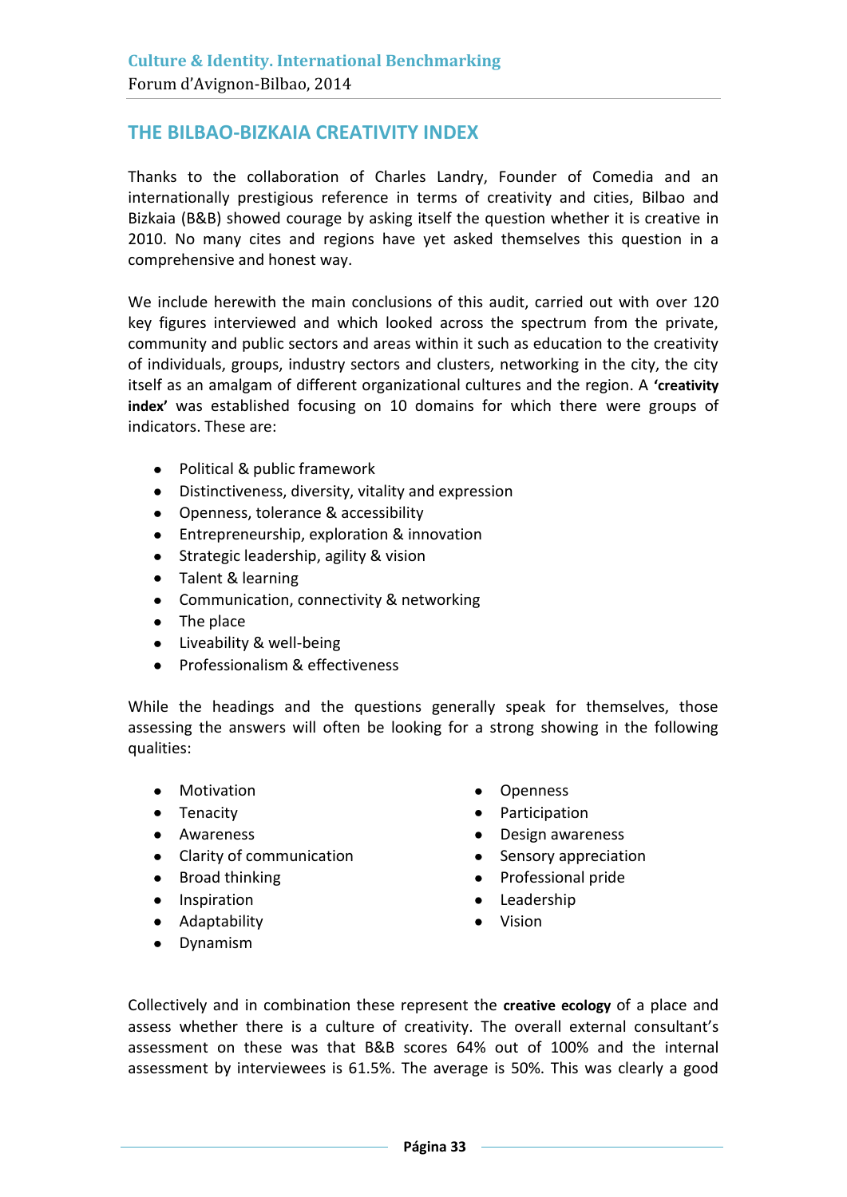## THE BILBAO-BIZKAIA CREATIVITY INDEX

Thanks to the collaboration of Charles Landry, Founder of Comedia and an internationally prestigious reference in terms of creativity and cities, Bilbao and Bizkaia (B&B) showed courage by asking itself the question whether it is creative in 2010. No many cites and regions have yet asked themselves this question in a comprehensive and honest way.

We include herewith the main conclusions of this audit, carried out with over 120 key figures interviewed and which looked across the spectrum from the private, community and public sectors and areas within it such as education to the creativity of individuals, groups, industry sectors and clusters, networking in the city, the city itself as an amalgam of different organizational cultures and the region. A **'creativity index'** was established focusing on 10 domains for which there were groups of indicators. These are:

- Political & public framework
- Distinctiveness, diversity, vitality and expression
- Openness, tolerance & accessibility
- Entrepreneurship, exploration & innovation
- Strategic leadership, agility & vision
- Talent & learning
- Communication, connectivity & networking
- The place
- Liveability & well-being
- Professionalism & effectiveness

While the headings and the questions generally speak for themselves, those assessing the answers will often be looking for a strong showing in the following qualities:

- Motivation
- Tenacity
- Awareness
- Clarity of communication
- Broad thinking
- Inspiration
- Adaptability
- Dynamism
- Openness
- Participation
- Design awareness
- Sensory appreciation
- Professional pride
- Leadership
- Vision

Collectively and in combination these represent the **creative ecology** of a place and assess whether there is a culture of creativity. The overall external consultant's assessment on these was that B&B scores 64% out of 100% and the internal assessment by interviewees is 61.5%. The average is 50%. This was clearly a good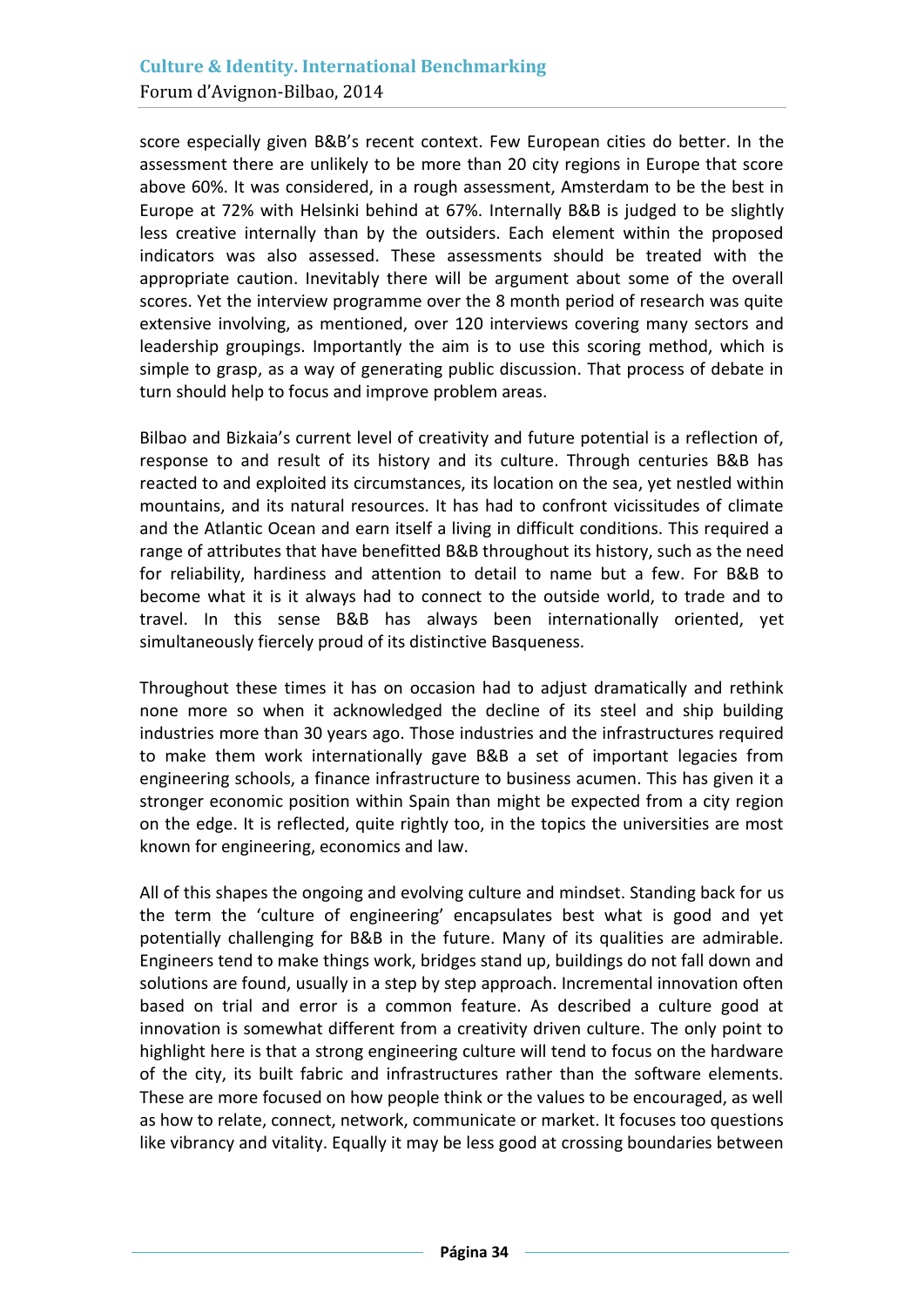score especially given B&B's recent context. Few European cities do better. In the assessment there are unlikely to be more than 20 city regions in Europe that score above 60%. It was considered, in a rough assessment, Amsterdam to be the best in Europe at 72% with Helsinki behind at 67%. Internally B&B is judged to be slightly less creative internally than by the outsiders. Each element within the proposed indicators was also assessed. These assessments should be treated with the appropriate caution. Inevitably there will be argument about some of the overall scores. Yet the interview programme over the 8 month period of research was quite extensive involving, as mentioned, over 120 interviews covering many sectors and leadership groupings. Importantly the aim is to use this scoring method, which is simple to grasp, as a way of generating public discussion. That process of debate in turn should help to focus and improve problem areas.

Bilbao and Bizkaia's current level of creativity and future potential is a reflection of, response to and result of its history and its culture. Through centuries B&B has reacted to and exploited its circumstances, its location on the sea, yet nestled within mountains, and its natural resources. It has had to confront vicissitudes of climate and the Atlantic Ocean and earn itself a living in difficult conditions. This required a range of attributes that have benefitted B&B throughout its history, such as the need for reliability, hardiness and attention to detail to name but a few. For B&B to become what it is it always had to connect to the outside world, to trade and to travel. In this sense B&B has always been internationally oriented, yet simultaneously fiercely proud of its distinctive Basqueness.

Throughout these times it has on occasion had to adjust dramatically and rethink none more so when it acknowledged the decline of its steel and ship building industries more than 30 years ago. Those industries and the infrastructures required to make them work internationally gave B&B a set of important legacies from engineering schools, a finance infrastructure to business acumen. This has given it a stronger economic position within Spain than might be expected from a city region on the edge. It is reflected, quite rightly too, in the topics the universities are most known for engineering, economics and law.

All of this shapes the ongoing and evolving culture and mindset. Standing back for us the term the 'culture of engineering' encapsulates best what is good and yet potentially challenging for B&B in the future. Many of its qualities are admirable. Engineers tend to make things work, bridges stand up, buildings do not fall down and solutions are found, usually in a step by step approach. Incremental innovation often based on trial and error is a common feature. As described a culture good at innovation is somewhat different from a creativity driven culture. The only point to highlight here is that a strong engineering culture will tend to focus on the hardware of the city, its built fabric and infrastructures rather than the software elements. These are more focused on how people think or the values to be encouraged, as well as how to relate, connect, network, communicate or market. It focuses too questions like vibrancy and vitality. Equally it may be less good at crossing boundaries between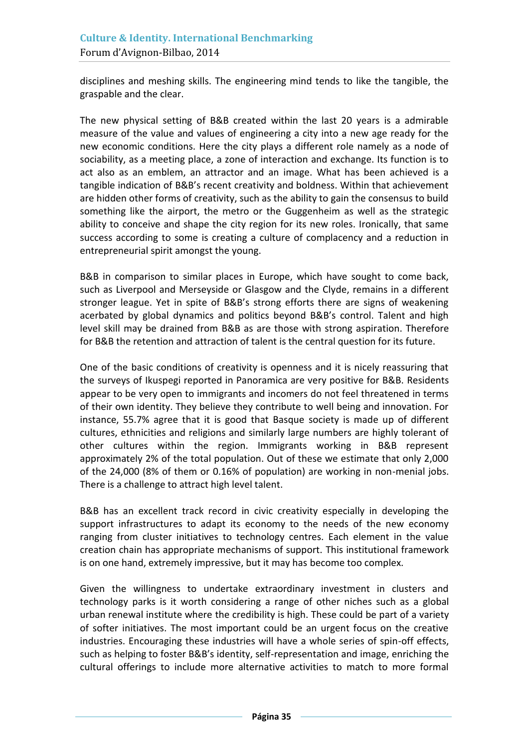disciplines and meshing skills. The engineering mind tends to like the tangible, the graspable and the clear.

The new physical setting of B&B created within the last 20 years is a admirable measure of the value and values of engineering a city into a new age ready for the new economic conditions. Here the city plays a different role namely as a node of sociability, as a meeting place, a zone of interaction and exchange. Its function is to act also as an emblem, an attractor and an image. What has been achieved is a tangible indication of B&B's recent creativity and boldness. Within that achievement are hidden other forms of creativity, such as the ability to gain the consensus to build something like the airport, the metro or the Guggenheim as well as the strategic ability to conceive and shape the city region for its new roles. Ironically, that same success according to some is creating a culture of complacency and a reduction in entrepreneurial spirit amongst the young.

B&B in comparison to similar places in Europe, which have sought to come back, such as Liverpool and Merseyside or Glasgow and the Clyde, remains in a different stronger league. Yet in spite of B&B's strong efforts there are signs of weakening acerbated by global dynamics and politics beyond B&B's control. Talent and high level skill may be drained from B&B as are those with strong aspiration. Therefore for B&B the retention and attraction of talent is the central question for its future.

One of the basic conditions of creativity is openness and it is nicely reassuring that the surveys of Ikuspegi reported in Panoramica are very positive for B&B. Residents appear to be very open to immigrants and incomers do not feel threatened in terms of their own identity. They believe they contribute to well being and innovation. For instance, 55.7% agree that it is good that Basque society is made up of different cultures, ethnicities and religions and similarly large numbers are highly tolerant of other cultures within the region. Immigrants working in B&B represent approximately 2% of the total population. Out of these we estimate that only 2,000 of the 24,000 (8% of them or 0.16% of population) are working in non-menial jobs. There is a challenge to attract high level talent.

B&B has an excellent track record in civic creativity especially in developing the support infrastructures to adapt its economy to the needs of the new economy ranging from cluster initiatives to technology centres. Each element in the value creation chain has appropriate mechanisms of support. This institutional framework is on one hand, extremely impressive, but it may has become too complex.

Given the willingness to undertake extraordinary investment in clusters and technology parks is it worth considering a range of other niches such as a global urban renewal institute where the credibility is high. These could be part of a variety of softer initiatives. The most important could be an urgent focus on the creative industries. Encouraging these industries will have a whole series of spin-off effects, such as helping to foster B&B's identity, self-representation and image, enriching the cultural offerings to include more alternative activities to match to more formal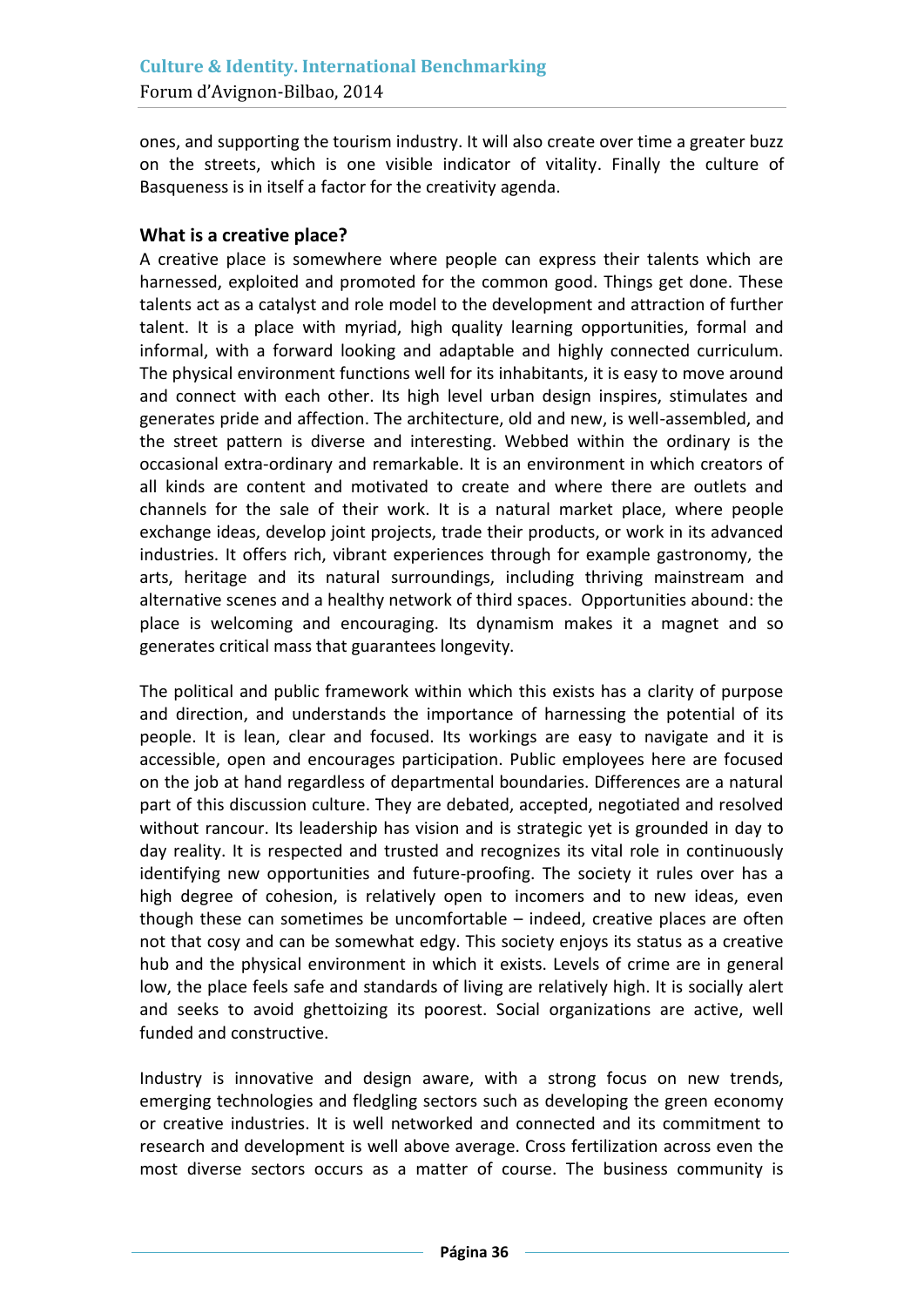ones, and supporting the tourism industry. It will also create over time a greater buzz on the streets, which is one visible indicator of vitality. Finally the culture of Basqueness is in itself a factor for the creativity agenda.

### What is a creative place?

A creative place is somewhere where people can express their talents which are harnessed, exploited and promoted for the common good. Things get done. These talents act as a catalyst and role model to the development and attraction of further talent. It is a place with myriad, high quality learning opportunities, formal and informal, with a forward looking and adaptable and highly connected curriculum. The physical environment functions well for its inhabitants, it is easy to move around and connect with each other. Its high level urban design inspires, stimulates and generates pride and affection. The architecture, old and new, is well-assembled, and the street pattern is diverse and interesting. Webbed within the ordinary is the occasional extra-ordinary and remarkable. It is an environment in which creators of all kinds are content and motivated to create and where there are outlets and channels for the sale of their work. It is a natural market place, where people exchange ideas, develop joint projects, trade their products, or work in its advanced industries. It offers rich, vibrant experiences through for example gastronomy, the arts, heritage and its natural surroundings, including thriving mainstream and alternative scenes and a healthy network of third spaces. Opportunities abound: the place is welcoming and encouraging. Its dynamism makes it a magnet and so generates critical mass that guarantees longevity.

The political and public framework within which this exists has a clarity of purpose and direction, and understands the importance of harnessing the potential of its people. It is lean, clear and focused. Its workings are easy to navigate and it is accessible, open and encourages participation. Public employees here are focused on the job at hand regardless of departmental boundaries. Differences are a natural part of this discussion culture. They are debated, accepted, negotiated and resolved without rancour. Its leadership has vision and is strategic yet is grounded in day to day reality. It is respected and trusted and recognizes its vital role in continuously identifying new opportunities and future-proofing. The society it rules over has a high degree of cohesion, is relatively open to incomers and to new ideas, even though these can sometimes be uncomfortable – indeed, creative places are often not that cosy and can be somewhat edgy. This society enjoys its status as a creative hub and the physical environment in which it exists. Levels of crime are in general low, the place feels safe and standards of living are relatively high. It is socially alert and seeks to avoid ghettoizing its poorest. Social organizations are active, well funded and constructive.

Industry is innovative and design aware, with a strong focus on new trends, emerging technologies and fledgling sectors such as developing the green economy or creative industries. It is well networked and connected and its commitment to research and development is well above average. Cross fertilization across even the most diverse sectors occurs as a matter of course. The business community is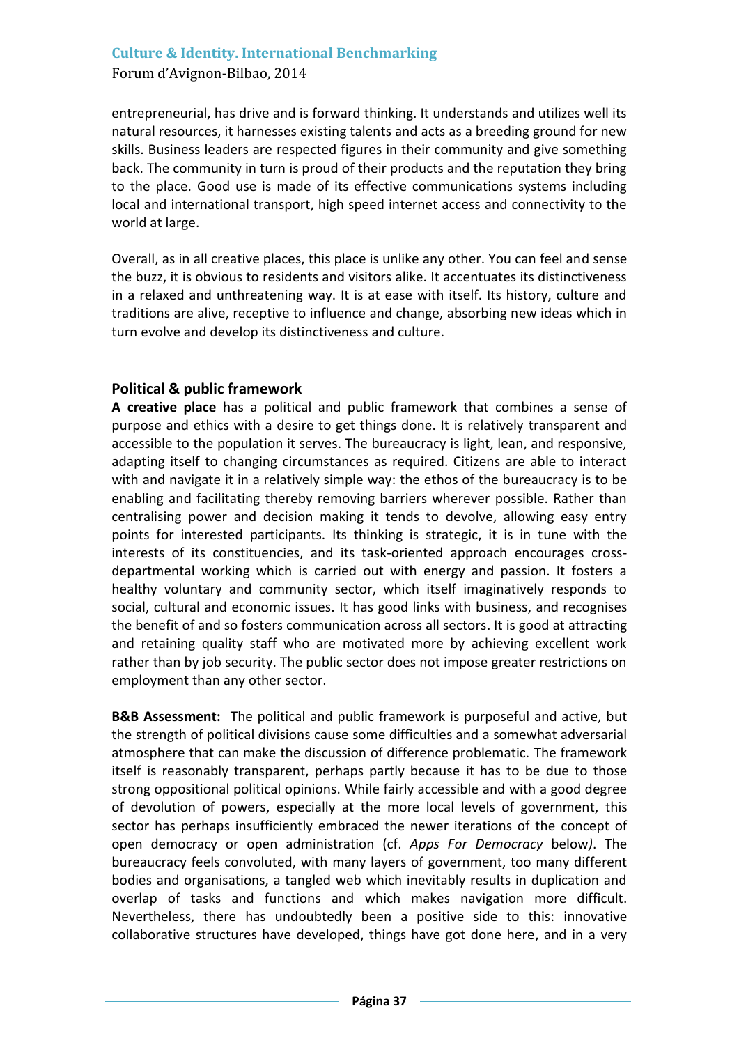entrepreneurial, has drive and is forward thinking. It understands and utilizes well its natural resources, it harnesses existing talents and acts as a breeding ground for new skills. Business leaders are respected figures in their community and give something back. The community in turn is proud of their products and the reputation they bring to the place. Good use is made of its effective communications systems including local and international transport, high speed internet access and connectivity to the world at large.

Overall, as in all creative places, this place is unlike any other. You can feel and sense the buzz, it is obvious to residents and visitors alike. It accentuates its distinctiveness in a relaxed and unthreatening way. It is at ease with itself. Its history, culture and traditions are alive, receptive to influence and change, absorbing new ideas which in turn evolve and develop its distinctiveness and culture.

### Political & public framework

**A creative place** has a political and public framework that combines a sense of purpose and ethics with a desire to get things done. It is relatively transparent and accessible to the population it serves. The bureaucracy is light, lean, and responsive, adapting itself to changing circumstances as required. Citizens are able to interact with and navigate it in a relatively simple way: the ethos of the bureaucracy is to be enabling and facilitating thereby removing barriers wherever possible. Rather than centralising power and decision making it tends to devolve, allowing easy entry points for interested participants. Its thinking is strategic, it is in tune with the interests of its constituencies, and its task-oriented approach encourages cross-departmental working which is carried out with energy and passion. It fosters a healthy voluntary and community sector, which itself imaginatively responds to social, cultural and economic issues. It has good links with business, and recognises the benefit of and so fosters communication across all sectors. It is good at attracting and retaining quality staff who are motivated more by achieving excellent work rather than by job security. The public sector does not impose greater restrictions on employment than any other sector.

**B&B Assessment:** The political and public framework is purposeful and active, but the strength of political divisions cause some difficulties and a somewhat adversarial atmosphere that can make the discussion of difference problematic. The framework itself is reasonably transparent, perhaps partly because it has to be due to those strong oppositional political opinions. While fairly accessible and with a good degree of devolution of powers, especially at the more local levels of government, this sector has perhaps insufficiently embraced the newer iterations of the concept of open democracy or open administration (cf. *Apps For Democracy* below*)*. The bureaucracy feels convoluted, with many layers of government, too many different bodies and organisations, a tangled web which inevitably results in duplication and overlap of tasks and functions and which makes navigation more difficult. Nevertheless, there has undoubtedly been a positive side to this: innovative collaborative structures have developed, things have got done here, and in a very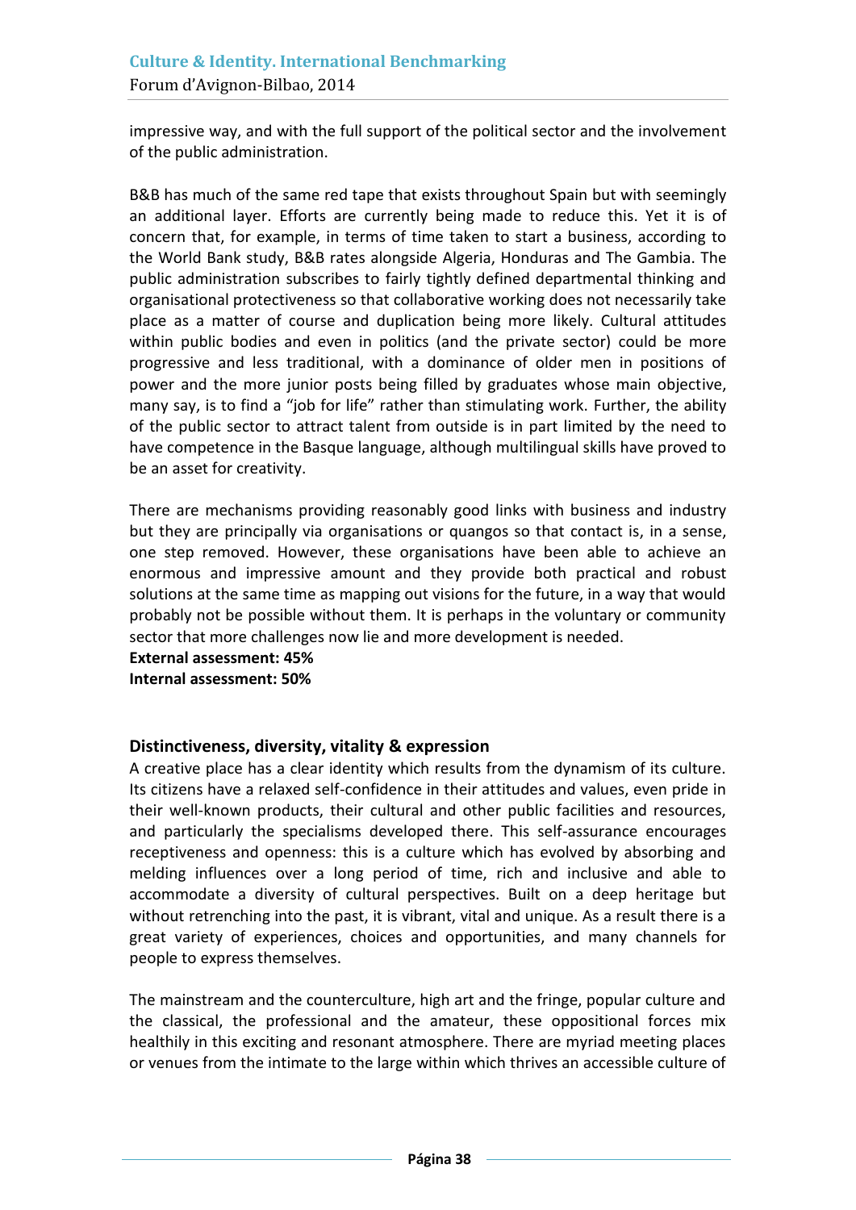impressive way, and with the full support of the political sector and the involvement of the public administration.

B&B has much of the same red tape that exists throughout Spain but with seemingly an additional layer. Efforts are currently being made to reduce this. Yet it is of concern that, for example, in terms of time taken to start a business, according to the World Bank study, B&B rates alongside Algeria, Honduras and The Gambia. The public administration subscribes to fairly tightly defined departmental thinking and organisational protectiveness so that collaborative working does not necessarily take place as a matter of course and duplication being more likely. Cultural attitudes within public bodies and even in politics (and the private sector) could be more progressive and less traditional, with a dominance of older men in positions of power and the more junior posts being filled by graduates whose main objective, many say, is to find a "job for life" rather than stimulating work. Further, the ability of the public sector to attract talent from outside is in part limited by the need to have competence in the Basque language, although multilingual skills have proved to be an asset for creativity.

There are mechanisms providing reasonably good links with business and industry but they are principally via organisations or quangos so that contact is, in a sense, one step removed. However, these organisations have been able to achieve an enormous and impressive amount and they provide both practical and robust solutions at the same time as mapping out visions for the future, in a way that would probably not be possible without them. It is perhaps in the voluntary or community sector that more challenges now lie and more development is needed.

**External assessment: 45%**
**Internal assessment: 50%**

### Distinctiveness, diversity, vitality & expression

A creative place has a clear identity which results from the dynamism of its culture. Its citizens have a relaxed self-confidence in their attitudes and values, even pride in their well-known products, their cultural and other public facilities and resources, and particularly the specialisms developed there. This self-assurance encourages receptiveness and openness: this is a culture which has evolved by absorbing and melding influences over a long period of time, rich and inclusive and able to accommodate a diversity of cultural perspectives. Built on a deep heritage but without retrenching into the past, it is vibrant, vital and unique. As a result there is a great variety of experiences, choices and opportunities, and many channels for people to express themselves.

The mainstream and the counterculture, high art and the fringe, popular culture and the classical, the professional and the amateur, these oppositional forces mix healthily in this exciting and resonant atmosphere. There are myriad meeting places or venues from the intimate to the large within which thrives an accessible culture of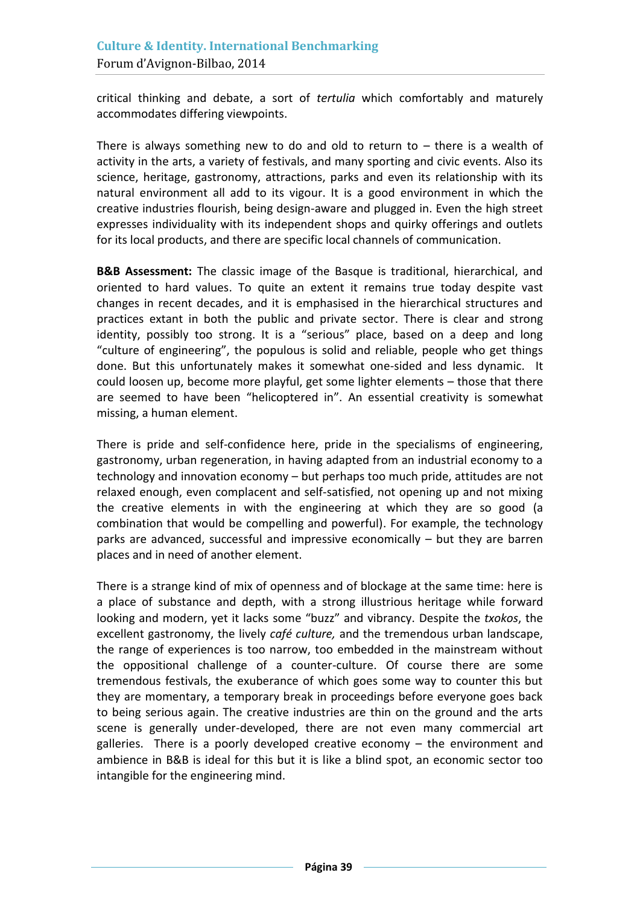critical thinking and debate, a sort of *tertulia* which comfortably and maturely accommodates differing viewpoints.

There is always something new to do and old to return to – there is a wealth of activity in the arts, a variety of festivals, and many sporting and civic events. Also its science, heritage, gastronomy, attractions, parks and even its relationship with its natural environment all add to its vigour. It is a good environment in which the creative industries flourish, being design-aware and plugged in. Even the high street expresses individuality with its independent shops and quirky offerings and outlets for its local products, and there are specific local channels of communication.

**B&B Assessment:** The classic image of the Basque is traditional, hierarchical, and oriented to hard values. To quite an extent it remains true today despite vast changes in recent decades, and it is emphasised in the hierarchical structures and practices extant in both the public and private sector. There is clear and strong identity, possibly too strong. It is a "serious" place, based on a deep and long "culture of engineering", the populous is solid and reliable, people who get things done. But this unfortunately makes it somewhat one-sided and less dynamic. It could loosen up, become more playful, get some lighter elements – those that there are seemed to have been "helicoptered in". An essential creativity is somewhat missing, a human element.

There is pride and self-confidence here, pride in the specialisms of engineering, gastronomy, urban regeneration, in having adapted from an industrial economy to a technology and innovation economy – but perhaps too much pride, attitudes are not relaxed enough, even complacent and self-satisfied, not opening up and not mixing the creative elements in with the engineering at which they are so good (a combination that would be compelling and powerful). For example, the technology parks are advanced, successful and impressive economically – but they are barren places and in need of another element.

There is a strange kind of mix of openness and of blockage at the same time: here is a place of substance and depth, with a strong illustrious heritage while forward looking and modern, yet it lacks some "buzz" and vibrancy. Despite the *txokos*, the excellent gastronomy, the lively *café culture,* and the tremendous urban landscape, the range of experiences is too narrow, too embedded in the mainstream without the oppositional challenge of a counter-culture. Of course there are some tremendous festivals, the exuberance of which goes some way to counter this but they are momentary, a temporary break in proceedings before everyone goes back to being serious again. The creative industries are thin on the ground and the arts scene is generally under-developed, there are not even many commercial art galleries. There is a poorly developed creative economy – the environment and ambience in B&B is ideal for this but it is like a blind spot, an economic sector too intangible for the engineering mind.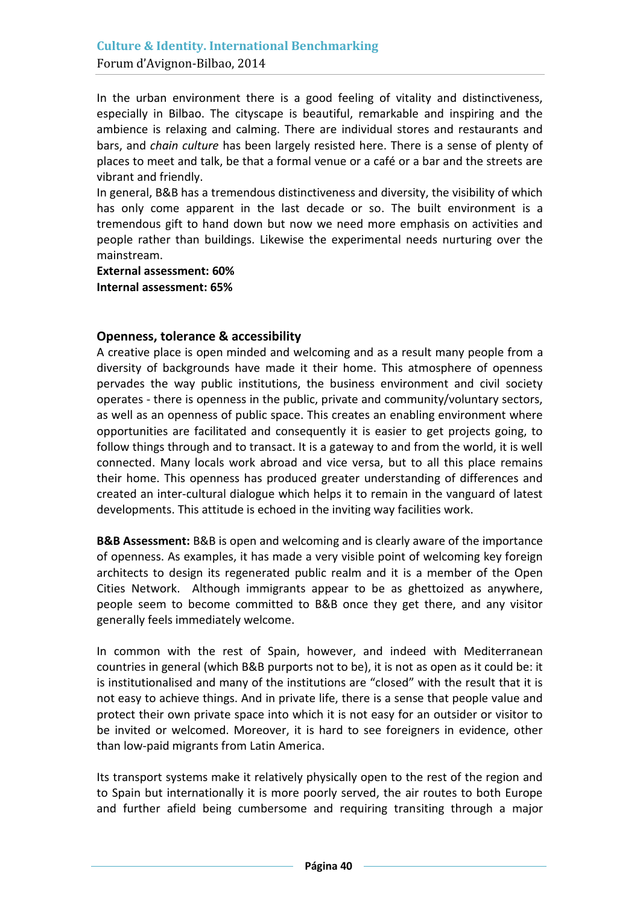In the urban environment there is a good feeling of vitality and distinctiveness, especially in Bilbao. The cityscape is beautiful, remarkable and inspiring and the ambience is relaxing and calming. There are individual stores and restaurants and bars, and *chain culture* has been largely resisted here. There is a sense of plenty of places to meet and talk, be that a formal venue or a café or a bar and the streets are vibrant and friendly.

In general, B&B has a tremendous distinctiveness and diversity, the visibility of which has only come apparent in the last decade or so. The built environment is a tremendous gift to hand down but now we need more emphasis on activities and people rather than buildings. Likewise the experimental needs nurturing over the mainstream.

**External assessment: 60%**
**Internal assessment: 65%**

## Openness, tolerance & accessibility

A creative place is open minded and welcoming and as a result many people from a diversity of backgrounds have made it their home. This atmosphere of openness pervades the way public institutions, the business environment and civil society operates - there is openness in the public, private and community/voluntary sectors, as well as an openness of public space. This creates an enabling environment where opportunities are facilitated and consequently it is easier to get projects going, to follow things through and to transact. It is a gateway to and from the world, it is well connected. Many locals work abroad and vice versa, but to all this place remains their home. This openness has produced greater understanding of differences and created an inter-cultural dialogue which helps it to remain in the vanguard of latest developments. This attitude is echoed in the inviting way facilities work.

**B&B Assessment:** B&B is open and welcoming and is clearly aware of the importance of openness. As examples, it has made a very visible point of welcoming key foreign architects to design its regenerated public realm and it is a member of the Open Cities Network. Although immigrants appear to be as ghettoized as anywhere, people seem to become committed to B&B once they get there, and any visitor generally feels immediately welcome.

In common with the rest of Spain, however, and indeed with Mediterranean countries in general (which B&B purports not to be), it is not as open as it could be: it is institutionalised and many of the institutions are "closed" with the result that it is not easy to achieve things. And in private life, there is a sense that people value and protect their own private space into which it is not easy for an outsider or visitor to be invited or welcomed. Moreover, it is hard to see foreigners in evidence, other than low-paid migrants from Latin America.

Its transport systems make it relatively physically open to the rest of the region and to Spain but internationally it is more poorly served, the air routes to both Europe and further afield being cumbersome and requiring transiting through a major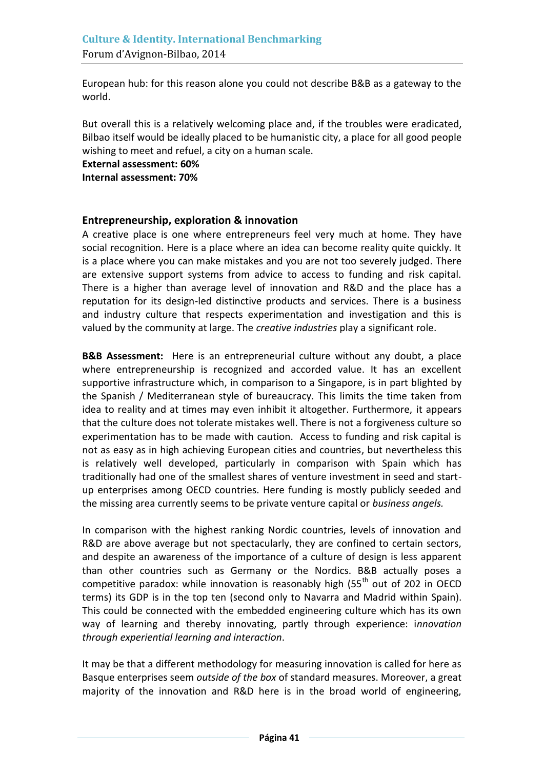European hub: for this reason alone you could not describe B&B as a gateway to the world.

But overall this is a relatively welcoming place and, if the troubles were eradicated, Bilbao itself would be ideally placed to be humanistic city, a place for all good people wishing to meet and refuel, a city on a human scale.

**External assessment: 60%**
**Internal assessment: 70%**

### Entrepreneurship, exploration & innovation

A creative place is one where entrepreneurs feel very much at home. They have social recognition. Here is a place where an idea can become reality quite quickly. It is a place where you can make mistakes and you are not too severely judged. There are extensive support systems from advice to access to funding and risk capital. There is a higher than average level of innovation and R&D and the place has a reputation for its design-led distinctive products and services. There is a business and industry culture that respects experimentation and investigation and this is valued by the community at large. The *creative industries* play a significant role.

**B&B Assessment:** Here is an entrepreneurial culture without any doubt, a place where entrepreneurship is recognized and accorded value. It has an excellent supportive infrastructure which, in comparison to a Singapore, is in part blighted by the Spanish / Mediterranean style of bureaucracy. This limits the time taken from idea to reality and at times may even inhibit it altogether. Furthermore, it appears that the culture does not tolerate mistakes well. There is not a forgiveness culture so experimentation has to be made with caution. Access to funding and risk capital is not as easy as in high achieving European cities and countries, but nevertheless this is relatively well developed, particularly in comparison with Spain which has traditionally had one of the smallest shares of venture investment in seed and start-up enterprises among OECD countries. Here funding is mostly publicly seeded and the missing area currently seems to be private venture capital or *business angels.*

In comparison with the highest ranking Nordic countries, levels of innovation and R&D are above average but not spectacularly, they are confined to certain sectors, and despite an awareness of the importance of a culture of design is less apparent than other countries such as Germany or the Nordics. B&B actually poses a competitive paradox: while innovation is reasonably high (55th out of 202 in OECD terms) its GDP is in the top ten (second only to Navarra and Madrid within Spain). This could be connected with the embedded engineering culture which has its own way of learning and thereby innovating, partly through experience: i*nnovation through experiential learning and interaction*.

It may be that a different methodology for measuring innovation is called for here as Basque enterprises seem *outside of the box* of standard measures. Moreover, a great majority of the innovation and R&D here is in the broad world of engineering,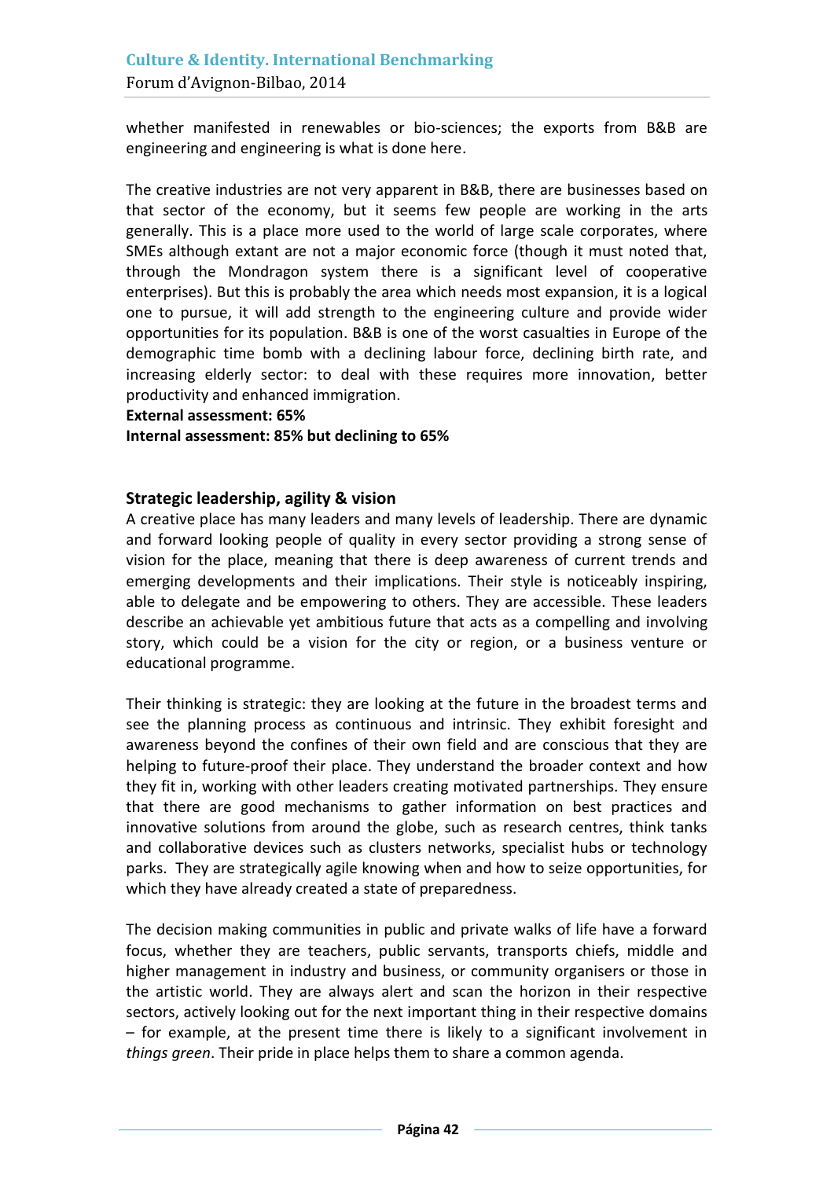whether manifested in renewables or bio-sciences; the exports from B&B are engineering and engineering is what is done here.

The creative industries are not very apparent in B&B, there are businesses based on that sector of the economy, but it seems few people are working in the arts generally. This is a place more used to the world of large scale corporates, where SMEs although extant are not a major economic force (though it must noted that, through the Mondragon system there is a significant level of cooperative enterprises). But this is probably the area which needs most expansion, it is a logical one to pursue, it will add strength to the engineering culture and provide wider opportunities for its population. B&B is one of the worst casualties in Europe of the demographic time bomb with a declining labour force, declining birth rate, and increasing elderly sector: to deal with these requires more innovation, better productivity and enhanced immigration.

**External assessment: 65%**

**Internal assessment: 85% but declining to 65%**

## Strategic leadership, agility & vision

A creative place has many leaders and many levels of leadership. There are dynamic and forward looking people of quality in every sector providing a strong sense of vision for the place, meaning that there is deep awareness of current trends and emerging developments and their implications. Their style is noticeably inspiring, able to delegate and be empowering to others. They are accessible. These leaders describe an achievable yet ambitious future that acts as a compelling and involving story, which could be a vision for the city or region, or a business venture or educational programme.

Their thinking is strategic: they are looking at the future in the broadest terms and see the planning process as continuous and intrinsic. They exhibit foresight and awareness beyond the confines of their own field and are conscious that they are helping to future-proof their place. They understand the broader context and how they fit in, working with other leaders creating motivated partnerships. They ensure that there are good mechanisms to gather information on best practices and innovative solutions from around the globe, such as research centres, think tanks and collaborative devices such as clusters networks, specialist hubs or technology parks. They are strategically agile knowing when and how to seize opportunities, for which they have already created a state of preparedness.

The decision making communities in public and private walks of life have a forward focus, whether they are teachers, public servants, transports chiefs, middle and higher management in industry and business, or community organisers or those in the artistic world. They are always alert and scan the horizon in their respective sectors, actively looking out for the next important thing in their respective domains – for example, at the present time there is likely to a significant involvement in *things green*. Their pride in place helps them to share a common agenda.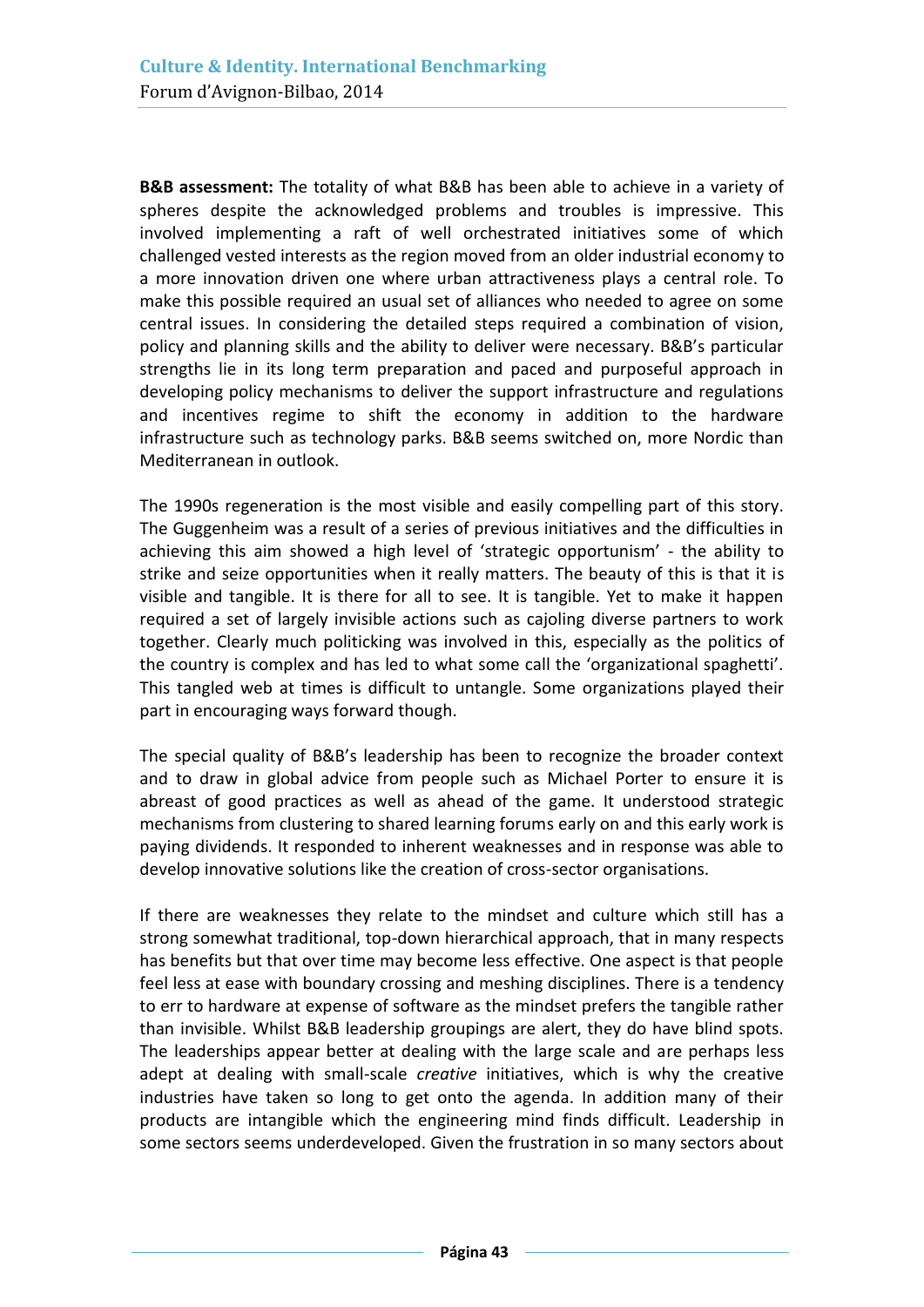**B&B assessment:** The totality of what B&B has been able to achieve in a variety of spheres despite the acknowledged problems and troubles is impressive. This involved implementing a raft of well orchestrated initiatives some of which challenged vested interests as the region moved from an older industrial economy to a more innovation driven one where urban attractiveness plays a central role. To make this possible required an usual set of alliances who needed to agree on some central issues. In considering the detailed steps required a combination of vision, policy and planning skills and the ability to deliver were necessary. B&B's particular strengths lie in its long term preparation and paced and purposeful approach in developing policy mechanisms to deliver the support infrastructure and regulations and incentives regime to shift the economy in addition to the hardware infrastructure such as technology parks. B&B seems switched on, more Nordic than Mediterranean in outlook.

The 1990s regeneration is the most visible and easily compelling part of this story. The Guggenheim was a result of a series of previous initiatives and the difficulties in achieving this aim showed a high level of 'strategic opportunism' - the ability to strike and seize opportunities when it really matters. The beauty of this is that it is visible and tangible. It is there for all to see. It is tangible. Yet to make it happen required a set of largely invisible actions such as cajoling diverse partners to work together. Clearly much politicking was involved in this, especially as the politics of the country is complex and has led to what some call the 'organizational spaghetti'. This tangled web at times is difficult to untangle. Some organizations played their part in encouraging ways forward though.

The special quality of B&B's leadership has been to recognize the broader context and to draw in global advice from people such as Michael Porter to ensure it is abreast of good practices as well as ahead of the game. It understood strategic mechanisms from clustering to shared learning forums early on and this early work is paying dividends. It responded to inherent weaknesses and in response was able to develop innovative solutions like the creation of cross-sector organisations.

If there are weaknesses they relate to the mindset and culture which still has a strong somewhat traditional, top-down hierarchical approach, that in many respects has benefits but that over time may become less effective. One aspect is that people feel less at ease with boundary crossing and meshing disciplines. There is a tendency to err to hardware at expense of software as the mindset prefers the tangible rather than invisible. Whilst B&B leadership groupings are alert, they do have blind spots. The leaderships appear better at dealing with the large scale and are perhaps less adept at dealing with small-scale *creative* initiatives, which is why the creative industries have taken so long to get onto the agenda. In addition many of their products are intangible which the engineering mind finds difficult. Leadership in some sectors seems underdeveloped. Given the frustration in so many sectors about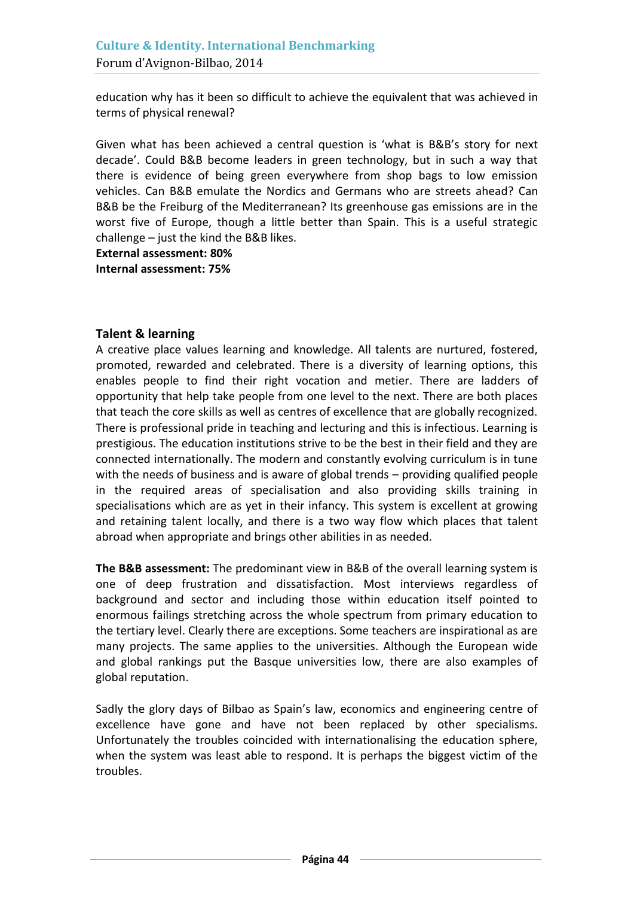education why has it been so difficult to achieve the equivalent that was achieved in terms of physical renewal?

Given what has been achieved a central question is 'what is B&B's story for next decade'. Could B&B become leaders in green technology, but in such a way that there is evidence of being green everywhere from shop bags to low emission vehicles. Can B&B emulate the Nordics and Germans who are streets ahead? Can B&B be the Freiburg of the Mediterranean? Its greenhouse gas emissions are in the worst five of Europe, though a little better than Spain. This is a useful strategic challenge – just the kind the B&B likes.

**External assessment: 80%**
**Internal assessment: 75%**

## Talent & learning

A creative place values learning and knowledge. All talents are nurtured, fostered, promoted, rewarded and celebrated. There is a diversity of learning options, this enables people to find their right vocation and metier. There are ladders of opportunity that help take people from one level to the next. There are both places that teach the core skills as well as centres of excellence that are globally recognized. There is professional pride in teaching and lecturing and this is infectious. Learning is prestigious. The education institutions strive to be the best in their field and they are connected internationally. The modern and constantly evolving curriculum is in tune with the needs of business and is aware of global trends – providing qualified people in the required areas of specialisation and also providing skills training in specialisations which are as yet in their infancy. This system is excellent at growing and retaining talent locally, and there is a two way flow which places that talent abroad when appropriate and brings other abilities in as needed.

**The B&B assessment:** The predominant view in B&B of the overall learning system is one of deep frustration and dissatisfaction. Most interviews regardless of background and sector and including those within education itself pointed to enormous failings stretching across the whole spectrum from primary education to the tertiary level. Clearly there are exceptions. Some teachers are inspirational as are many projects. The same applies to the universities. Although the European wide and global rankings put the Basque universities low, there are also examples of global reputation.

Sadly the glory days of Bilbao as Spain's law, economics and engineering centre of excellence have gone and have not been replaced by other specialisms. Unfortunately the troubles coincided with internationalising the education sphere, when the system was least able to respond. It is perhaps the biggest victim of the troubles.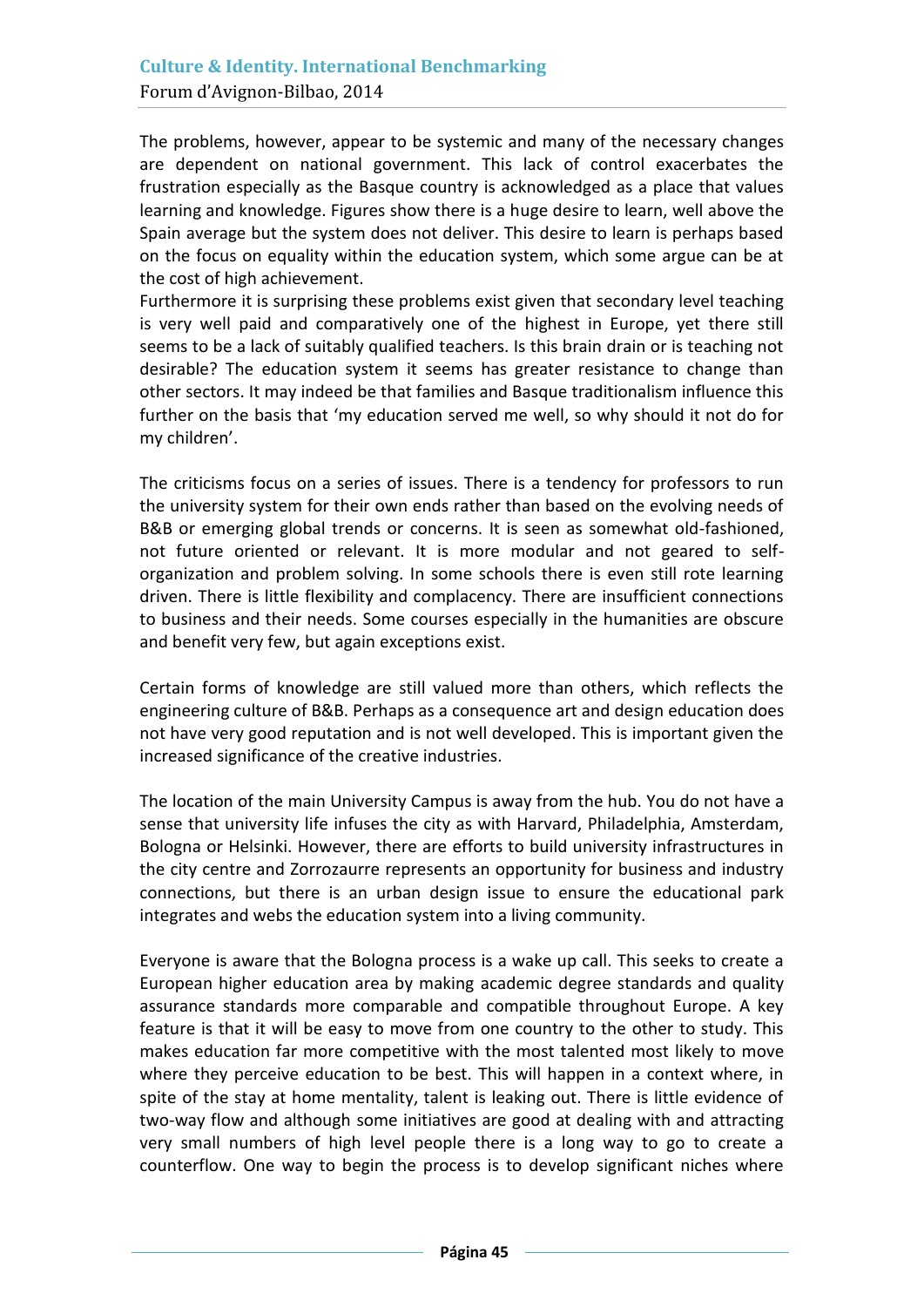The problems, however, appear to be systemic and many of the necessary changes are dependent on national government. This lack of control exacerbates the frustration especially as the Basque country is acknowledged as a place that values learning and knowledge. Figures show there is a huge desire to learn, well above the Spain average but the system does not deliver. This desire to learn is perhaps based on the focus on equality within the education system, which some argue can be at the cost of high achievement.

Furthermore it is surprising these problems exist given that secondary level teaching is very well paid and comparatively one of the highest in Europe, yet there still seems to be a lack of suitably qualified teachers. Is this brain drain or is teaching not desirable? The education system it seems has greater resistance to change than other sectors. It may indeed be that families and Basque traditionalism influence this further on the basis that 'my education served me well, so why should it not do for my children'.

The criticisms focus on a series of issues. There is a tendency for professors to run the university system for their own ends rather than based on the evolving needs of B&B or emerging global trends or concerns. It is seen as somewhat old-fashioned, not future oriented or relevant. It is more modular and not geared to self-organization and problem solving. In some schools there is even still rote learning driven. There is little flexibility and complacency. There are insufficient connections to business and their needs. Some courses especially in the humanities are obscure and benefit very few, but again exceptions exist.

Certain forms of knowledge are still valued more than others, which reflects the engineering culture of B&B. Perhaps as a consequence art and design education does not have very good reputation and is not well developed. This is important given the increased significance of the creative industries.

The location of the main University Campus is away from the hub. You do not have a sense that university life infuses the city as with Harvard, Philadelphia, Amsterdam, Bologna or Helsinki. However, there are efforts to build university infrastructures in the city centre and Zorrozaurre represents an opportunity for business and industry connections, but there is an urban design issue to ensure the educational park integrates and webs the education system into a living community.

Everyone is aware that the Bologna process is a wake up call. This seeks to create a European higher education area by making academic degree standards and quality assurance standards more comparable and compatible throughout Europe. A key feature is that it will be easy to move from one country to the other to study. This makes education far more competitive with the most talented most likely to move where they perceive education to be best. This will happen in a context where, in spite of the stay at home mentality, talent is leaking out. There is little evidence of two-way flow and although some initiatives are good at dealing with and attracting very small numbers of high level people there is a long way to go to create a counterflow. One way to begin the process is to develop significant niches where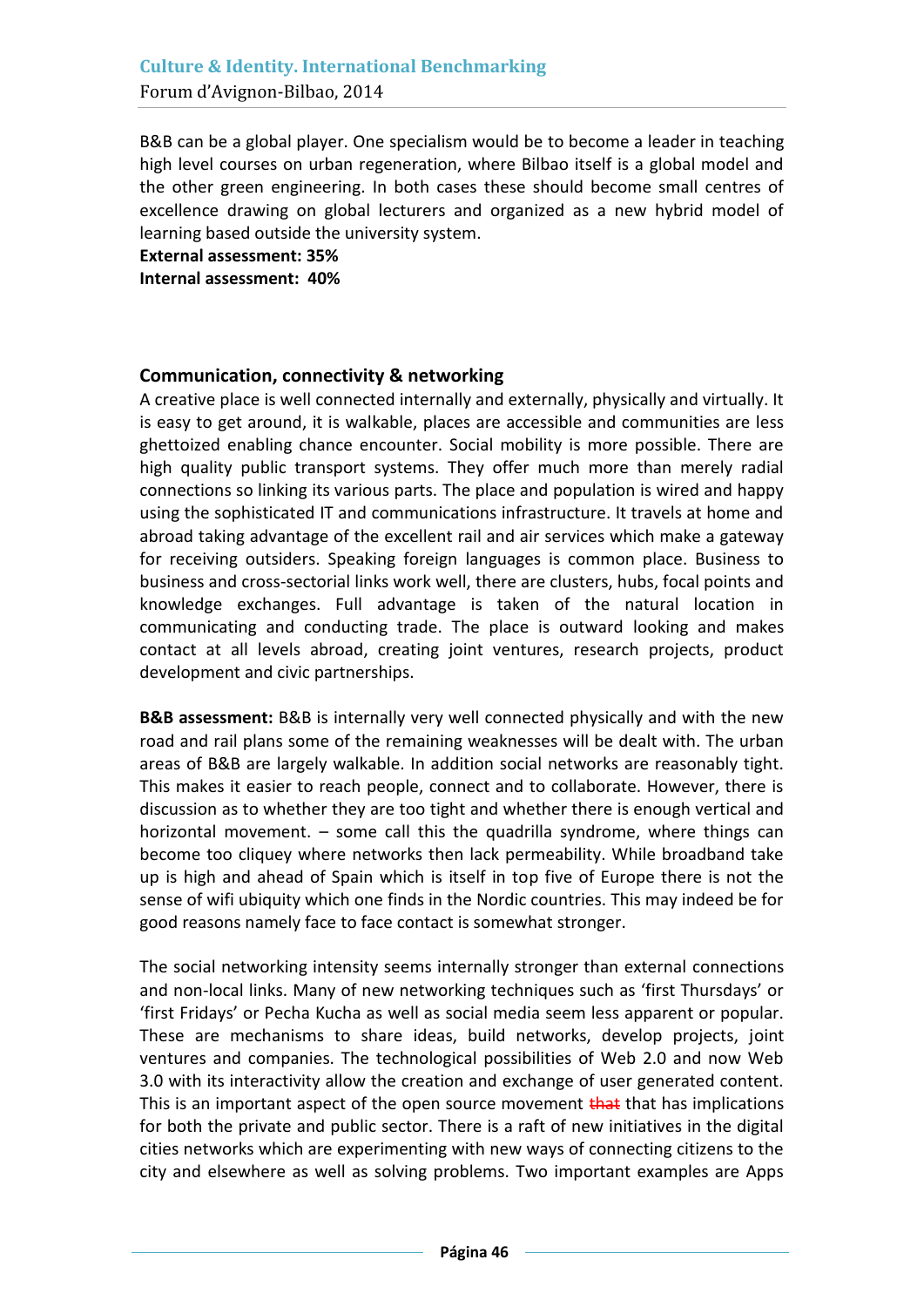B&B can be a global player. One specialism would be to become a leader in teaching high level courses on urban regeneration, where Bilbao itself is a global model and the other green engineering. In both cases these should become small centres of excellence drawing on global lecturers and organized as a new hybrid model of learning based outside the university system.

**External assessment: 35%**
**Internal assessment: 40%**

### Communication, connectivity & networking

A creative place is well connected internally and externally, physically and virtually. It is easy to get around, it is walkable, places are accessible and communities are less ghettoized enabling chance encounter. Social mobility is more possible. There are high quality public transport systems. They offer much more than merely radial connections so linking its various parts. The place and population is wired and happy using the sophisticated IT and communications infrastructure. It travels at home and abroad taking advantage of the excellent rail and air services which make a gateway for receiving outsiders. Speaking foreign languages is common place. Business to business and cross-sectorial links work well, there are clusters, hubs, focal points and knowledge exchanges. Full advantage is taken of the natural location in communicating and conducting trade. The place is outward looking and makes contact at all levels abroad, creating joint ventures, research projects, product development and civic partnerships.

**B&B assessment:** B&B is internally very well connected physically and with the new road and rail plans some of the remaining weaknesses will be dealt with. The urban areas of B&B are largely walkable. In addition social networks are reasonably tight. This makes it easier to reach people, connect and to collaborate. However, there is discussion as to whether they are too tight and whether there is enough vertical and horizontal movement. – some call this the quadrilla syndrome, where things can become too cliquey where networks then lack permeability. While broadband take up is high and ahead of Spain which is itself in top five of Europe there is not the sense of wifi ubiquity which one finds in the Nordic countries. This may indeed be for good reasons namely face to face contact is somewhat stronger.

The social networking intensity seems internally stronger than external connections and non-local links. Many of new networking techniques such as 'first Thursdays' or 'first Fridays' or Pecha Kucha as well as social media seem less apparent or popular. These are mechanisms to share ideas, build networks, develop projects, joint ventures and companies. The technological possibilities of Web 2.0 and now Web 3.0 with its interactivity allow the creation and exchange of user generated content. This is an important aspect of the open source movement ~~that~~ that has implications for both the private and public sector. There is a raft of new initiatives in the digital cities networks which are experimenting with new ways of connecting citizens to the city and elsewhere as well as solving problems. Two important examples are Apps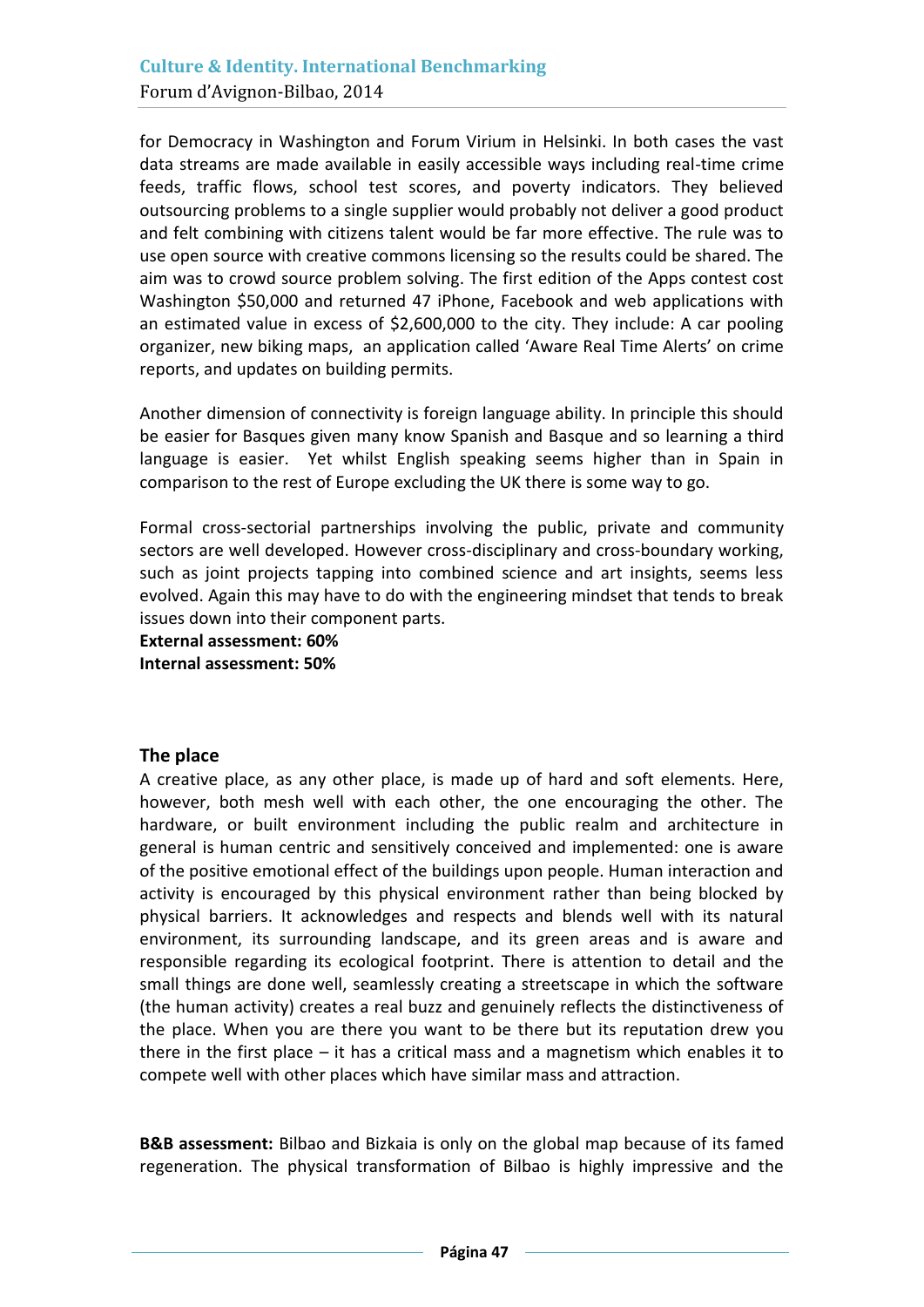for Democracy in Washington and Forum Virium in Helsinki. In both cases the vast data streams are made available in easily accessible ways including real-time crime feeds, traffic flows, school test scores, and poverty indicators. They believed outsourcing problems to a single supplier would probably not deliver a good product and felt combining with citizens talent would be far more effective. The rule was to use open source with creative commons licensing so the results could be shared. The aim was to crowd source problem solving. The first edition of the Apps contest cost Washington $50,000 and returned 47 iPhone, Facebook and web applications with an estimated value in excess of $2,600,000 to the city. They include: A car pooling organizer, new biking maps, an application called 'Aware Real Time Alerts' on crime reports, and updates on building permits.

Another dimension of connectivity is foreign language ability. In principle this should be easier for Basques given many know Spanish and Basque and so learning a third language is easier. Yet whilst English speaking seems higher than in Spain in comparison to the rest of Europe excluding the UK there is some way to go.

Formal cross-sectorial partnerships involving the public, private and community sectors are well developed. However cross-disciplinary and cross-boundary working, such as joint projects tapping into combined science and art insights, seems less evolved. Again this may have to do with the engineering mindset that tends to break issues down into their component parts.

**External assessment: 60%**
**Internal assessment: 50%**

## The place

A creative place, as any other place, is made up of hard and soft elements. Here, however, both mesh well with each other, the one encouraging the other. The hardware, or built environment including the public realm and architecture in general is human centric and sensitively conceived and implemented: one is aware of the positive emotional effect of the buildings upon people. Human interaction and activity is encouraged by this physical environment rather than being blocked by physical barriers. It acknowledges and respects and blends well with its natural environment, its surrounding landscape, and its green areas and is aware and responsible regarding its ecological footprint. There is attention to detail and the small things are done well, seamlessly creating a streetscape in which the software (the human activity) creates a real buzz and genuinely reflects the distinctiveness of the place. When you are there you want to be there but its reputation drew you there in the first place – it has a critical mass and a magnetism which enables it to compete well with other places which have similar mass and attraction.

**B&B assessment:** Bilbao and Bizkaia is only on the global map because of its famed regeneration. The physical transformation of Bilbao is highly impressive and the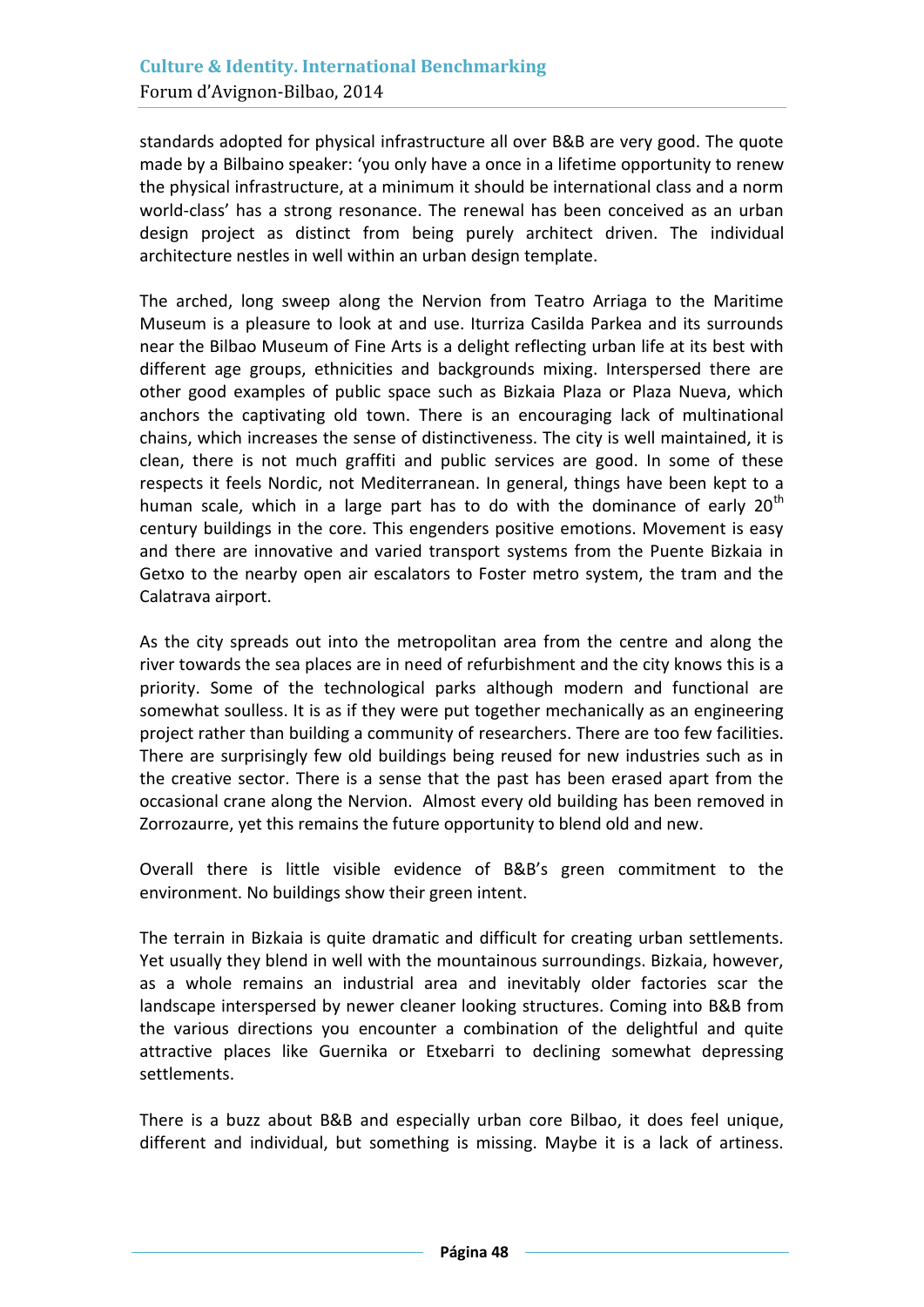standards adopted for physical infrastructure all over B&B are very good. The quote made by a Bilbaino speaker: 'you only have a once in a lifetime opportunity to renew the physical infrastructure, at a minimum it should be international class and a norm world-class' has a strong resonance. The renewal has been conceived as an urban design project as distinct from being purely architect driven. The individual architecture nestles in well within an urban design template.

The arched, long sweep along the Nervion from Teatro Arriaga to the Maritime Museum is a pleasure to look at and use. Iturriza Casilda Parkea and its surrounds near the Bilbao Museum of Fine Arts is a delight reflecting urban life at its best with different age groups, ethnicities and backgrounds mixing. Interspersed there are other good examples of public space such as Bizkaia Plaza or Plaza Nueva, which anchors the captivating old town. There is an encouraging lack of multinational chains, which increases the sense of distinctiveness. The city is well maintained, it is clean, there is not much graffiti and public services are good. In some of these respects it feels Nordic, not Mediterranean. In general, things have been kept to a human scale, which in a large part has to do with the dominance of early 20th century buildings in the core. This engenders positive emotions. Movement is easy and there are innovative and varied transport systems from the Puente Bizkaia in Getxo to the nearby open air escalators to Foster metro system, the tram and the Calatrava airport.

As the city spreads out into the metropolitan area from the centre and along the river towards the sea places are in need of refurbishment and the city knows this is a priority. Some of the technological parks although modern and functional are somewhat soulless. It is as if they were put together mechanically as an engineering project rather than building a community of researchers. There are too few facilities. There are surprisingly few old buildings being reused for new industries such as in the creative sector. There is a sense that the past has been erased apart from the occasional crane along the Nervion. Almost every old building has been removed in Zorrozaurre, yet this remains the future opportunity to blend old and new.

Overall there is little visible evidence of B&B's green commitment to the environment. No buildings show their green intent.

The terrain in Bizkaia is quite dramatic and difficult for creating urban settlements. Yet usually they blend in well with the mountainous surroundings. Bizkaia, however, as a whole remains an industrial area and inevitably older factories scar the landscape interspersed by newer cleaner looking structures. Coming into B&B from the various directions you encounter a combination of the delightful and quite attractive places like Guernika or Etxebarri to declining somewhat depressing settlements.

There is a buzz about B&B and especially urban core Bilbao, it does feel unique, different and individual, but something is missing. Maybe it is a lack of artiness.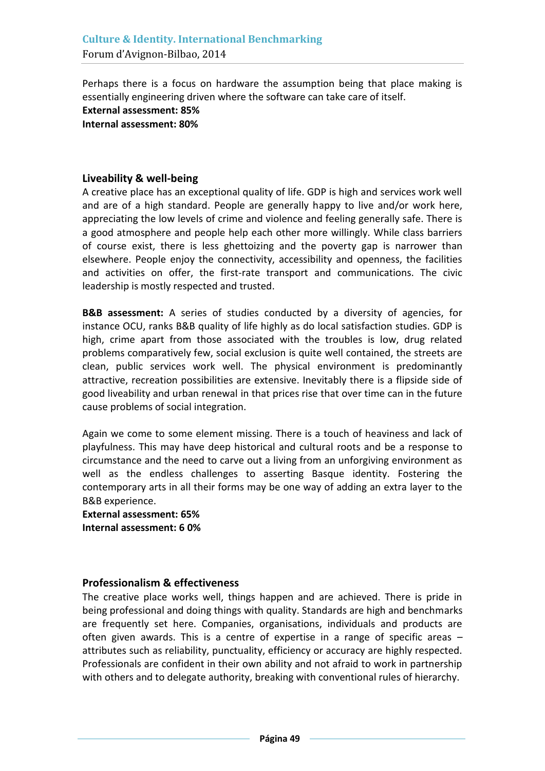Perhaps there is a focus on hardware the assumption being that place making is essentially engineering driven where the software can take care of itself.

**External assessment: 85%**
**Internal assessment: 80%**

## Liveability & well-being

A creative place has an exceptional quality of life. GDP is high and services work well and are of a high standard. People are generally happy to live and/or work here, appreciating the low levels of crime and violence and feeling generally safe. There is a good atmosphere and people help each other more willingly. While class barriers of course exist, there is less ghettoizing and the poverty gap is narrower than elsewhere. People enjoy the connectivity, accessibility and openness, the facilities and activities on offer, the first-rate transport and communications. The civic leadership is mostly respected and trusted.

**B&B assessment:** A series of studies conducted by a diversity of agencies, for instance OCU, ranks B&B quality of life highly as do local satisfaction studies. GDP is high, crime apart from those associated with the troubles is low, drug related problems comparatively few, social exclusion is quite well contained, the streets are clean, public services work well. The physical environment is predominantly attractive, recreation possibilities are extensive. Inevitably there is a flipside side of good liveability and urban renewal in that prices rise that over time can in the future cause problems of social integration.

Again we come to some element missing. There is a touch of heaviness and lack of playfulness. This may have deep historical and cultural roots and be a response to circumstance and the need to carve out a living from an unforgiving environment as well as the endless challenges to asserting Basque identity. Fostering the contemporary arts in all their forms may be one way of adding an extra layer to the B&B experience.

**External assessment: 65%**
**Internal assessment: 6 0%**

## Professionalism & effectiveness

The creative place works well, things happen and are achieved. There is pride in being professional and doing things with quality. Standards are high and benchmarks are frequently set here. Companies, organisations, individuals and products are often given awards. This is a centre of expertise in a range of specific areas – attributes such as reliability, punctuality, efficiency or accuracy are highly respected. Professionals are confident in their own ability and not afraid to work in partnership with others and to delegate authority, breaking with conventional rules of hierarchy.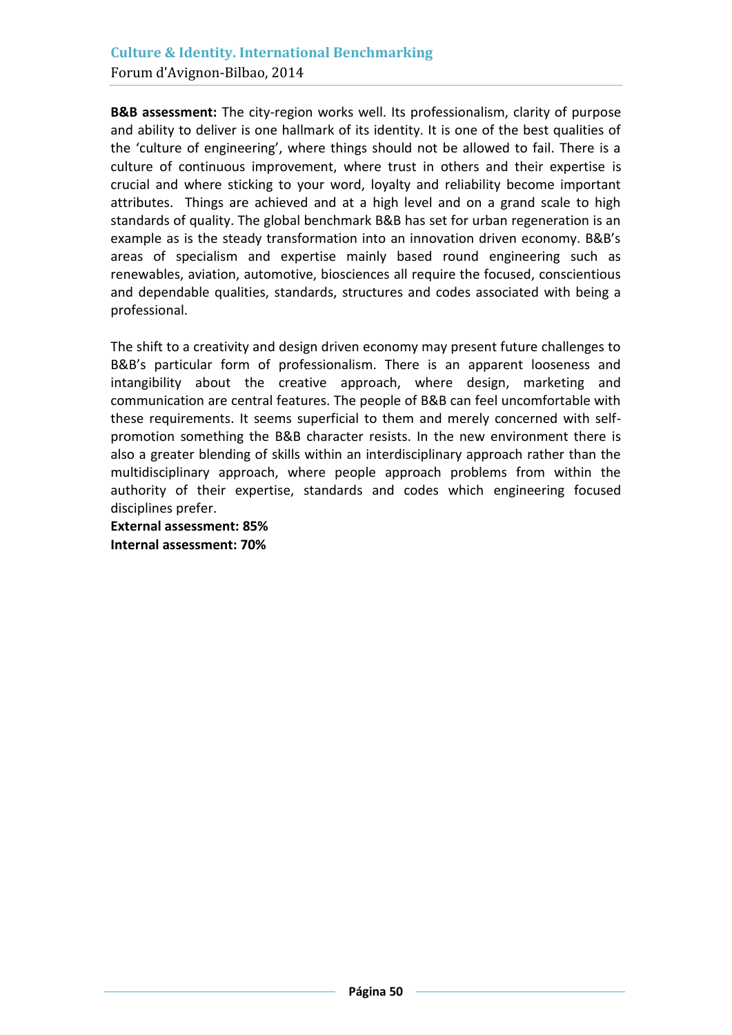**B&B assessment:** The city-region works well. Its professionalism, clarity of purpose and ability to deliver is one hallmark of its identity. It is one of the best qualities of the 'culture of engineering', where things should not be allowed to fail. There is a culture of continuous improvement, where trust in others and their expertise is crucial and where sticking to your word, loyalty and reliability become important attributes. Things are achieved and at a high level and on a grand scale to high standards of quality. The global benchmark B&B has set for urban regeneration is an example as is the steady transformation into an innovation driven economy. B&B's areas of specialism and expertise mainly based round engineering such as renewables, aviation, automotive, biosciences all require the focused, conscientious and dependable qualities, standards, structures and codes associated with being a professional.

The shift to a creativity and design driven economy may present future challenges to B&B's particular form of professionalism. There is an apparent looseness and intangibility about the creative approach, where design, marketing and communication are central features. The people of B&B can feel uncomfortable with these requirements. It seems superficial to them and merely concerned with self-promotion something the B&B character resists. In the new environment there is also a greater blending of skills within an interdisciplinary approach rather than the multidisciplinary approach, where people approach problems from within the authority of their expertise, standards and codes which engineering focused disciplines prefer.

**External assessment: 85%**
**Internal assessment: 70%**